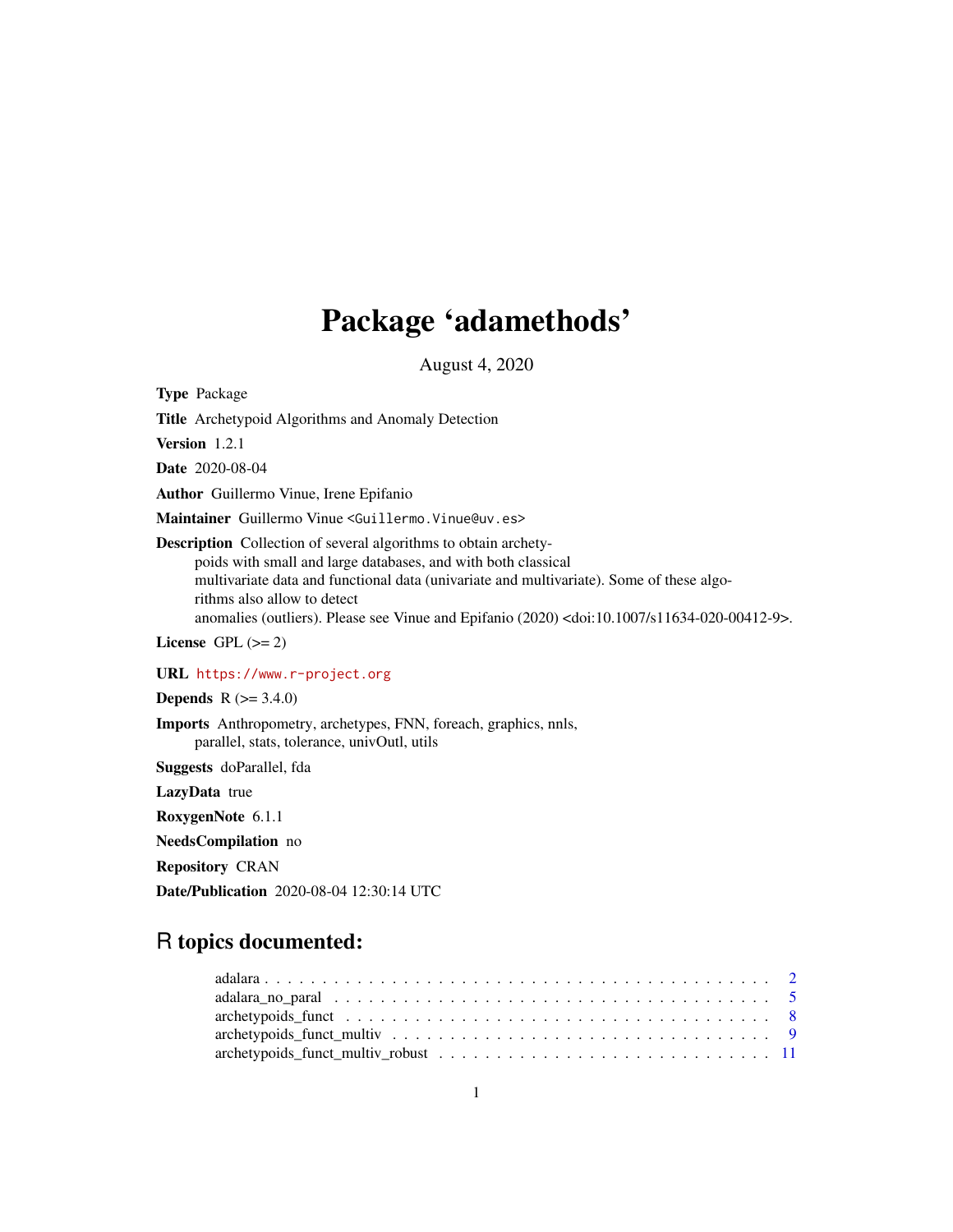# Package 'adamethods'

August 4, 2020

**Type** Package

**Title** Archetypoid Algorithms and Anomaly Detection

**Version** 1.2.1

**Date** 2020-08-04

**Author** Guillermo Vinue, Irene Epifanio

**Maintainer** Guillermo Vinue <Guillermo.Vinue@uv.es>

**Description** Collection of several algorithms to obtain archetypoids with small and large databases, and with both classical multivariate data and functional data (univariate and multivariate). Some of these algorithms also allow to detect anomalies (outliers). Please see Vinue and Epifanio (2020) <doi:10.1007/s11634-020-00412-9>.

**License** GPL (>= 2)

**URL** https://www.r-project.org

**Depends** R (>= 3.4.0)

**Imports** Anthropometry, archetypes, FNN, foreach, graphics, nnls, parallel, stats, tolerance, univOutl, utils

**Suggests** doParallel, fda

**LazyData** true

**RoxygenNote** 6.1.1

**NeedsCompilation** no

**Repository** CRAN

**Date/Publication** 2020-08-04 12:30:14 UTC

## R topics documented:

| | |
|---|---|
| adalara | 2 |
| adalara_no_paral | 5 |
| archetypoids_funct | 8 |
| archetypoids_funct_multiv | 9 |
| archetypoids_funct_multiv_robust | 11 |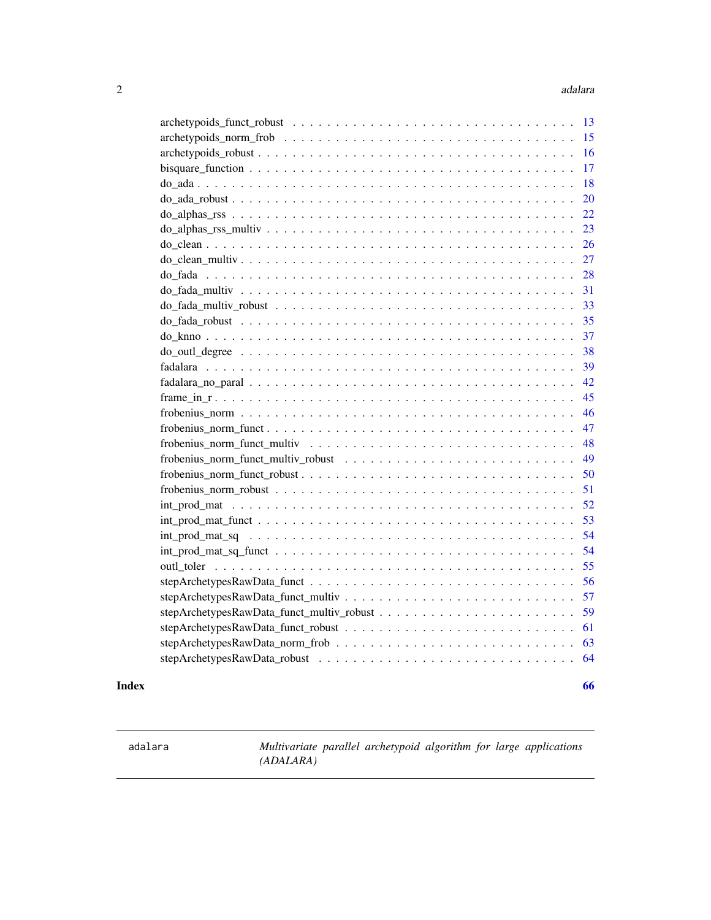archetypoids_funct_robust . . . . . . . . . . . . . . . . . . . . . . . . . . . . . . . . 13
archetypoids_norm_frob . . . . . . . . . . . . . . . . . . . . . . . . . . . . . . . . 15
archetypoids_robust . . . . . . . . . . . . . . . . . . . . . . . . . . . . . . . . . . 16
bisquare_function . . . . . . . . . . . . . . . . . . . . . . . . . . . . . . . . . . . 17
do_ada . . . . . . . . . . . . . . . . . . . . . . . . . . . . . . . . . . . . . . . . 18
do_ada_robust . . . . . . . . . . . . . . . . . . . . . . . . . . . . . . . . . . . . 20
do_alphas_rss . . . . . . . . . . . . . . . . . . . . . . . . . . . . . . . . . . . . 22
do_alphas_rss_multiv . . . . . . . . . . . . . . . . . . . . . . . . . . . . . . . . . 23
do_clean . . . . . . . . . . . . . . . . . . . . . . . . . . . . . . . . . . . . . . . 26
do_clean_multiv . . . . . . . . . . . . . . . . . . . . . . . . . . . . . . . . . . . 27
do_fada . . . . . . . . . . . . . . . . . . . . . . . . . . . . . . . . . . . . . . . 28
do_fada_multiv . . . . . . . . . . . . . . . . . . . . . . . . . . . . . . . . . . . . 31
do_fada_multiv_robust . . . . . . . . . . . . . . . . . . . . . . . . . . . . . . . . 33
do_fada_robust . . . . . . . . . . . . . . . . . . . . . . . . . . . . . . . . . . . . 35
do_knno . . . . . . . . . . . . . . . . . . . . . . . . . . . . . . . . . . . . . . . 37
do_outl_degree . . . . . . . . . . . . . . . . . . . . . . . . . . . . . . . . . . . . 38
fadalara . . . . . . . . . . . . . . . . . . . . . . . . . . . . . . . . . . . . . . . 39
fadalara_no_paral . . . . . . . . . . . . . . . . . . . . . . . . . . . . . . . . . . 42
frame_in_r . . . . . . . . . . . . . . . . . . . . . . . . . . . . . . . . . . . . . . 45
frobenius_norm . . . . . . . . . . . . . . . . . . . . . . . . . . . . . . . . . . . . 46
frobenius_norm_funct . . . . . . . . . . . . . . . . . . . . . . . . . . . . . . . . . 47
frobenius_norm_funct_multiv . . . . . . . . . . . . . . . . . . . . . . . . . . . . . 48
frobenius_norm_funct_multiv_robust . . . . . . . . . . . . . . . . . . . . . . . . . 49
frobenius_norm_funct_robust . . . . . . . . . . . . . . . . . . . . . . . . . . . . . 50
frobenius_norm_robust . . . . . . . . . . . . . . . . . . . . . . . . . . . . . . . . 51
int_prod_mat . . . . . . . . . . . . . . . . . . . . . . . . . . . . . . . . . . . . . 52
int_prod_mat_funct . . . . . . . . . . . . . . . . . . . . . . . . . . . . . . . . . . 53
int_prod_mat_sq . . . . . . . . . . . . . . . . . . . . . . . . . . . . . . . . . . . . 54
int_prod_mat_sq_funct . . . . . . . . . . . . . . . . . . . . . . . . . . . . . . . . 54
outl_toler . . . . . . . . . . . . . . . . . . . . . . . . . . . . . . . . . . . . . . . 55
stepArchetypesRawData_funct . . . . . . . . . . . . . . . . . . . . . . . . . . . . 56
stepArchetypesRawData_funct_multiv . . . . . . . . . . . . . . . . . . . . . . . . . 57
stepArchetypesRawData_funct_multiv_robust . . . . . . . . . . . . . . . . . . . . 59
stepArchetypesRawData_funct_robust . . . . . . . . . . . . . . . . . . . . . . . . 61
stepArchetypesRawData_norm_frob . . . . . . . . . . . . . . . . . . . . . . . . . 63
stepArchetypesRawData_robust . . . . . . . . . . . . . . . . . . . . . . . . . . . 64

**Index** **66**

---

adalara — *Multivariate parallel archetypoid algorithm for large applications (ADALARA)*

---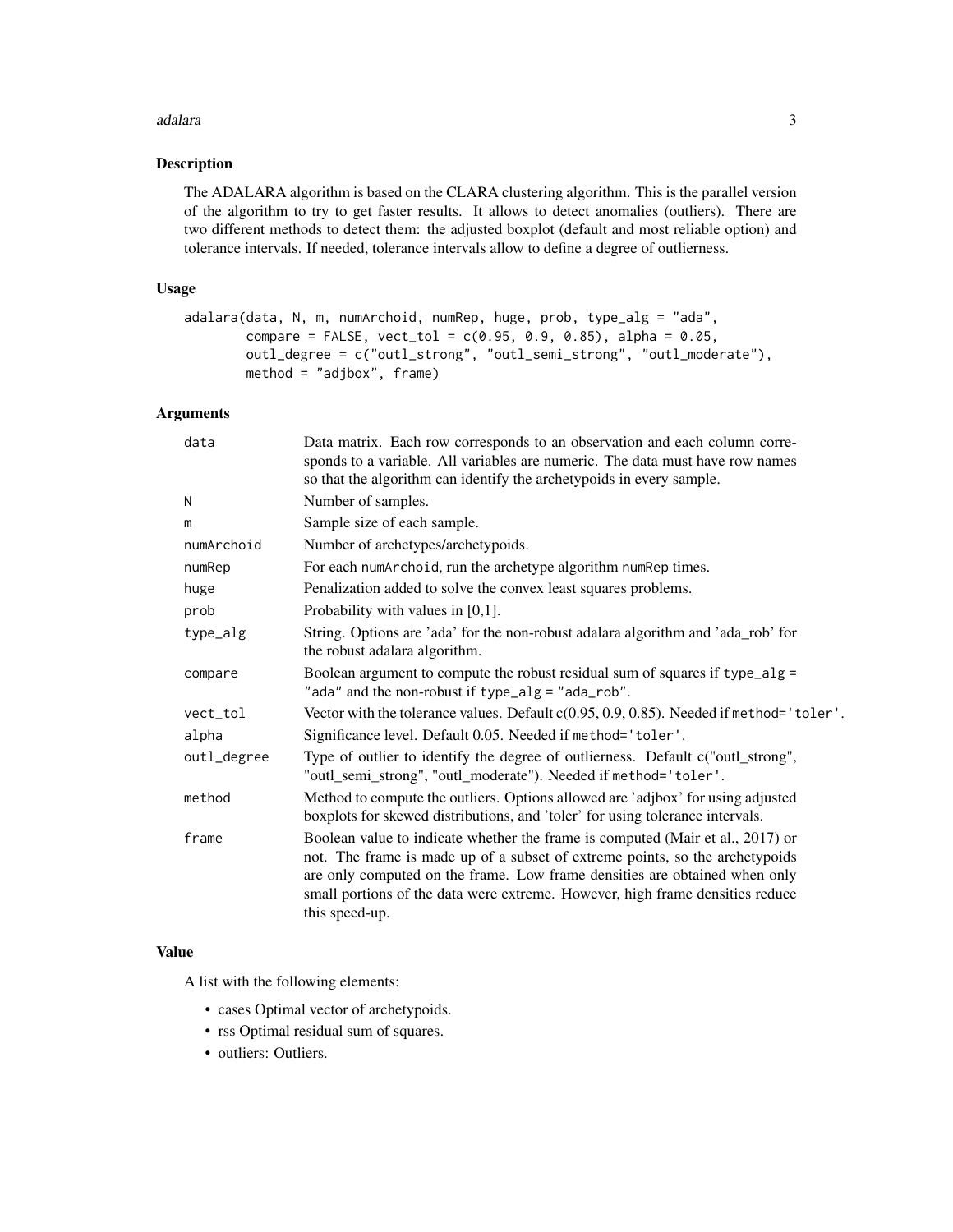## Description

The ADALARA algorithm is based on the CLARA clustering algorithm. This is the parallel version of the algorithm to try to get faster results. It allows to detect anomalies (outliers). There are two different methods to detect them: the adjusted boxplot (default and most reliable option) and tolerance intervals. If needed, tolerance intervals allow to define a degree of outlierness.

## Usage

```
adalara(data, N, m, numArchoid, numRep, huge, prob, type_alg = "ada",
        compare = FALSE, vect_tol = c(0.95, 0.9, 0.85), alpha = 0.05,
        outl_degree = c("outl_strong", "outl_semi_strong", "outl_moderate"),
        method = "adjbox", frame)
```

## Arguments

| | |
|---|---|
| `data` | Data matrix. Each row corresponds to an observation and each column corresponds to a variable. All variables are numeric. The data must have row names so that the algorithm can identify the archetypoids in every sample. |
| `N` | Number of samples. |
| `m` | Sample size of each sample. |
| `numArchoid` | Number of archetypes/archetypoids. |
| `numRep` | For each `numArchoid`, run the archetype algorithm `numRep` times. |
| `huge` | Penalization added to solve the convex least squares problems. |
| `prob` | Probability with values in [0,1]. |
| `type_alg` | String. Options are 'ada' for the non-robust adalara algorithm and 'ada_rob' for the robust adalara algorithm. |
| `compare` | Boolean argument to compute the robust residual sum of squares if `type_alg = "ada"` and the non-robust if `type_alg = "ada_rob"`. |
| `vect_tol` | Vector with the tolerance values. Default c(0.95, 0.9, 0.85). Needed if `method='toler'`. |
| `alpha` | Significance level. Default 0.05. Needed if `method='toler'`. |
| `outl_degree` | Type of outlier to identify the degree of outlierness. Default c("outl_strong", "outl_semi_strong", "outl_moderate"). Needed if `method='toler'`. |
| `method` | Method to compute the outliers. Options allowed are 'adjbox' for using adjusted boxplots for skewed distributions, and 'toler' for using tolerance intervals. |
| `frame` | Boolean value to indicate whether the frame is computed (Mair et al., 2017) or not. The frame is made up of a subset of extreme points, so the archetypoids are only computed on the frame. Low frame densities are obtained when only small portions of the data were extreme. However, high frame densities reduce this speed-up. |

## Value

A list with the following elements:

- cases Optimal vector of archetypoids.
- rss Optimal residual sum of squares.
- outliers: Outliers.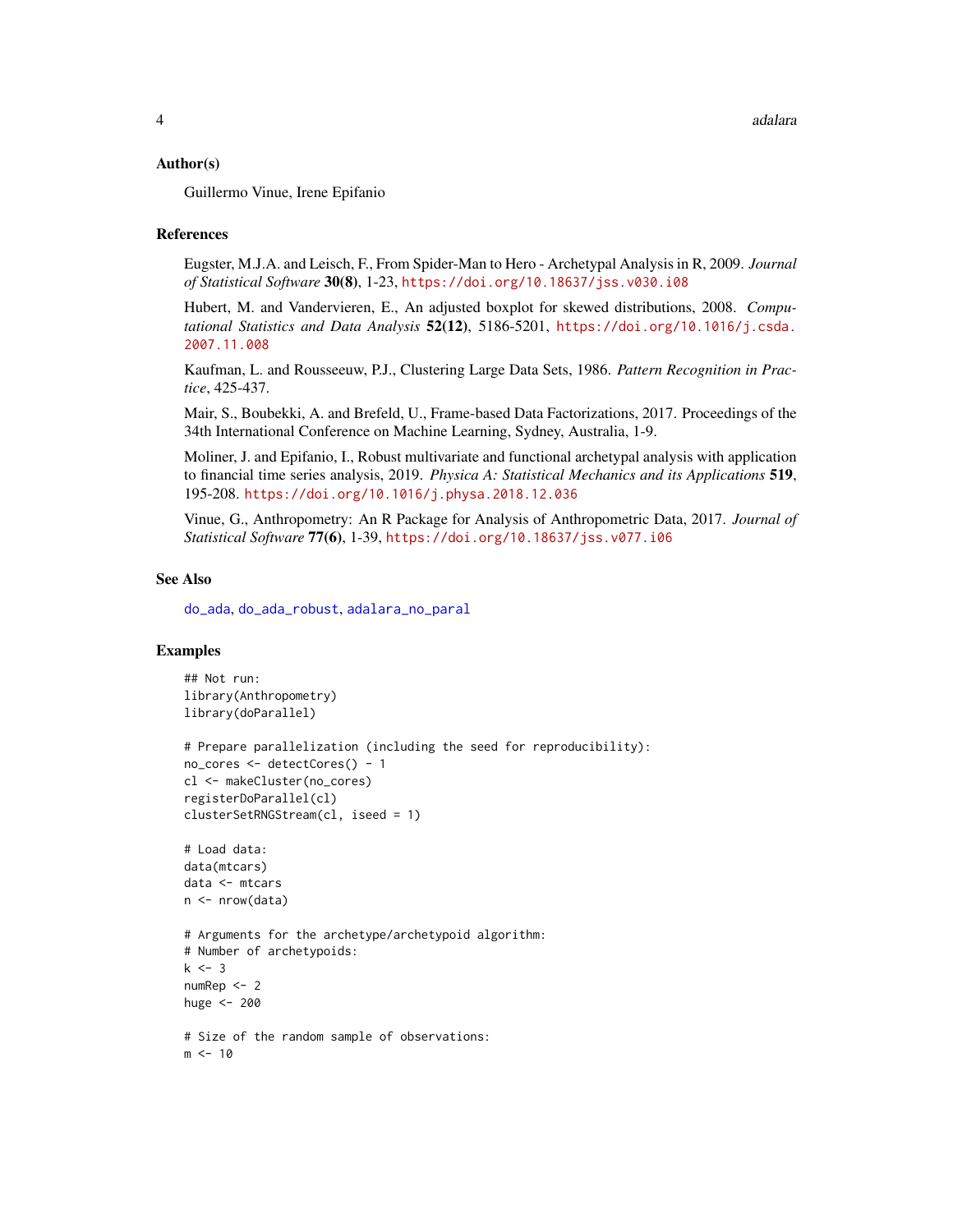## Author(s)

Guillermo Vinue, Irene Epifanio

## References

Eugster, M.J.A. and Leisch, F., From Spider-Man to Hero - Archetypal Analysis in R, 2009. *Journal of Statistical Software* **30(8)**, 1-23, https://doi.org/10.18637/jss.v030.i08

Hubert, M. and Vandervieren, E., An adjusted boxplot for skewed distributions, 2008. *Computational Statistics and Data Analysis* **52(12)**, 5186-5201, https://doi.org/10.1016/j.csda.2007.11.008

Kaufman, L. and Rousseeuw, P.J., Clustering Large Data Sets, 1986. *Pattern Recognition in Practice*, 425-437.

Mair, S., Boubekki, A. and Brefeld, U., Frame-based Data Factorizations, 2017. Proceedings of the 34th International Conference on Machine Learning, Sydney, Australia, 1-9.

Moliner, J. and Epifanio, I., Robust multivariate and functional archetypal analysis with application to financial time series analysis, 2019. *Physica A: Statistical Mechanics and its Applications* **519**, 195-208. https://doi.org/10.1016/j.physa.2018.12.036

Vinue, G., Anthropometry: An R Package for Analysis of Anthropometric Data, 2017. *Journal of Statistical Software* **77(6)**, 1-39, https://doi.org/10.18637/jss.v077.i06

## See Also

do_ada, do_ada_robust, adalara_no_paral

## Examples

```
## Not run:
library(Anthropometry)
library(doParallel)

# Prepare parallelization (including the seed for reproducibility):
no_cores <- detectCores() - 1
cl <- makeCluster(no_cores)
registerDoParallel(cl)
clusterSetRNGStream(cl, iseed = 1)

# Load data:
data(mtcars)
data <- mtcars
n <- nrow(data)

# Arguments for the archetype/archetypoid algorithm:
# Number of archetypoids:
k <- 3
numRep <- 2
huge <- 200

# Size of the random sample of observations:
m <- 10
```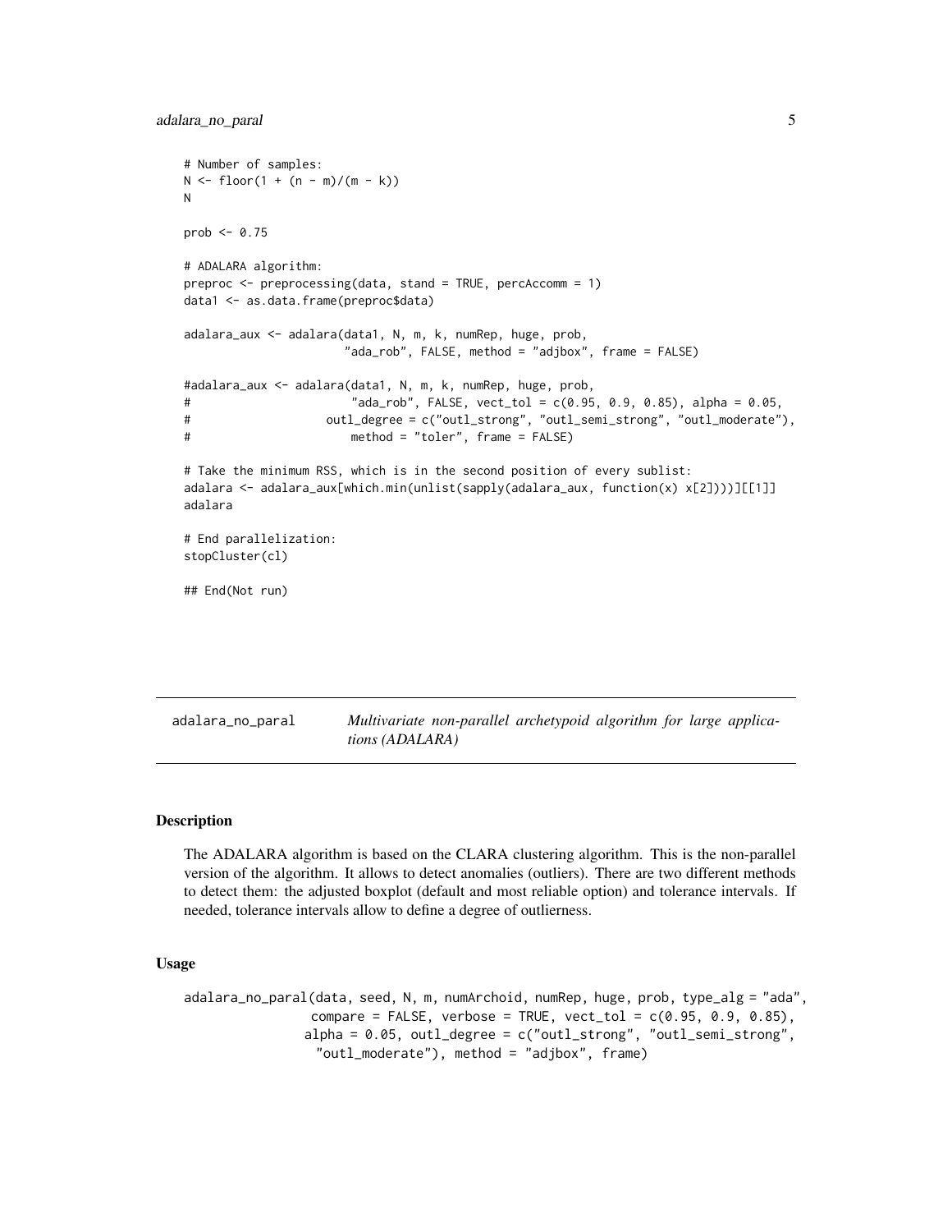```
# Number of samples:
N <- floor(1 + (n - m)/(m - k))
N

prob <- 0.75

# ADALARA algorithm:
preproc <- preprocessing(data, stand = TRUE, percAccomm = 1)
data1 <- as.data.frame(preproc$data)

adalara_aux <- adalara(data1, N, m, k, numRep, huge, prob,
                       "ada_rob", FALSE, method = "adjbox", frame = FALSE)

#adalara_aux <- adalara(data1, N, m, k, numRep, huge, prob,
#                       "ada_rob", FALSE, vect_tol = c(0.95, 0.9, 0.85), alpha = 0.05,
#                   outl_degree = c("outl_strong", "outl_semi_strong", "outl_moderate"),
#                       method = "toler", frame = FALSE)

# Take the minimum RSS, which is in the second position of every sublist:
adalara <- adalara_aux[which.min(unlist(sapply(adalara_aux, function(x) x[2])))][[1]]
adalara

# End parallelization:
stopCluster(cl)

## End(Not run)
```

## adalara_no_paral — *Multivariate non-parallel archetypoid algorithm for large applications (ADALARA)*

### Description

The ADALARA algorithm is based on the CLARA clustering algorithm. This is the non-parallel version of the algorithm. It allows to detect anomalies (outliers). There are two different methods to detect them: the adjusted boxplot (default and most reliable option) and tolerance intervals. If needed, tolerance intervals allow to define a degree of outlierness.

### Usage

```
adalara_no_paral(data, seed, N, m, numArchoid, numRep, huge, prob, type_alg = "ada",
                 compare = FALSE, verbose = TRUE, vect_tol = c(0.95, 0.9, 0.85),
                alpha = 0.05, outl_degree = c("outl_strong", "outl_semi_strong",
                 "outl_moderate"), method = "adjbox", frame)
```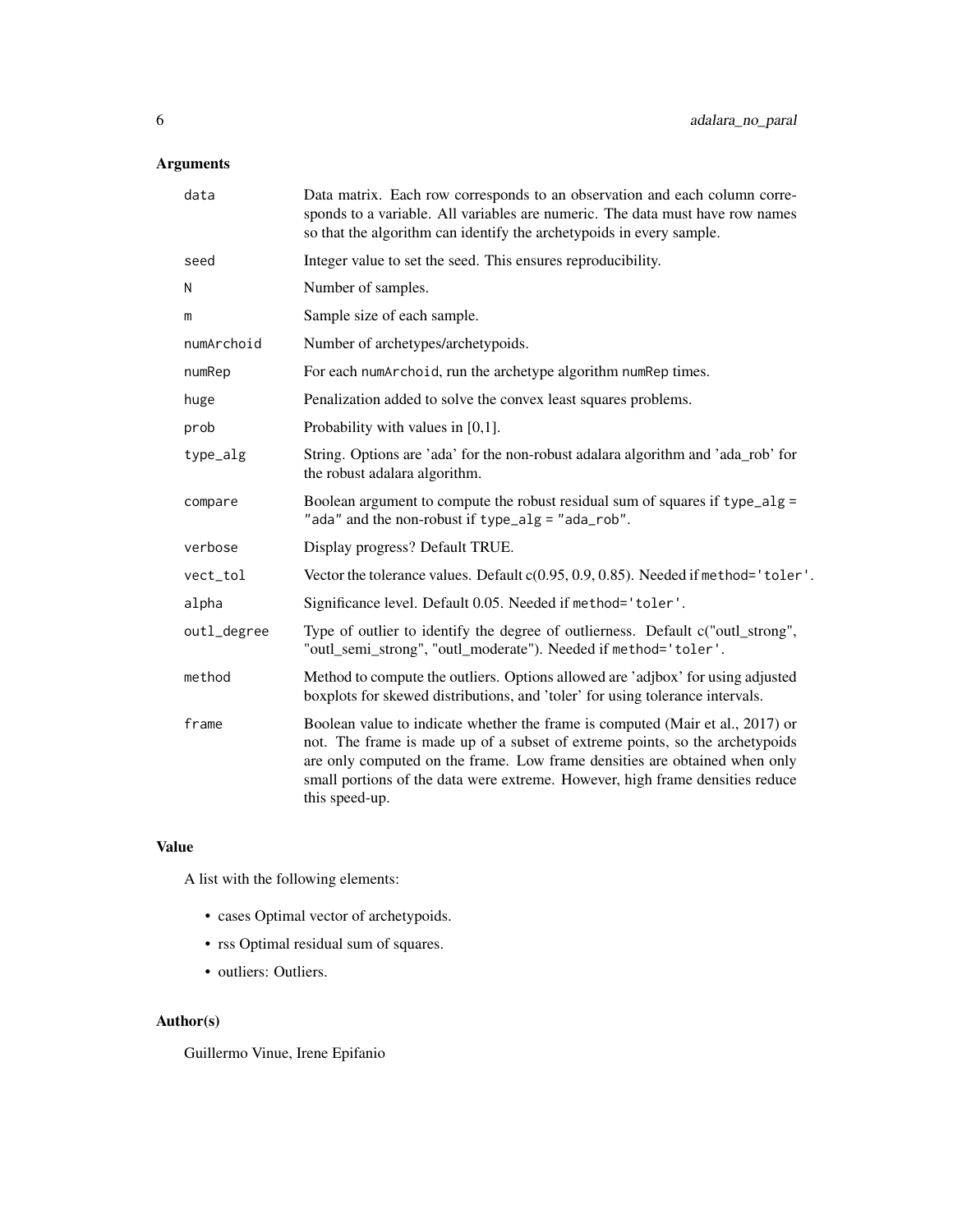## Arguments

| | |
|---|---|
| `data` | Data matrix. Each row corresponds to an observation and each column corresponds to a variable. All variables are numeric. The data must have row names so that the algorithm can identify the archetypoids in every sample. |
| `seed` | Integer value to set the seed. This ensures reproducibility. |
| `N` | Number of samples. |
| `m` | Sample size of each sample. |
| `numArchoid` | Number of archetypes/archetypoids. |
| `numRep` | For each `numArchoid`, run the archetype algorithm `numRep` times. |
| `huge` | Penalization added to solve the convex least squares problems. |
| `prob` | Probability with values in [0,1]. |
| `type_alg` | String. Options are 'ada' for the non-robust adalara algorithm and 'ada_rob' for the robust adalara algorithm. |
| `compare` | Boolean argument to compute the robust residual sum of squares if `type_alg = "ada"` and the non-robust if `type_alg = "ada_rob"`. |
| `verbose` | Display progress? Default TRUE. |
| `vect_tol` | Vector the tolerance values. Default c(0.95, 0.9, 0.85). Needed if `method='toler'`. |
| `alpha` | Significance level. Default 0.05. Needed if `method='toler'`. |
| `outl_degree` | Type of outlier to identify the degree of outlierness. Default c("outl_strong", "outl_semi_strong", "outl_moderate"). Needed if `method='toler'`. |
| `method` | Method to compute the outliers. Options allowed are 'adjbox' for using adjusted boxplots for skewed distributions, and 'toler' for using tolerance intervals. |
| `frame` | Boolean value to indicate whether the frame is computed (Mair et al., 2017) or not. The frame is made up of a subset of extreme points, so the archetypoids are only computed on the frame. Low frame densities are obtained when only small portions of the data were extreme. However, high frame densities reduce this speed-up. |

## Value

A list with the following elements:

- cases Optimal vector of archetypoids.
- rss Optimal residual sum of squares.
- outliers: Outliers.

## Author(s)

Guillermo Vinue, Irene Epifanio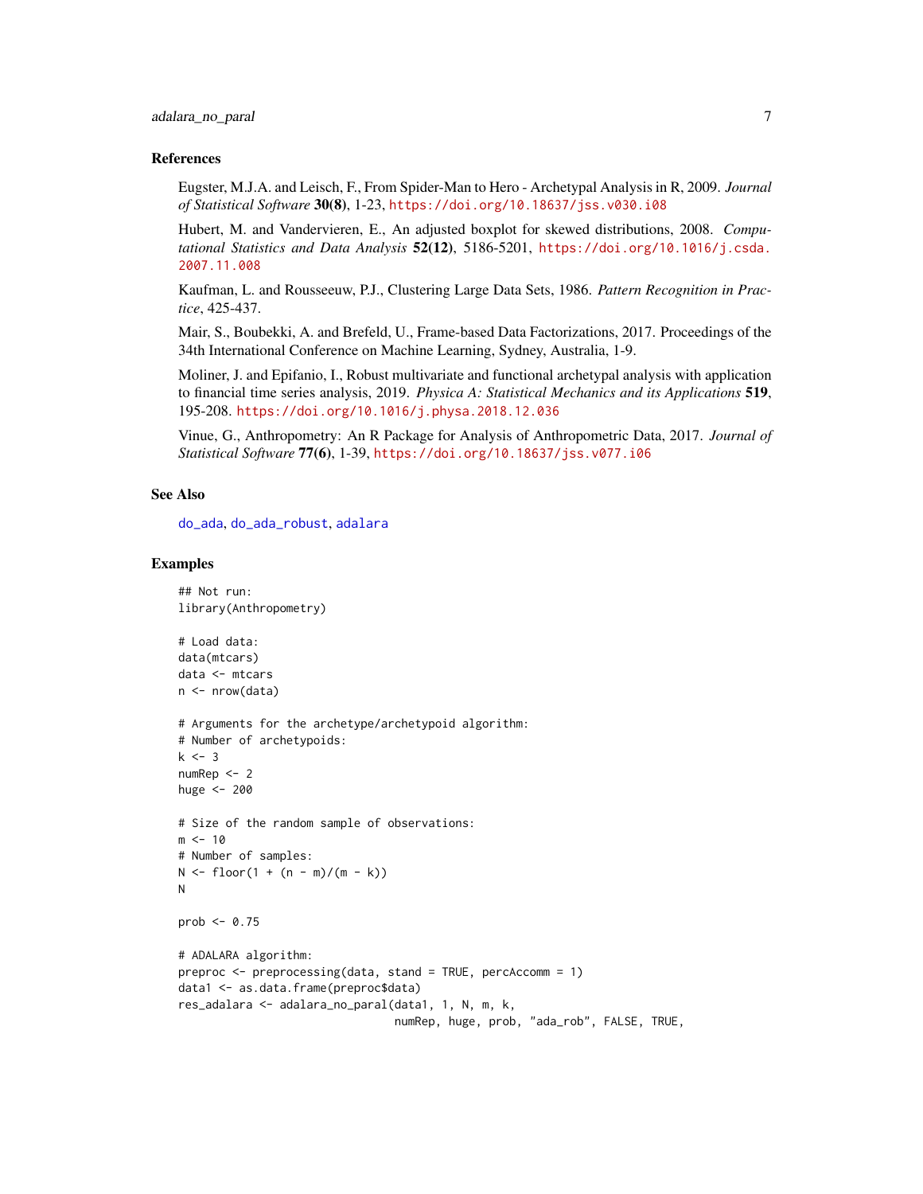### References

Eugster, M.J.A. and Leisch, F., From Spider-Man to Hero - Archetypal Analysis in R, 2009. *Journal of Statistical Software* **30(8)**, 1-23, https://doi.org/10.18637/jss.v030.i08

Hubert, M. and Vandervieren, E., An adjusted boxplot for skewed distributions, 2008. *Computational Statistics and Data Analysis* **52(12)**, 5186-5201, https://doi.org/10.1016/j.csda.2007.11.008

Kaufman, L. and Rousseeuw, P.J., Clustering Large Data Sets, 1986. *Pattern Recognition in Practice*, 425-437.

Mair, S., Boubekki, A. and Brefeld, U., Frame-based Data Factorizations, 2017. Proceedings of the 34th International Conference on Machine Learning, Sydney, Australia, 1-9.

Moliner, J. and Epifanio, I., Robust multivariate and functional archetypal analysis with application to financial time series analysis, 2019. *Physica A: Statistical Mechanics and its Applications* **519**, 195-208. https://doi.org/10.1016/j.physa.2018.12.036

Vinue, G., Anthropometry: An R Package for Analysis of Anthropometric Data, 2017. *Journal of Statistical Software* **77(6)**, 1-39, https://doi.org/10.18637/jss.v077.i06

### See Also

do_ada, do_ada_robust, adalara

### Examples

```
## Not run:
library(Anthropometry)

# Load data:
data(mtcars)
data <- mtcars
n <- nrow(data)

# Arguments for the archetype/archetypoid algorithm:
# Number of archetypoids:
k <- 3
numRep <- 2
huge <- 200

# Size of the random sample of observations:
m <- 10
# Number of samples:
N <- floor(1 + (n - m)/(m - k))
N

prob <- 0.75

# ADALARA algorithm:
preproc <- preprocessing(data, stand = TRUE, percAccomm = 1)
data1 <- as.data.frame(preproc$data)
res_adalara <- adalara_no_paral(data1, 1, N, m, k,
                                numRep, huge, prob, "ada_rob", FALSE, TRUE,
```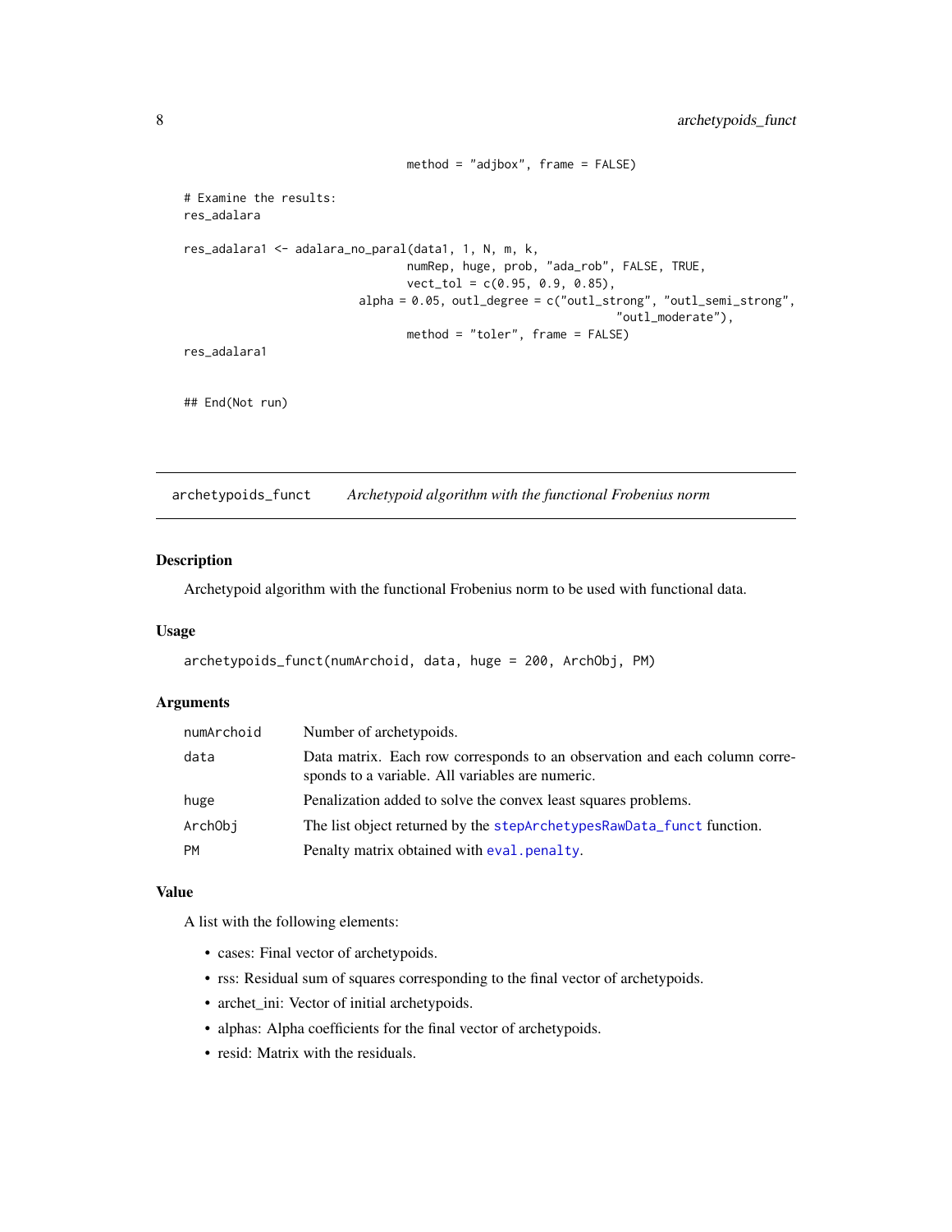```
                                 method = "adjbox", frame = FALSE)

# Examine the results:
res_adalara

res_adalara1 <- adalara_no_paral(data1, 1, N, m, k,
                                 numRep, huge, prob, "ada_rob", FALSE, TRUE,
                                 vect_tol = c(0.95, 0.9, 0.85),
                          alpha = 0.05, outl_degree = c("outl_strong", "outl_semi_strong",
                                                        "outl_moderate"),
                                 method = "toler", frame = FALSE)
res_adalara1


## End(Not run)
```

## archetypoids_funct — *Archetypoid algorithm with the functional Frobenius norm*

### Description

Archetypoid algorithm with the functional Frobenius norm to be used with functional data.

### Usage

```
archetypoids_funct(numArchoid, data, huge = 200, ArchObj, PM)
```

### Arguments

| | |
|---|---|
| `numArchoid` | Number of archetypoids. |
| `data` | Data matrix. Each row corresponds to an observation and each column corresponds to a variable. All variables are numeric. |
| `huge` | Penalization added to solve the convex least squares problems. |
| `ArchObj` | The list object returned by the `stepArchetypesRawData_funct` function. |
| `PM` | Penalty matrix obtained with `eval.penalty`. |

### Value

A list with the following elements:

- cases: Final vector of archetypoids.
- rss: Residual sum of squares corresponding to the final vector of archetypoids.
- archet_ini: Vector of initial archetypoids.
- alphas: Alpha coefficients for the final vector of archetypoids.
- resid: Matrix with the residuals.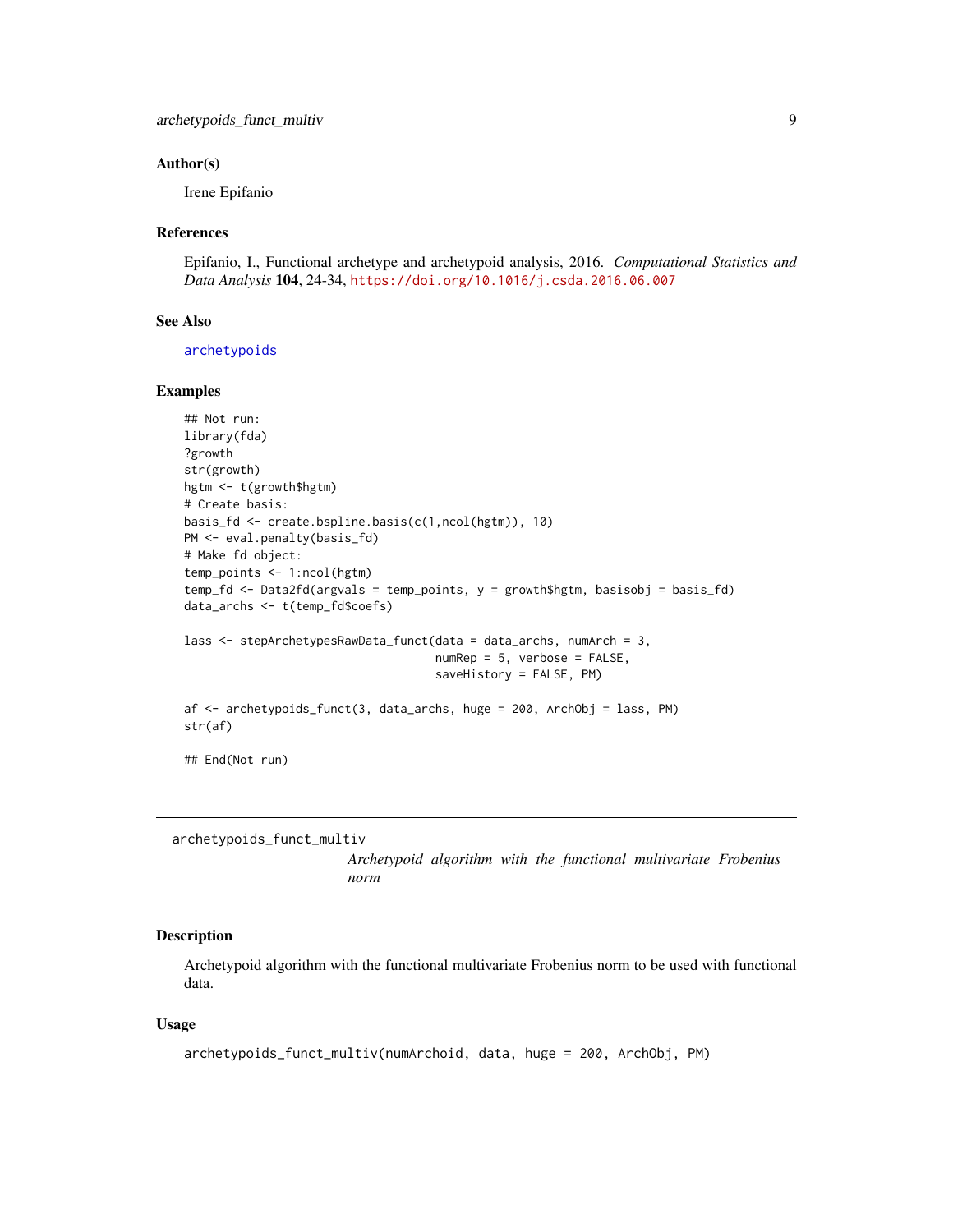### Author(s)

Irene Epifanio

### References

Epifanio, I., Functional archetype and archetypoid analysis, 2016. *Computational Statistics and Data Analysis* **104**, 24-34, https://doi.org/10.1016/j.csda.2016.06.007

### See Also

archetypoids

### Examples

```
## Not run:
library(fda)
?growth
str(growth)
hgtm <- t(growth$hgtm)
# Create basis:
basis_fd <- create.bspline.basis(c(1,ncol(hgtm)), 10)
PM <- eval.penalty(basis_fd)
# Make fd object:
temp_points <- 1:ncol(hgtm)
temp_fd <- Data2fd(argvals = temp_points, y = growth$hgtm, basisobj = basis_fd)
data_archs <- t(temp_fd$coefs)

lass <- stepArchetypesRawData_funct(data = data_archs, numArch = 3,
                                    numRep = 5, verbose = FALSE,
                                    saveHistory = FALSE, PM)

af <- archetypoids_funct(3, data_archs, huge = 200, ArchObj = lass, PM)
str(af)

## End(Not run)
```

---

## archetypoids_funct_multiv — *Archetypoid algorithm with the functional multivariate Frobenius norm*

---

### Description

Archetypoid algorithm with the functional multivariate Frobenius norm to be used with functional data.

### Usage

```
archetypoids_funct_multiv(numArchoid, data, huge = 200, ArchObj, PM)
```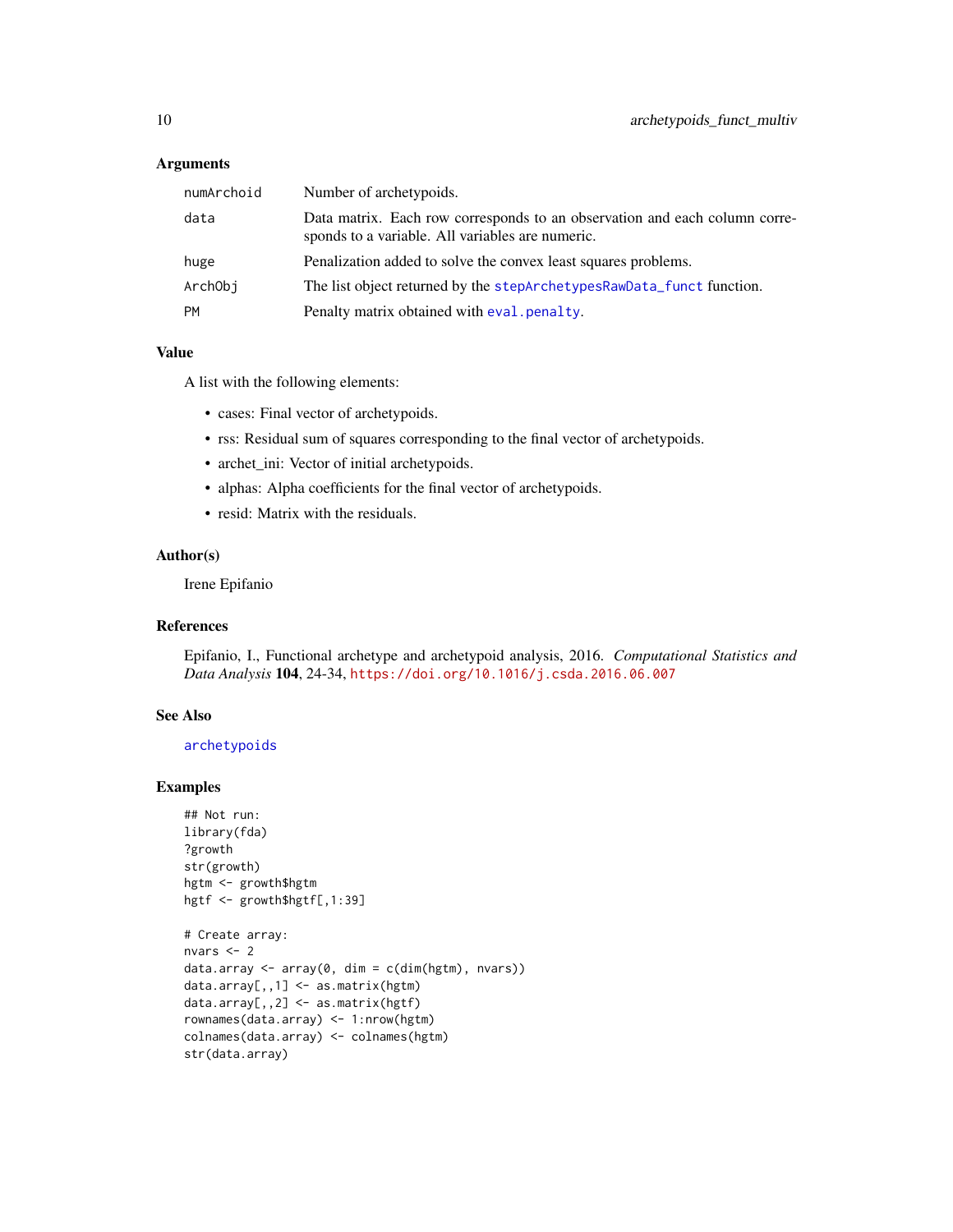### Arguments

| | |
|---|---|
| numArchoid | Number of archetypoids. |
| data | Data matrix. Each row corresponds to an observation and each column corresponds to a variable. All variables are numeric. |
| huge | Penalization added to solve the convex least squares problems. |
| ArchObj | The list object returned by the stepArchetypesRawData_funct function. |
| PM | Penalty matrix obtained with eval.penalty. |

### Value

A list with the following elements:

- cases: Final vector of archetypoids.
- rss: Residual sum of squares corresponding to the final vector of archetypoids.
- archet_ini: Vector of initial archetypoids.
- alphas: Alpha coefficients for the final vector of archetypoids.
- resid: Matrix with the residuals.

### Author(s)

Irene Epifanio

### References

Epifanio, I., Functional archetype and archetypoid analysis, 2016. *Computational Statistics and Data Analysis* **104**, 24-34, https://doi.org/10.1016/j.csda.2016.06.007

### See Also

archetypoids

### Examples

```
## Not run:
library(fda)
?growth
str(growth)
hgtm <- growth$hgtm
hgtf <- growth$hgtf[,1:39]

# Create array:
nvars <- 2
data.array <- array(0, dim = c(dim(hgtm), nvars))
data.array[,,1] <- as.matrix(hgtm)
data.array[,,2] <- as.matrix(hgtf)
rownames(data.array) <- 1:nrow(hgtm)
colnames(data.array) <- colnames(hgtm)
str(data.array)
```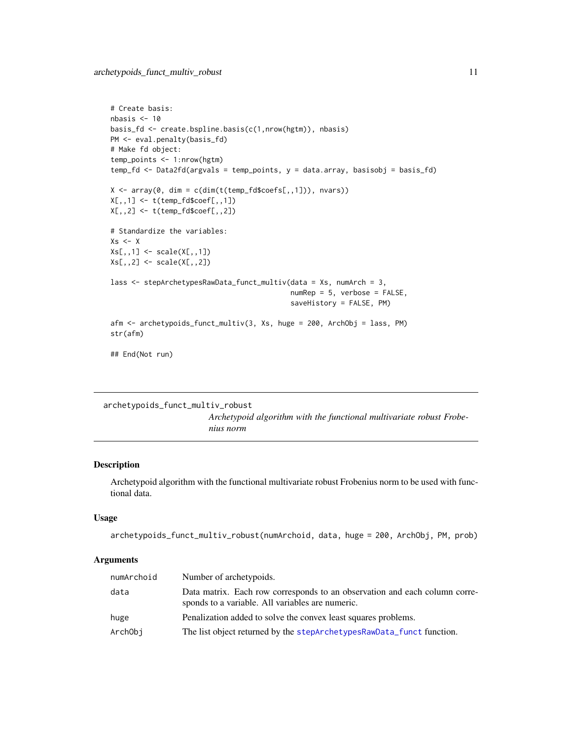```
# Create basis:
nbasis <- 10
basis_fd <- create.bspline.basis(c(1,nrow(hgtm)), nbasis)
PM <- eval.penalty(basis_fd)
# Make fd object:
temp_points <- 1:nrow(hgtm)
temp_fd <- Data2fd(argvals = temp_points, y = data.array, basisobj = basis_fd)

X <- array(0, dim = c(dim(t(temp_fd$coefs[,,1])), nvars))
X[,,1] <- t(temp_fd$coef[,,1])
X[,,2] <- t(temp_fd$coef[,,2])

# Standardize the variables:
Xs <- X
Xs[,,1] <- scale(X[,,1])
Xs[,,2] <- scale(X[,,2])

lass <- stepArchetypesRawData_funct_multiv(data = Xs, numArch = 3,
                                           numRep = 5, verbose = FALSE,
                                           saveHistory = FALSE, PM)

afm <- archetypoids_funct_multiv(3, Xs, huge = 200, ArchObj = lass, PM)
str(afm)

## End(Not run)
```

---

archetypoids_funct_multiv_robust

*Archetypoid algorithm with the functional multivariate robust Frobenius norm*

---

## Description

Archetypoid algorithm with the functional multivariate robust Frobenius norm to be used with functional data.

## Usage

```
archetypoids_funct_multiv_robust(numArchoid, data, huge = 200, ArchObj, PM, prob)
```

## Arguments

| | |
|---|---|
| numArchoid | Number of archetypoids. |
| data | Data matrix. Each row corresponds to an observation and each column corresponds to a variable. All variables are numeric. |
| huge | Penalization added to solve the convex least squares problems. |
| ArchObj | The list object returned by the stepArchetypesRawData_funct function. |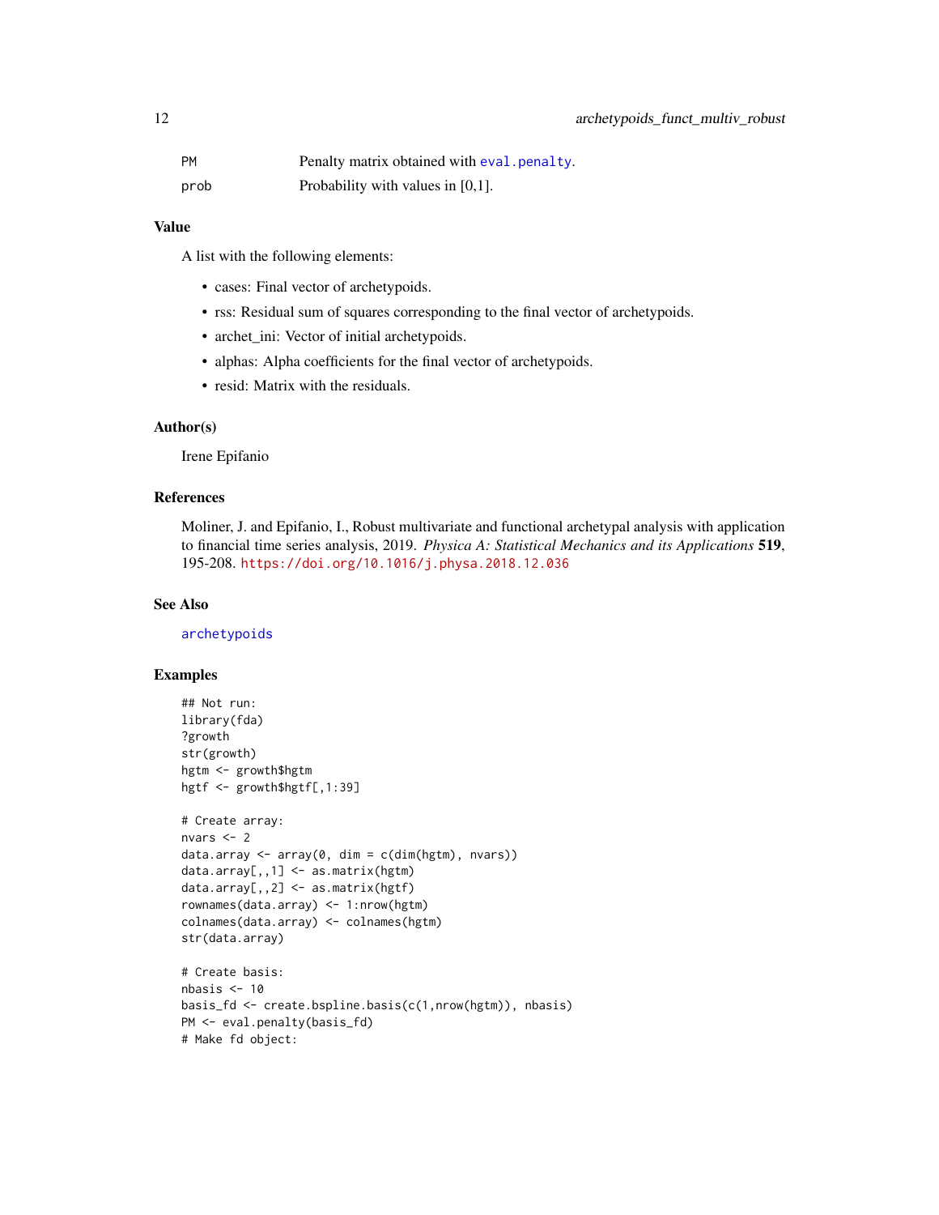| | |
|---|---|
| PM | Penalty matrix obtained with eval.penalty. |
| prob | Probability with values in [0,1]. |

## Value

A list with the following elements:

- cases: Final vector of archetypoids.
- rss: Residual sum of squares corresponding to the final vector of archetypoids.
- archet_ini: Vector of initial archetypoids.
- alphas: Alpha coefficients for the final vector of archetypoids.
- resid: Matrix with the residuals.

## Author(s)

Irene Epifanio

## References

Moliner, J. and Epifanio, I., Robust multivariate and functional archetypal analysis with application to financial time series analysis, 2019. *Physica A: Statistical Mechanics and its Applications* **519**, 195-208. https://doi.org/10.1016/j.physa.2018.12.036

## See Also

archetypoids

## Examples

```
## Not run:
library(fda)
?growth
str(growth)
hgtm <- growth$hgtm
hgtf <- growth$hgtf[,1:39]

# Create array:
nvars <- 2
data.array <- array(0, dim = c(dim(hgtm), nvars))
data.array[,,1] <- as.matrix(hgtm)
data.array[,,2] <- as.matrix(hgtf)
rownames(data.array) <- 1:nrow(hgtm)
colnames(data.array) <- colnames(hgtm)
str(data.array)

# Create basis:
nbasis <- 10
basis_fd <- create.bspline.basis(c(1,nrow(hgtm)), nbasis)
PM <- eval.penalty(basis_fd)
# Make fd object:
```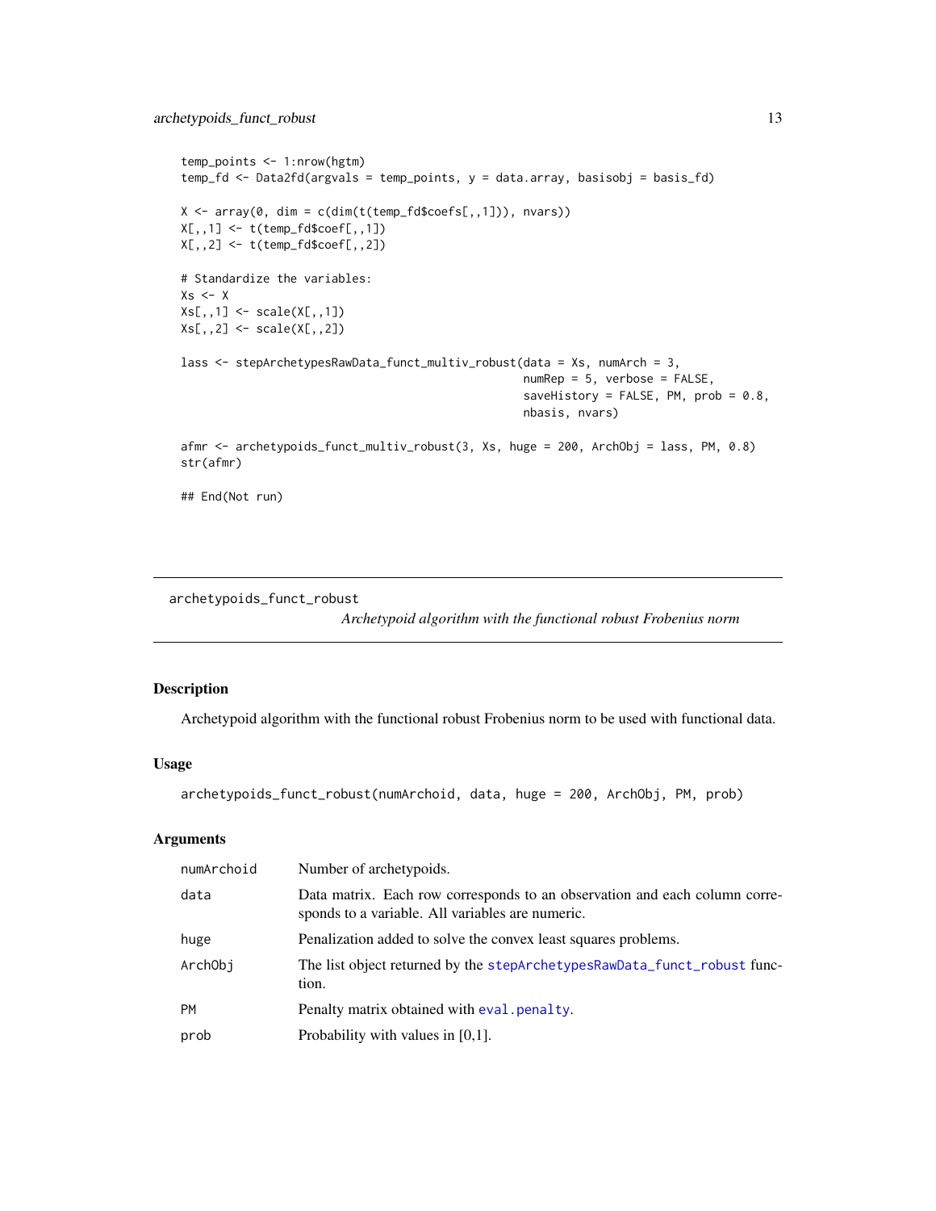```
temp_points <- 1:nrow(hgtm)
temp_fd <- Data2fd(argvals = temp_points, y = data.array, basisobj = basis_fd)

X <- array(0, dim = c(dim(t(temp_fd$coefs[,,1])), nvars))
X[,,1] <- t(temp_fd$coef[,,1])
X[,,2] <- t(temp_fd$coef[,,2])

# Standardize the variables:
Xs <- X
Xs[,,1] <- scale(X[,,1])
Xs[,,2] <- scale(X[,,2])

lass <- stepArchetypesRawData_funct_multiv_robust(data = Xs, numArch = 3,
                                                  numRep = 5, verbose = FALSE,
                                                  saveHistory = FALSE, PM, prob = 0.8,
                                                  nbasis, nvars)

afmr <- archetypoids_funct_multiv_robust(3, Xs, huge = 200, ArchObj = lass, PM, 0.8)
str(afmr)

## End(Not run)
```

## archetypoids_funct_robust

*Archetypoid algorithm with the functional robust Frobenius norm*

### Description

Archetypoid algorithm with the functional robust Frobenius norm to be used with functional data.

### Usage

```
archetypoids_funct_robust(numArchoid, data, huge = 200, ArchObj, PM, prob)
```

### Arguments

| | |
|---|---|
| numArchoid | Number of archetypoids. |
| data | Data matrix. Each row corresponds to an observation and each column corresponds to a variable. All variables are numeric. |
| huge | Penalization added to solve the convex least squares problems. |
| ArchObj | The list object returned by the stepArchetypesRawData_funct_robust function. |
| PM | Penalty matrix obtained with eval.penalty. |
| prob | Probability with values in [0,1]. |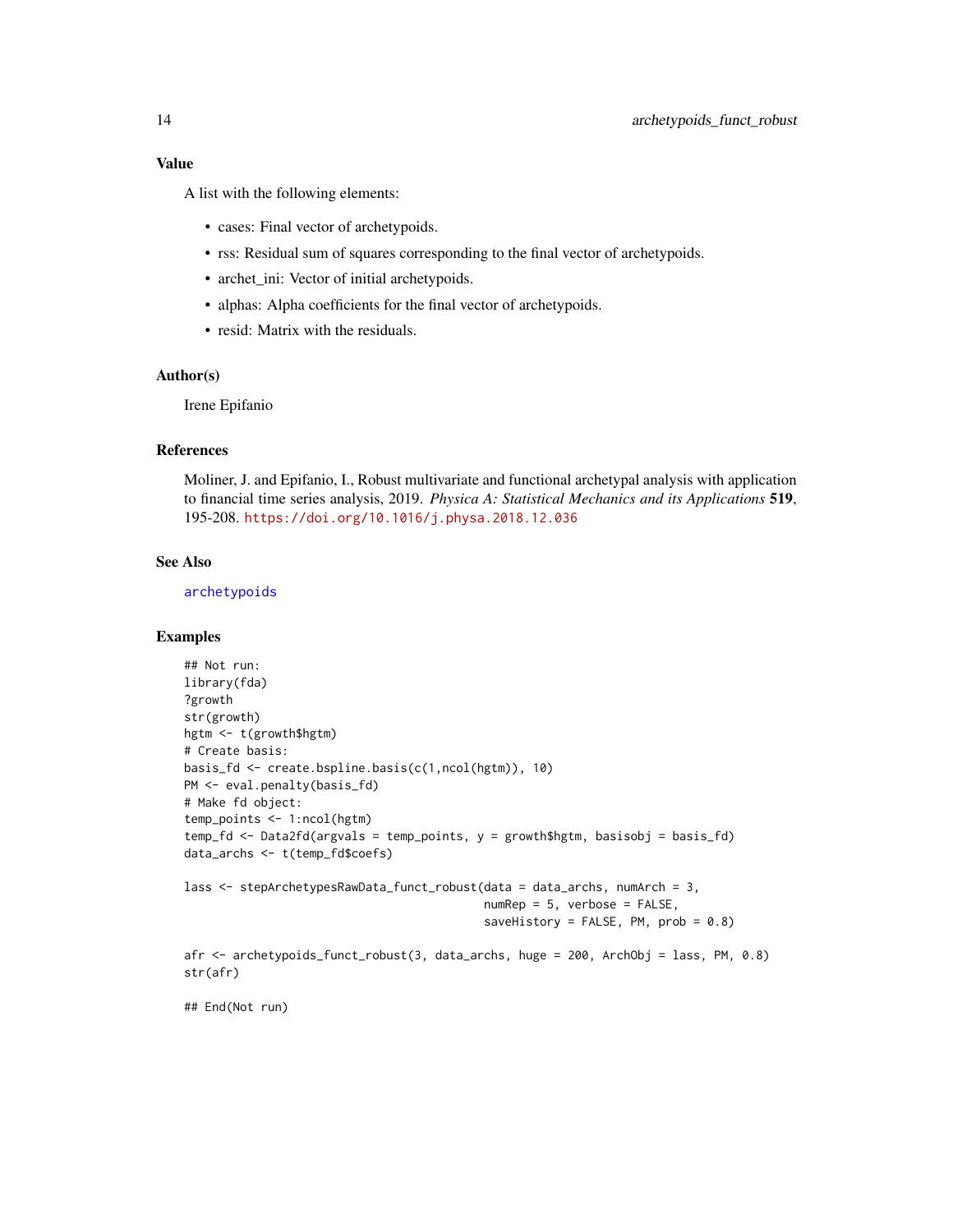### Value

A list with the following elements:

- cases: Final vector of archetypoids.
- rss: Residual sum of squares corresponding to the final vector of archetypoids.
- archet_ini: Vector of initial archetypoids.
- alphas: Alpha coefficients for the final vector of archetypoids.
- resid: Matrix with the residuals.

### Author(s)

Irene Epifanio

### References

Moliner, J. and Epifanio, I., Robust multivariate and functional archetypal analysis with application to financial time series analysis, 2019. *Physica A: Statistical Mechanics and its Applications* **519**, 195-208. https://doi.org/10.1016/j.physa.2018.12.036

### See Also

archetypoids

### Examples

```
## Not run:
library(fda)
?growth
str(growth)
hgtm <- t(growth$hgtm)
# Create basis:
basis_fd <- create.bspline.basis(c(1,ncol(hgtm)), 10)
PM <- eval.penalty(basis_fd)
# Make fd object:
temp_points <- 1:ncol(hgtm)
temp_fd <- Data2fd(argvals = temp_points, y = growth$hgtm, basisobj = basis_fd)
data_archs <- t(temp_fd$coefs)

lass <- stepArchetypesRawData_funct_robust(data = data_archs, numArch = 3,
                                           numRep = 5, verbose = FALSE,
                                           saveHistory = FALSE, PM, prob = 0.8)

afr <- archetypoids_funct_robust(3, data_archs, huge = 200, ArchObj = lass, PM, 0.8)
str(afr)

## End(Not run)
```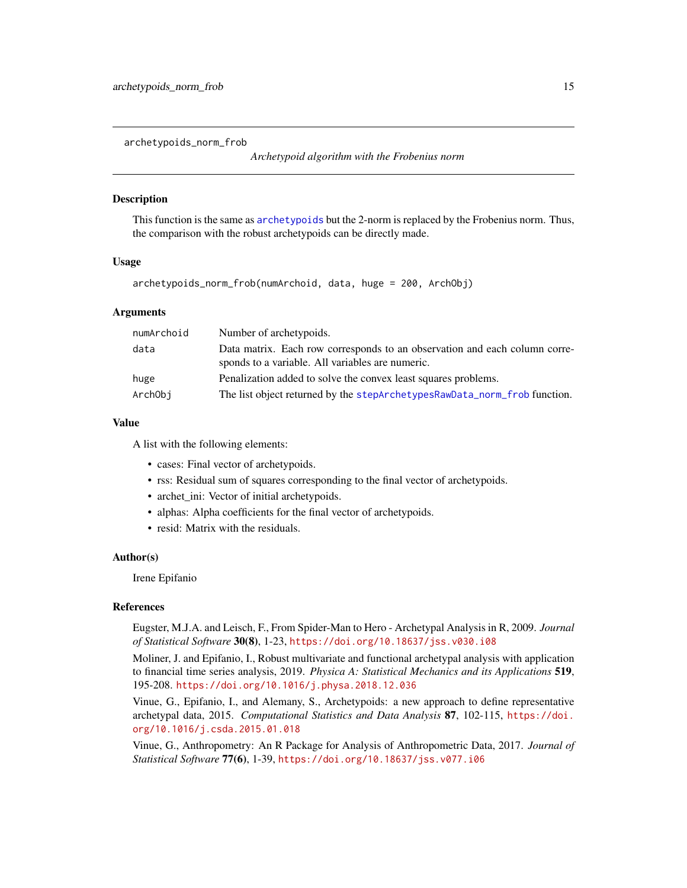## archetypoids_norm_frob

*Archetypoid algorithm with the Frobenius norm*

### Description

This function is the same as archetypoids but the 2-norm is replaced by the Frobenius norm. Thus, the comparison with the robust archetypoids can be directly made.

### Usage

```
archetypoids_norm_frob(numArchoid, data, huge = 200, ArchObj)
```

### Arguments

| | |
|---|---|
| numArchoid | Number of archetypoids. |
| data | Data matrix. Each row corresponds to an observation and each column corresponds to a variable. All variables are numeric. |
| huge | Penalization added to solve the convex least squares problems. |
| ArchObj | The list object returned by the stepArchetypesRawData_norm_frob function. |

### Value

A list with the following elements:

- cases: Final vector of archetypoids.
- rss: Residual sum of squares corresponding to the final vector of archetypoids.
- archet_ini: Vector of initial archetypoids.
- alphas: Alpha coefficients for the final vector of archetypoids.
- resid: Matrix with the residuals.

### Author(s)

Irene Epifanio

### References

Eugster, M.J.A. and Leisch, F., From Spider-Man to Hero - Archetypal Analysis in R, 2009. *Journal of Statistical Software* **30(8)**, 1-23, https://doi.org/10.18637/jss.v030.i08

Moliner, J. and Epifanio, I., Robust multivariate and functional archetypal analysis with application to financial time series analysis, 2019. *Physica A: Statistical Mechanics and its Applications* **519**, 195-208. https://doi.org/10.1016/j.physa.2018.12.036

Vinue, G., Epifanio, I., and Alemany, S., Archetypoids: a new approach to define representative archetypal data, 2015. *Computational Statistics and Data Analysis* **87**, 102-115, https://doi.org/10.1016/j.csda.2015.01.018

Vinue, G., Anthropometry: An R Package for Analysis of Anthropometric Data, 2017. *Journal of Statistical Software* **77(6)**, 1-39, https://doi.org/10.18637/jss.v077.i06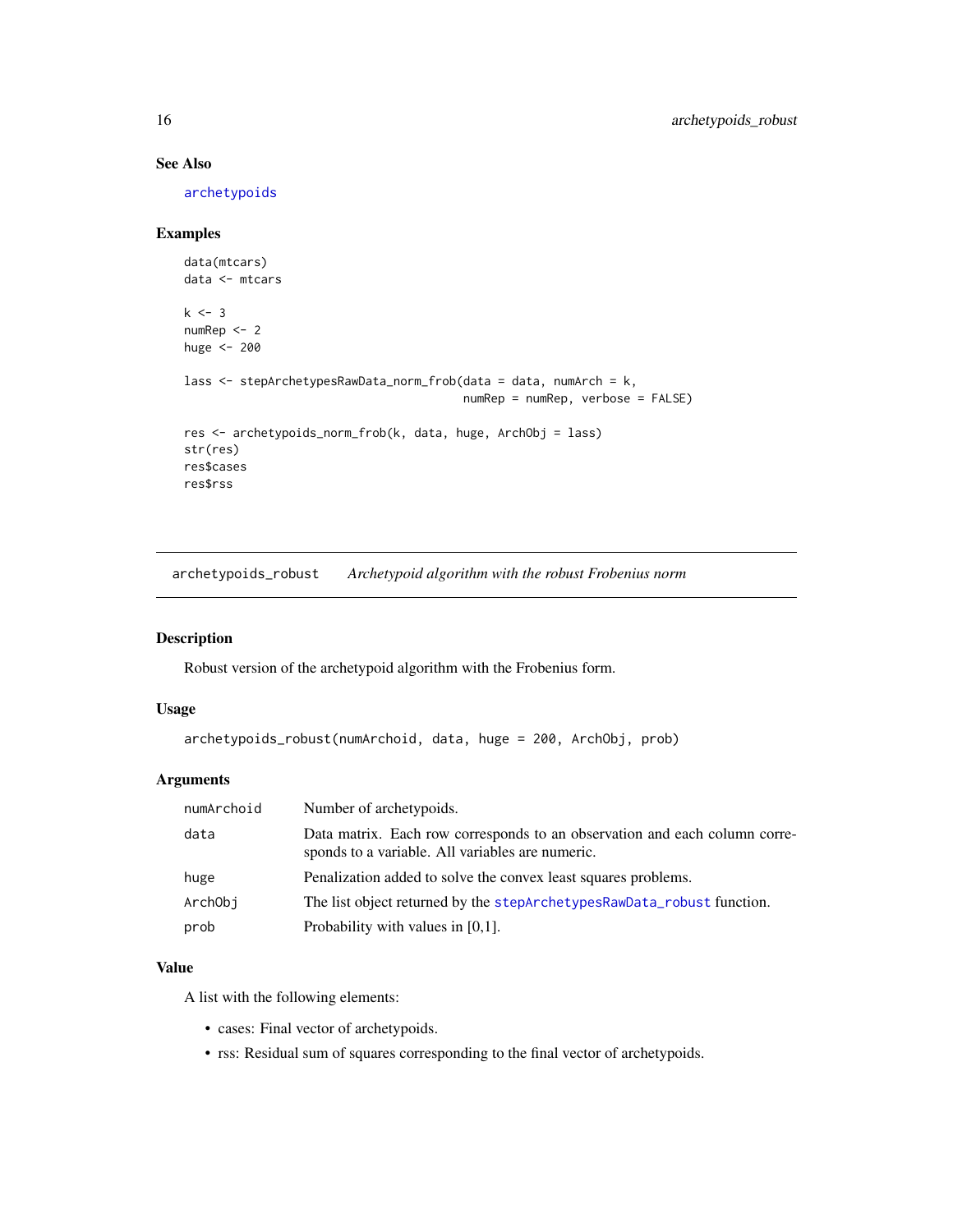## See Also

archetypoids

## Examples

```
data(mtcars)
data <- mtcars

k <- 3
numRep <- 2
huge <- 200

lass <- stepArchetypesRawData_norm_frob(data = data, numArch = k,
                                         numRep = numRep, verbose = FALSE)

res <- archetypoids_norm_frob(k, data, huge, ArchObj = lass)
str(res)
res$cases
res$rss
```

---

# archetypoids_robust    *Archetypoid algorithm with the robust Frobenius norm*

---

## Description

Robust version of the archetypoid algorithm with the Frobenius form.

## Usage

```
archetypoids_robust(numArchoid, data, huge = 200, ArchObj, prob)
```

## Arguments

| | |
|---|---|
| numArchoid | Number of archetypoids. |
| data | Data matrix. Each row corresponds to an observation and each column corresponds to a variable. All variables are numeric. |
| huge | Penalization added to solve the convex least squares problems. |
| ArchObj | The list object returned by the stepArchetypesRawData_robust function. |
| prob | Probability with values in [0,1]. |

## Value

A list with the following elements:

- cases: Final vector of archetypoids.
- rss: Residual sum of squares corresponding to the final vector of archetypoids.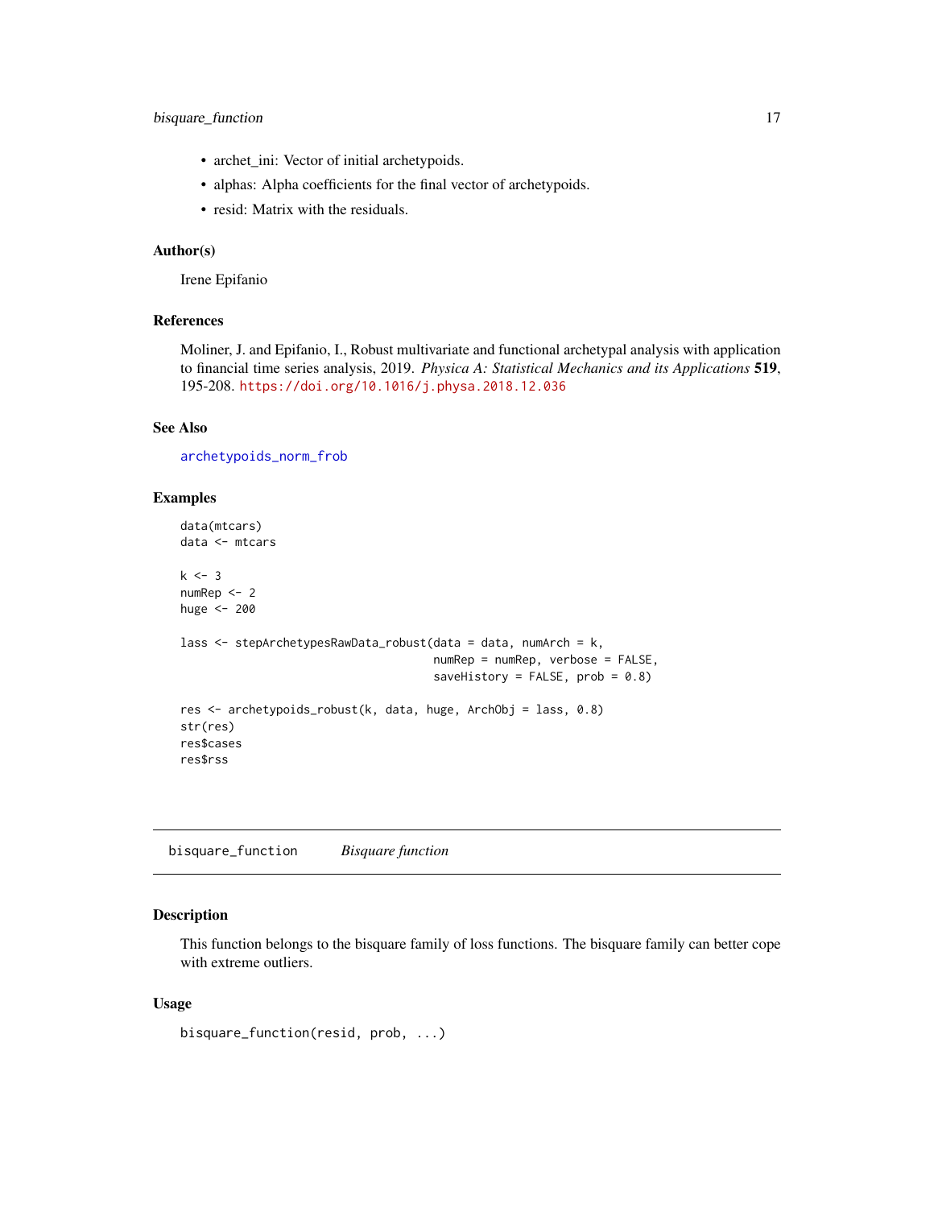- archet_ini: Vector of initial archetypoids.
- alphas: Alpha coefficients for the final vector of archetypoids.
- resid: Matrix with the residuals.

### Author(s)

Irene Epifanio

### References

Moliner, J. and Epifanio, I., Robust multivariate and functional archetypal analysis with application to financial time series analysis, 2019. *Physica A: Statistical Mechanics and its Applications* **519**, 195-208. https://doi.org/10.1016/j.physa.2018.12.036

### See Also

archetypoids_norm_frob

### Examples

```
data(mtcars)
data <- mtcars

k <- 3
numRep <- 2
huge <- 200

lass <- stepArchetypesRawData_robust(data = data, numArch = k,
                                     numRep = numRep, verbose = FALSE,
                                     saveHistory = FALSE, prob = 0.8)

res <- archetypoids_robust(k, data, huge, ArchObj = lass, 0.8)
str(res)
res$cases
res$rss
```

---

## bisquare_function    *Bisquare function*

### Description

This function belongs to the bisquare family of loss functions. The bisquare family can better cope with extreme outliers.

### Usage

```
bisquare_function(resid, prob, ...)
```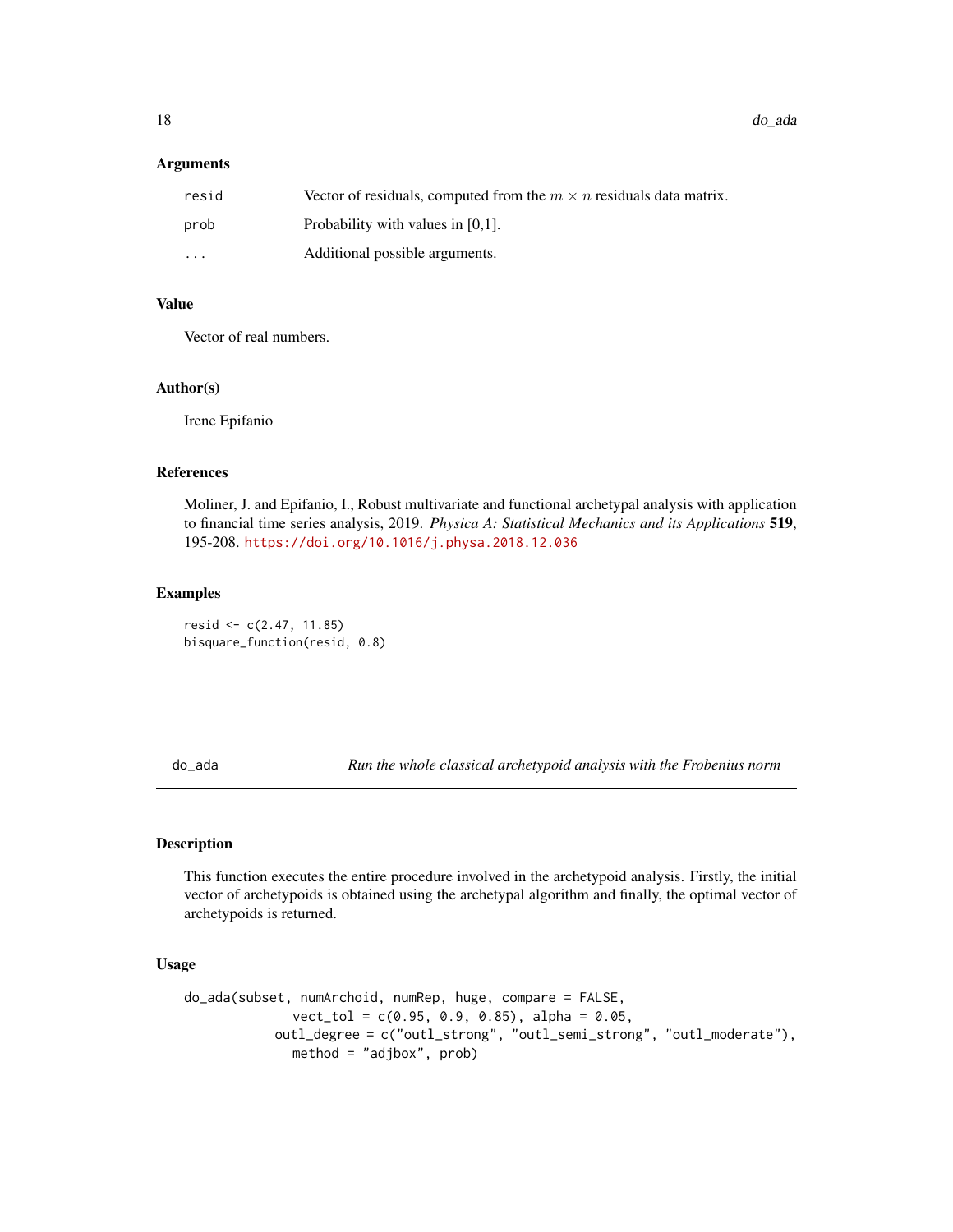### Arguments

| | |
|---|---|
| resid | Vector of residuals, computed from the $m \times n$ residuals data matrix. |
| prob | Probability with values in [0,1]. |
| ... | Additional possible arguments. |

### Value

Vector of real numbers.

### Author(s)

Irene Epifanio

### References

Moliner, J. and Epifanio, I., Robust multivariate and functional archetypal analysis with application to financial time series analysis, 2019. *Physica A: Statistical Mechanics and its Applications* **519**, 195-208. https://doi.org/10.1016/j.physa.2018.12.036

### Examples

```
resid <- c(2.47, 11.85)
bisquare_function(resid, 0.8)
```

---

## do_ada — *Run the whole classical archetypoid analysis with the Frobenius norm*

### Description

This function executes the entire procedure involved in the archetypoid analysis. Firstly, the initial vector of archetypoids is obtained using the archetypal algorithm and finally, the optimal vector of archetypoids is returned.

### Usage

```
do_ada(subset, numArchoid, numRep, huge, compare = FALSE,
             vect_tol = c(0.95, 0.9, 0.85), alpha = 0.05,
           outl_degree = c("outl_strong", "outl_semi_strong", "outl_moderate"),
             method = "adjbox", prob)
```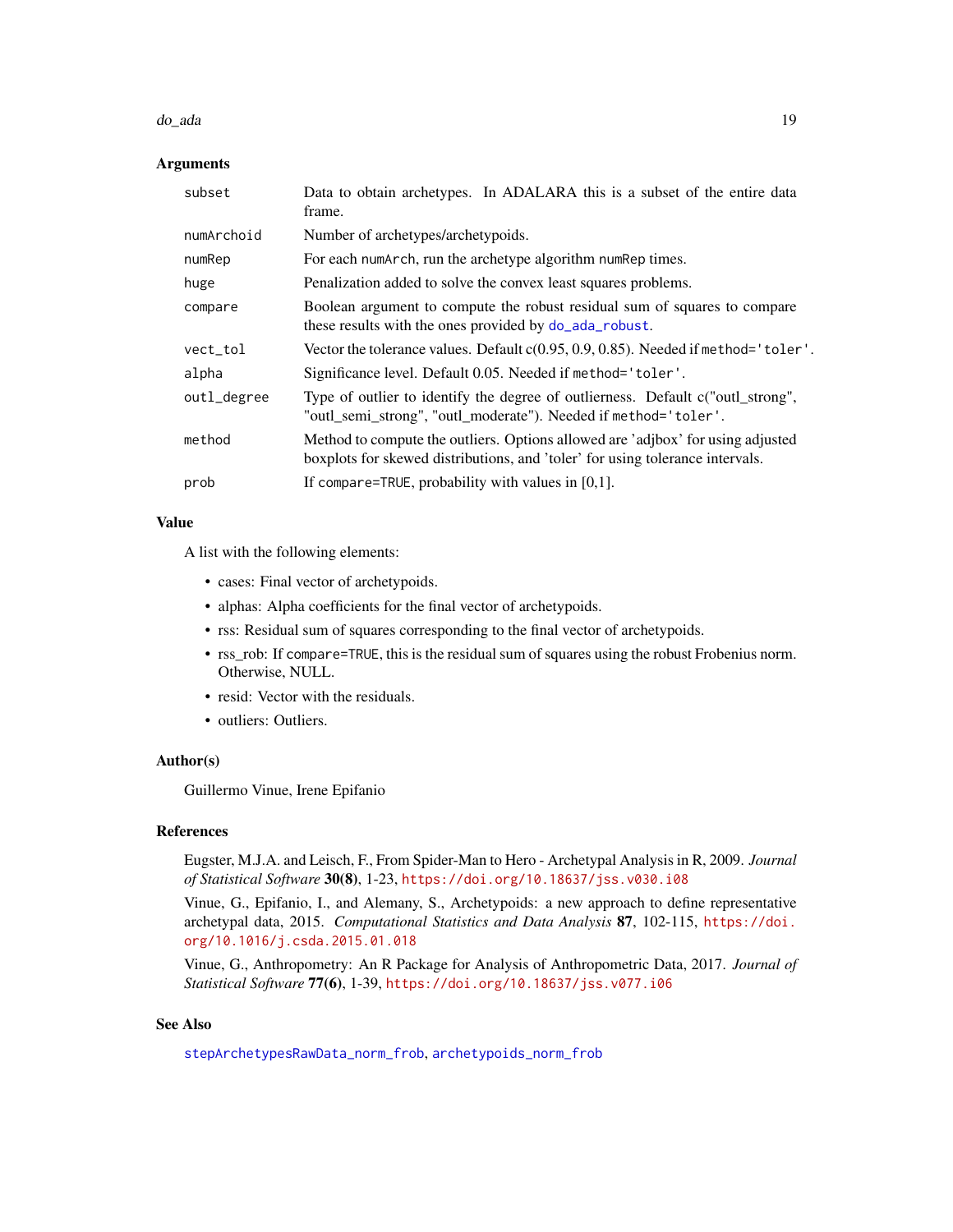### Arguments

| | |
|---|---|
| `subset` | Data to obtain archetypes. In ADALARA this is a subset of the entire data frame. |
| `numArchoid` | Number of archetypes/archetypoids. |
| `numRep` | For each `numArch`, run the archetype algorithm `numRep` times. |
| `huge` | Penalization added to solve the convex least squares problems. |
| `compare` | Boolean argument to compute the robust residual sum of squares to compare these results with the ones provided by `do_ada_robust`. |
| `vect_tol` | Vector the tolerance values. Default c(0.95, 0.9, 0.85). Needed if `method='toler'`. |
| `alpha` | Significance level. Default 0.05. Needed if `method='toler'`. |
| `outl_degree` | Type of outlier to identify the degree of outlierness. Default c("outl_strong", "outl_semi_strong", "outl_moderate"). Needed if `method='toler'`. |
| `method` | Method to compute the outliers. Options allowed are 'adjbox' for using adjusted boxplots for skewed distributions, and 'toler' for using tolerance intervals. |
| `prob` | If `compare=TRUE`, probability with values in [0,1]. |

### Value

A list with the following elements:

- cases: Final vector of archetypoids.
- alphas: Alpha coefficients for the final vector of archetypoids.
- rss: Residual sum of squares corresponding to the final vector of archetypoids.
- rss_rob: If `compare=TRUE`, this is the residual sum of squares using the robust Frobenius norm. Otherwise, NULL.
- resid: Vector with the residuals.
- outliers: Outliers.

### Author(s)

Guillermo Vinue, Irene Epifanio

### References

Eugster, M.J.A. and Leisch, F., From Spider-Man to Hero - Archetypal Analysis in R, 2009. *Journal of Statistical Software* **30(8)**, 1-23, https://doi.org/10.18637/jss.v030.i08

Vinue, G., Epifanio, I., and Alemany, S., Archetypoids: a new approach to define representative archetypal data, 2015. *Computational Statistics and Data Analysis* **87**, 102-115, https://doi.org/10.1016/j.csda.2015.01.018

Vinue, G., Anthropometry: An R Package for Analysis of Anthropometric Data, 2017. *Journal of Statistical Software* **77(6)**, 1-39, https://doi.org/10.18637/jss.v077.i06

### See Also

`stepArchetypesRawData_norm_frob`, `archetypoids_norm_frob`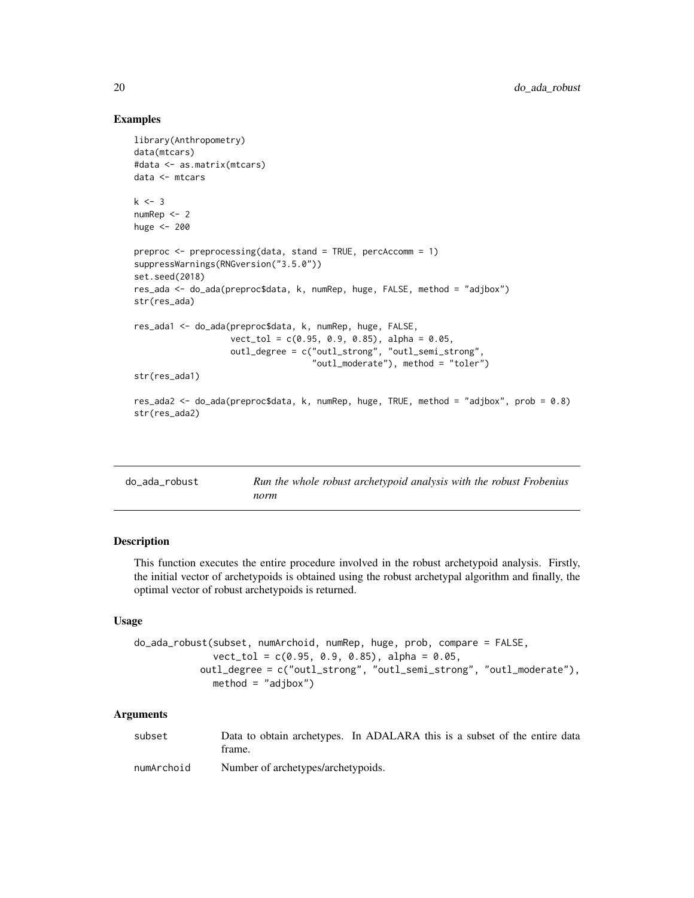### Examples

```
library(Anthropometry)
data(mtcars)
#data <- as.matrix(mtcars)
data <- mtcars

k <- 3
numRep <- 2
huge <- 200

preproc <- preprocessing(data, stand = TRUE, percAccomm = 1)
suppressWarnings(RNGversion("3.5.0"))
set.seed(2018)
res_ada <- do_ada(preproc$data, k, numRep, huge, FALSE, method = "adjbox")
str(res_ada)

res_ada1 <- do_ada(preproc$data, k, numRep, huge, FALSE,
                   vect_tol = c(0.95, 0.9, 0.85), alpha = 0.05,
                   outl_degree = c("outl_strong", "outl_semi_strong",
                                   "outl_moderate"), method = "toler")
str(res_ada1)

res_ada2 <- do_ada(preproc$data, k, numRep, huge, TRUE, method = "adjbox", prob = 0.8)
str(res_ada2)
```

---

## do_ada_robust — *Run the whole robust archetypoid analysis with the robust Frobenius norm*

### Description

This function executes the entire procedure involved in the robust archetypoid analysis. Firstly, the initial vector of archetypoids is obtained using the robust archetypal algorithm and finally, the optimal vector of robust archetypoids is returned.

### Usage

```
do_ada_robust(subset, numArchoid, numRep, huge, prob, compare = FALSE,
              vect_tol = c(0.95, 0.9, 0.85), alpha = 0.05,
            outl_degree = c("outl_strong", "outl_semi_strong", "outl_moderate"),
              method = "adjbox")
```

### Arguments

| | |
|---|---|
| subset | Data to obtain archetypes. In ADALARA this is a subset of the entire data frame. |
| numArchoid | Number of archetypes/archetypoids. |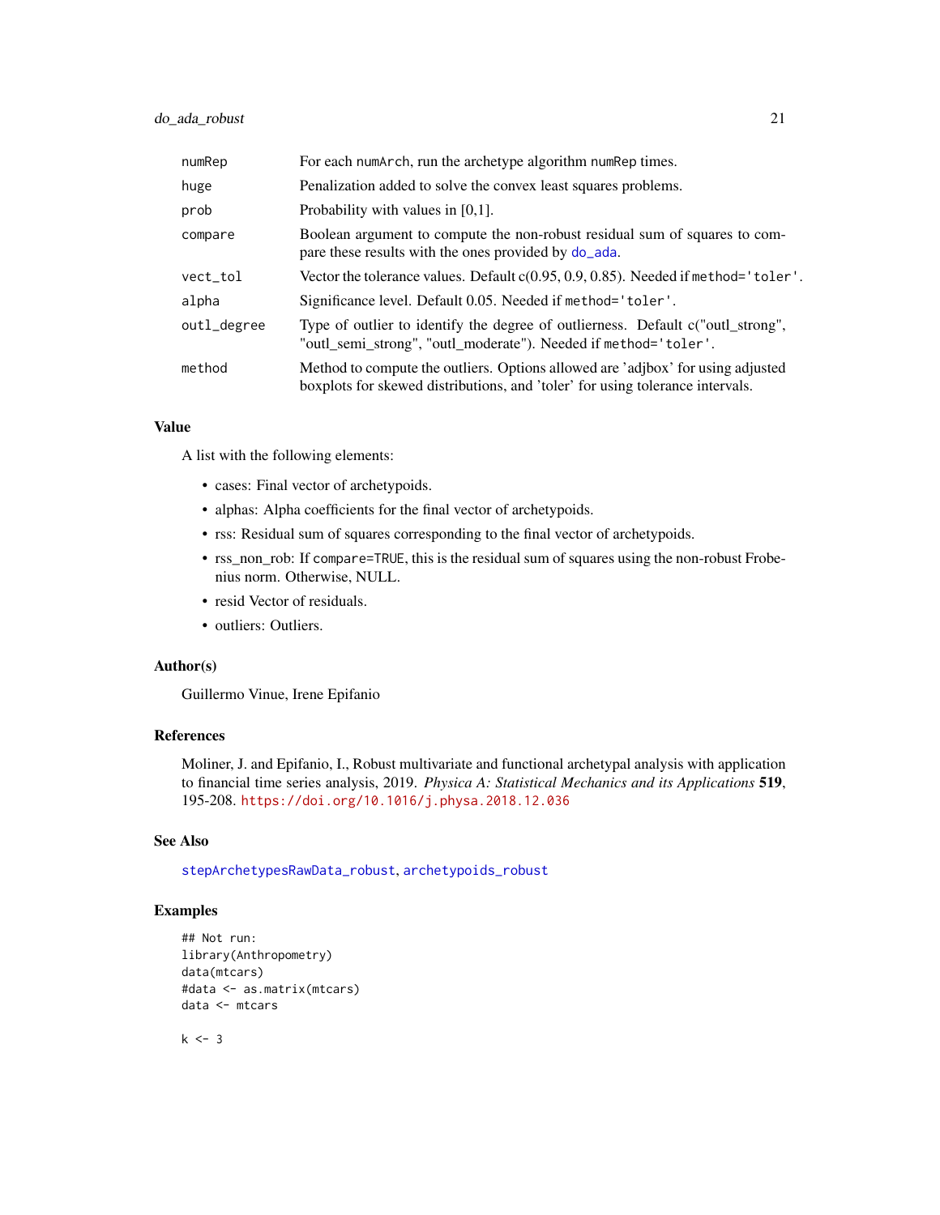| | |
|---|---|
| numRep | For each numArch, run the archetype algorithm numRep times. |
| huge | Penalization added to solve the convex least squares problems. |
| prob | Probability with values in [0,1]. |
| compare | Boolean argument to compute the non-robust residual sum of squares to compare these results with the ones provided by do_ada. |
| vect_tol | Vector the tolerance values. Default c(0.95, 0.9, 0.85). Needed if method='toler'. |
| alpha | Significance level. Default 0.05. Needed if method='toler'. |
| outl_degree | Type of outlier to identify the degree of outlierness. Default c("outl_strong", "outl_semi_strong", "outl_moderate"). Needed if method='toler'. |
| method | Method to compute the outliers. Options allowed are 'adjbox' for using adjusted boxplots for skewed distributions, and 'toler' for using tolerance intervals. |

## Value

A list with the following elements:

- cases: Final vector of archetypoids.
- alphas: Alpha coefficients for the final vector of archetypoids.
- rss: Residual sum of squares corresponding to the final vector of archetypoids.
- rss_non_rob: If compare=TRUE, this is the residual sum of squares using the non-robust Frobenius norm. Otherwise, NULL.
- resid Vector of residuals.
- outliers: Outliers.

## Author(s)

Guillermo Vinue, Irene Epifanio

## References

Moliner, J. and Epifanio, I., Robust multivariate and functional archetypal analysis with application to financial time series analysis, 2019. *Physica A: Statistical Mechanics and its Applications* **519**, 195-208. https://doi.org/10.1016/j.physa.2018.12.036

## See Also

stepArchetypesRawData_robust, archetypoids_robust

## Examples

```
## Not run:
library(Anthropometry)
data(mtcars)
#data <- as.matrix(mtcars)
data <- mtcars

k <- 3
```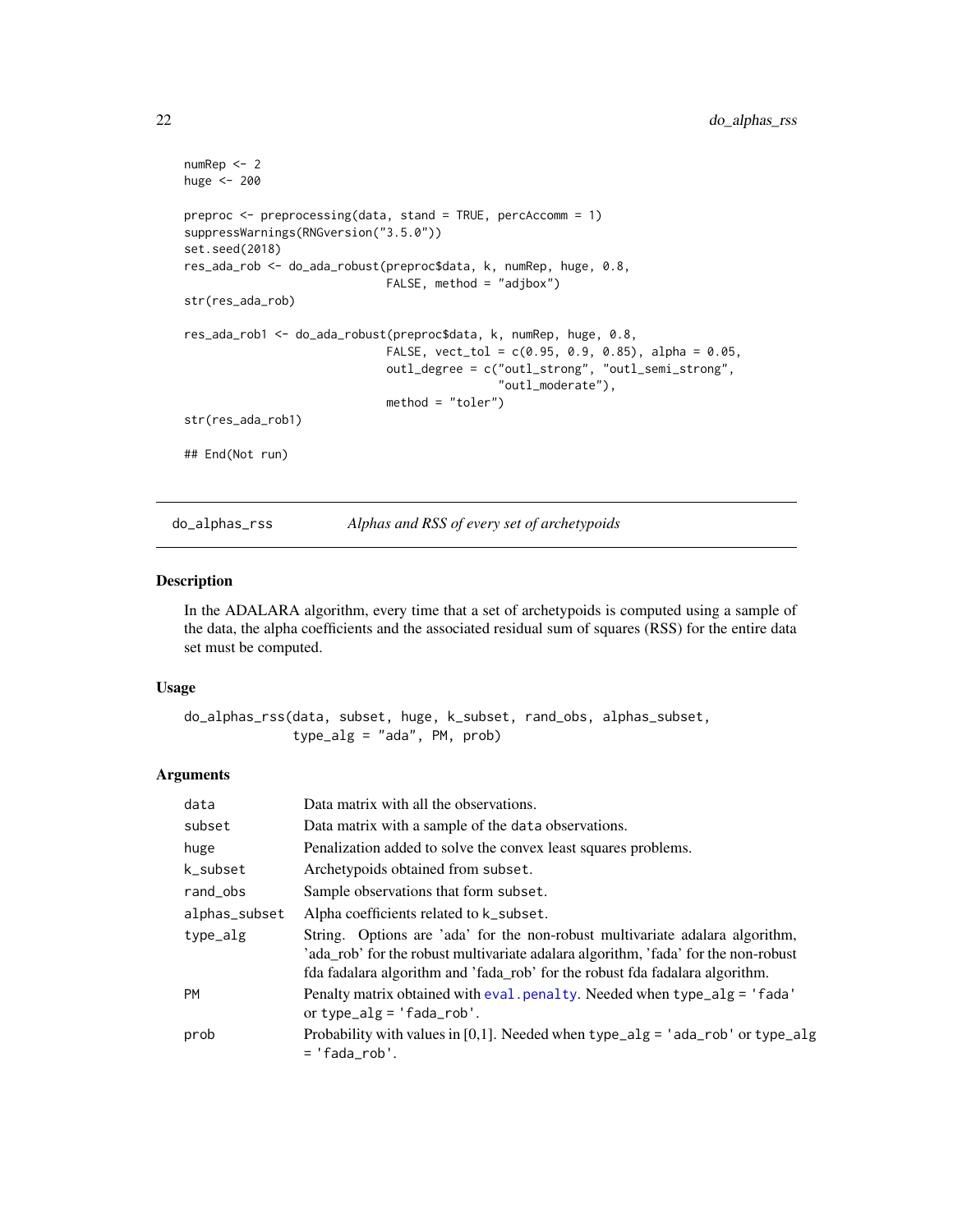```
numRep <- 2
huge <- 200

preproc <- preprocessing(data, stand = TRUE, percAccomm = 1)
suppressWarnings(RNGversion("3.5.0"))
set.seed(2018)
res_ada_rob <- do_ada_robust(preproc$data, k, numRep, huge, 0.8,
                             FALSE, method = "adjbox")
str(res_ada_rob)

res_ada_rob1 <- do_ada_robust(preproc$data, k, numRep, huge, 0.8,
                              FALSE, vect_tol = c(0.95, 0.9, 0.85), alpha = 0.05,
                              outl_degree = c("outl_strong", "outl_semi_strong",
                                              "outl_moderate"),
                              method = "toler")
str(res_ada_rob1)

## End(Not run)
```

## do_alphas_rss — *Alphas and RSS of every set of archetypoids*

### Description

In the ADALARA algorithm, every time that a set of archetypoids is computed using a sample of the data, the alpha coefficients and the associated residual sum of squares (RSS) for the entire data set must be computed.

### Usage

```
do_alphas_rss(data, subset, huge, k_subset, rand_obs, alphas_subset,
              type_alg = "ada", PM, prob)
```

### Arguments

| | |
|---|---|
| `data` | Data matrix with all the observations. |
| `subset` | Data matrix with a sample of the `data` observations. |
| `huge` | Penalization added to solve the convex least squares problems. |
| `k_subset` | Archetypoids obtained from `subset`. |
| `rand_obs` | Sample observations that form `subset`. |
| `alphas_subset` | Alpha coefficients related to `k_subset`. |
| `type_alg` | String. Options are 'ada' for the non-robust multivariate adalara algorithm, 'ada_rob' for the robust multivariate adalara algorithm, 'fada' for the non-robust fda fadalara algorithm and 'fada_rob' for the robust fda fadalara algorithm. |
| `PM` | Penalty matrix obtained with `eval.penalty`. Needed when `type_alg = 'fada'` or `type_alg = 'fada_rob'`. |
| `prob` | Probability with values in [0,1]. Needed when `type_alg = 'ada_rob'` or `type_alg = 'fada_rob'`. |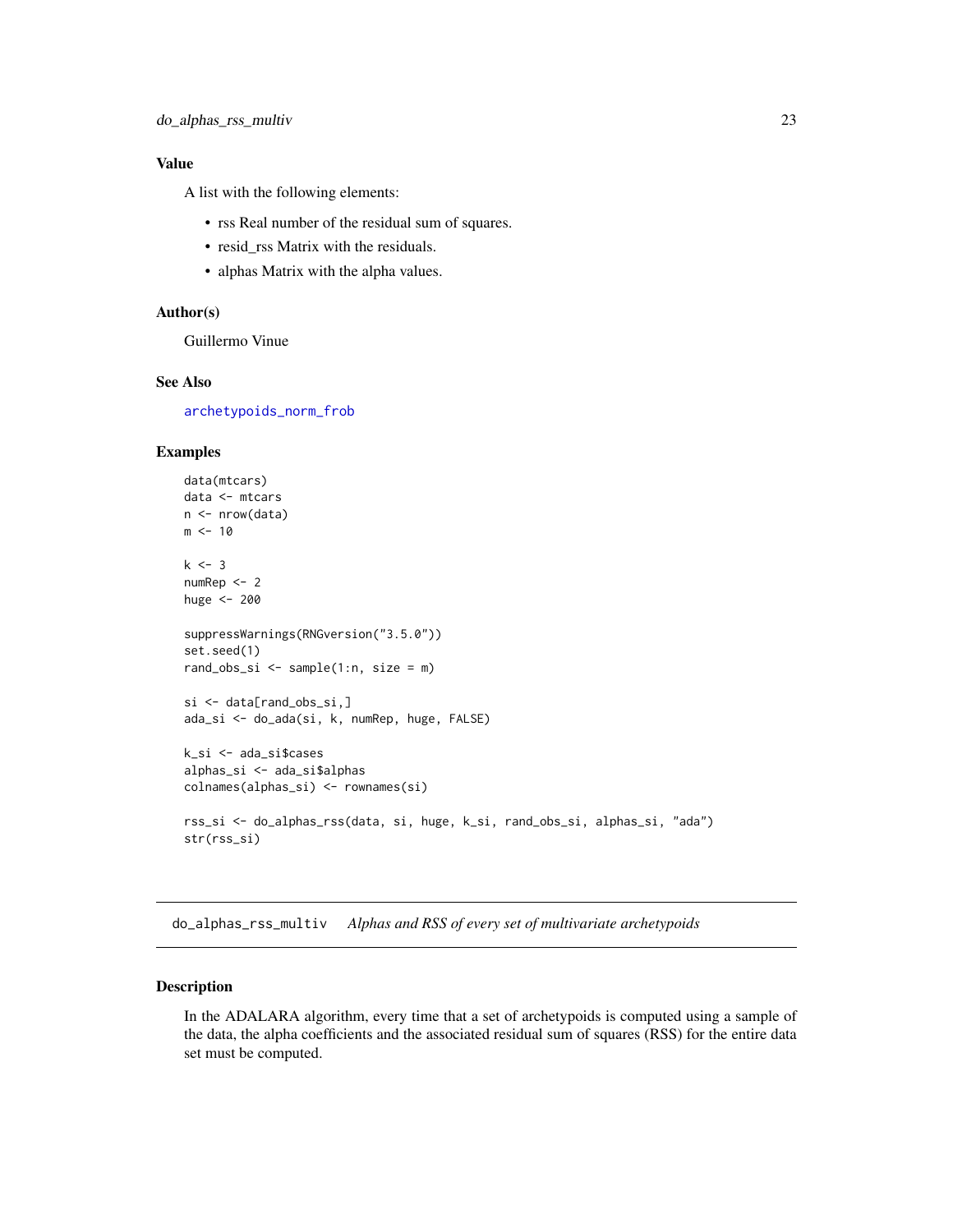## Value

A list with the following elements:

- rss Real number of the residual sum of squares.
- resid_rss Matrix with the residuals.
- alphas Matrix with the alpha values.

## Author(s)

Guillermo Vinue

## See Also

archetypoids_norm_frob

## Examples

```
data(mtcars)
data <- mtcars
n <- nrow(data)
m <- 10

k <- 3
numRep <- 2
huge <- 200

suppressWarnings(RNGversion("3.5.0"))
set.seed(1)
rand_obs_si <- sample(1:n, size = m)

si <- data[rand_obs_si,]
ada_si <- do_ada(si, k, numRep, huge, FALSE)

k_si <- ada_si$cases
alphas_si <- ada_si$alphas
colnames(alphas_si) <- rownames(si)

rss_si <- do_alphas_rss(data, si, huge, k_si, rand_obs_si, alphas_si, "ada")
str(rss_si)
```

---

# do_alphas_rss_multiv *Alphas and RSS of every set of multivariate archetypoids*

## Description

In the ADALARA algorithm, every time that a set of archetypoids is computed using a sample of the data, the alpha coefficients and the associated residual sum of squares (RSS) for the entire data set must be computed.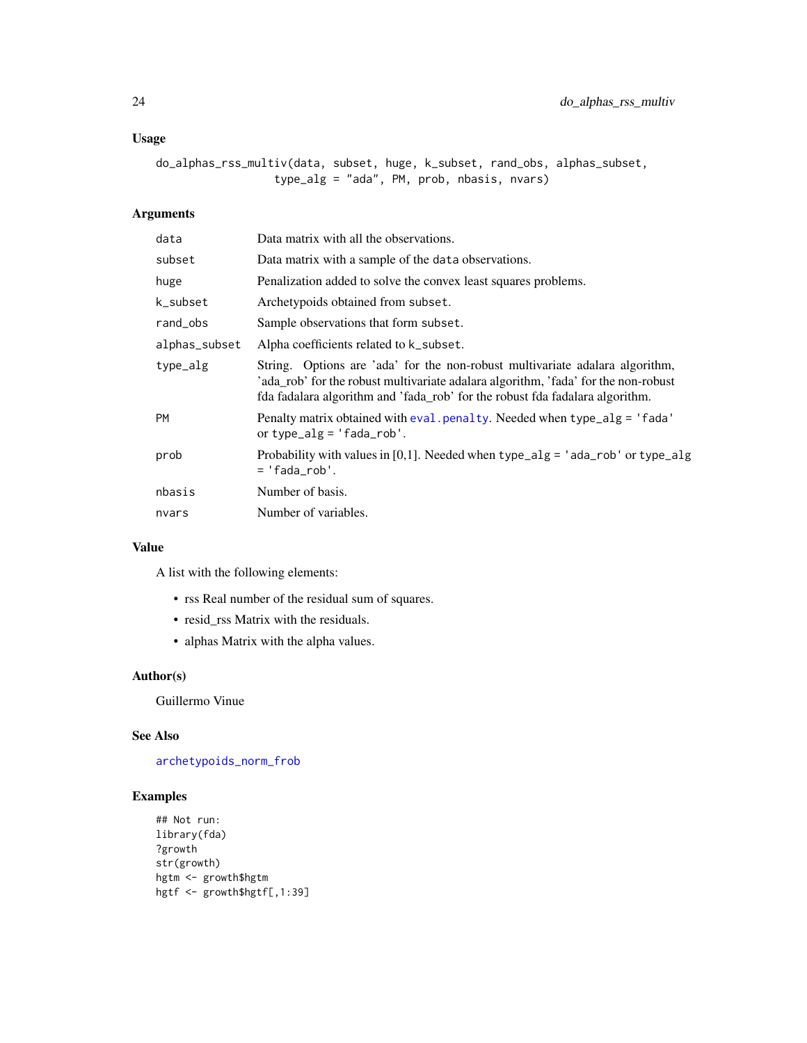### Usage

```
do_alphas_rss_multiv(data, subset, huge, k_subset, rand_obs, alphas_subset,
                  type_alg = "ada", PM, prob, nbasis, nvars)
```

### Arguments

| | |
|---|---|
| data | Data matrix with all the observations. |
| subset | Data matrix with a sample of the data observations. |
| huge | Penalization added to solve the convex least squares problems. |
| k_subset | Archetypoids obtained from subset. |
| rand_obs | Sample observations that form subset. |
| alphas_subset | Alpha coefficients related to k_subset. |
| type_alg | String. Options are 'ada' for the non-robust multivariate adalara algorithm, 'ada_rob' for the robust multivariate adalara algorithm, 'fada' for the non-robust fda fadalara algorithm and 'fada_rob' for the robust fda fadalara algorithm. |
| PM | Penalty matrix obtained with eval.penalty. Needed when type_alg = 'fada' or type_alg = 'fada_rob'. |
| prob | Probability with values in [0,1]. Needed when type_alg = 'ada_rob' or type_alg = 'fada_rob'. |
| nbasis | Number of basis. |
| nvars | Number of variables. |

### Value

A list with the following elements:

- rss Real number of the residual sum of squares.
- resid_rss Matrix with the residuals.
- alphas Matrix with the alpha values.

### Author(s)

Guillermo Vinue

### See Also

archetypoids_norm_frob

### Examples

```
## Not run:
library(fda)
?growth
str(growth)
hgtm <- growth$hgtm
hgtf <- growth$hgtf[,1:39]
```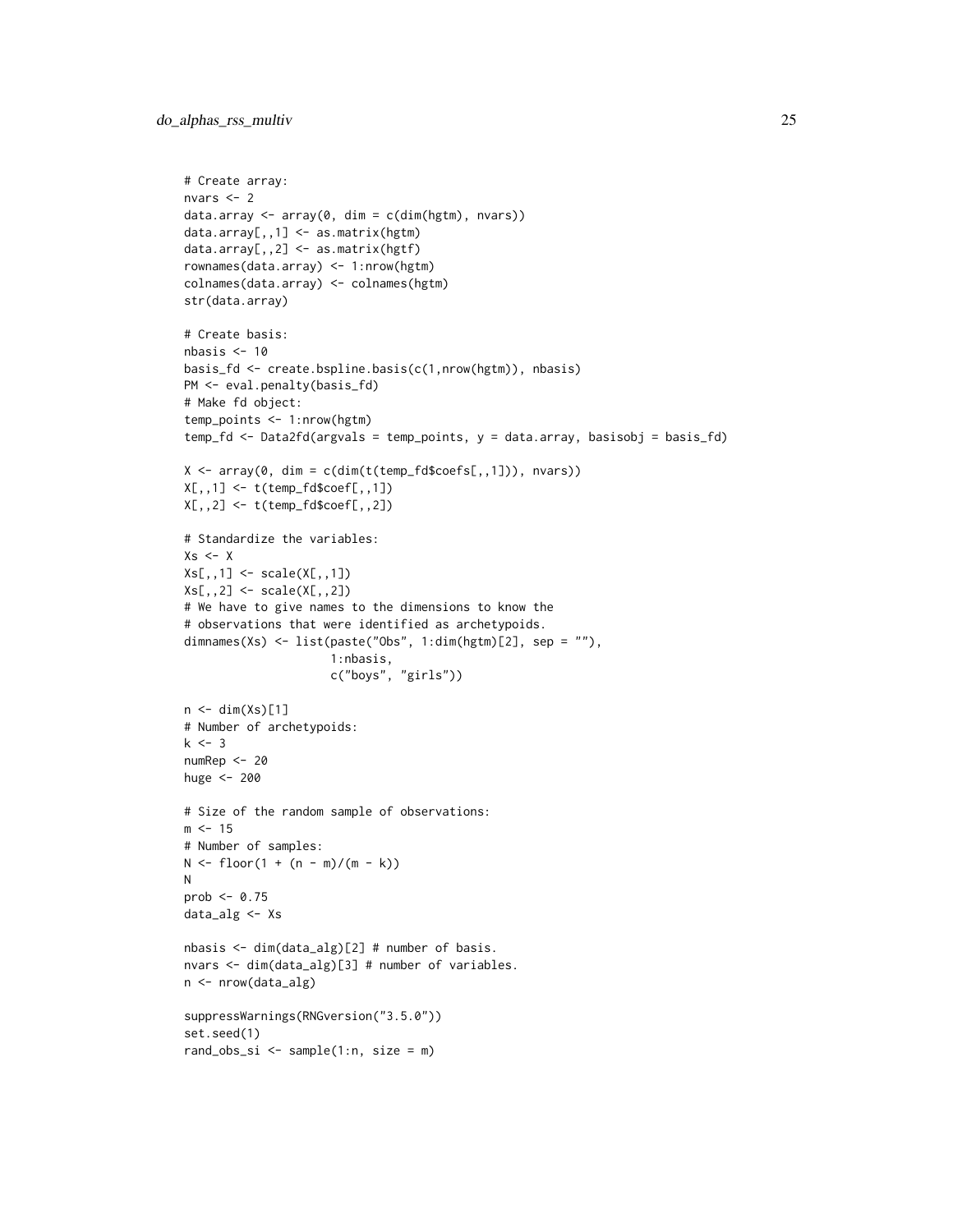```
# Create array:
nvars <- 2
data.array <- array(0, dim = c(dim(hgtm), nvars))
data.array[,,1] <- as.matrix(hgtm)
data.array[,,2] <- as.matrix(hgtf)
rownames(data.array) <- 1:nrow(hgtm)
colnames(data.array) <- colnames(hgtm)
str(data.array)

# Create basis:
nbasis <- 10
basis_fd <- create.bspline.basis(c(1,nrow(hgtm)), nbasis)
PM <- eval.penalty(basis_fd)
# Make fd object:
temp_points <- 1:nrow(hgtm)
temp_fd <- Data2fd(argvals = temp_points, y = data.array, basisobj = basis_fd)

X <- array(0, dim = c(dim(t(temp_fd$coefs[,,1])), nvars))
X[,,1] <- t(temp_fd$coef[,,1])
X[,,2] <- t(temp_fd$coef[,,2])

# Standardize the variables:
Xs <- X
Xs[,,1] <- scale(X[,,1])
Xs[,,2] <- scale(X[,,2])
# We have to give names to the dimensions to know the
# observations that were identified as archetypoids.
dimnames(Xs) <- list(paste("Obs", 1:dim(hgtm)[2], sep = ""),
                     1:nbasis,
                     c("boys", "girls"))

n <- dim(Xs)[1]
# Number of archetypoids:
k <- 3
numRep <- 20
huge <- 200

# Size of the random sample of observations:
m <- 15
# Number of samples:
N <- floor(1 + (n - m)/(m - k))
N
prob <- 0.75
data_alg <- Xs

nbasis <- dim(data_alg)[2] # number of basis.
nvars <- dim(data_alg)[3] # number of variables.
n <- nrow(data_alg)

suppressWarnings(RNGversion("3.5.0"))
set.seed(1)
rand_obs_si <- sample(1:n, size = m)
```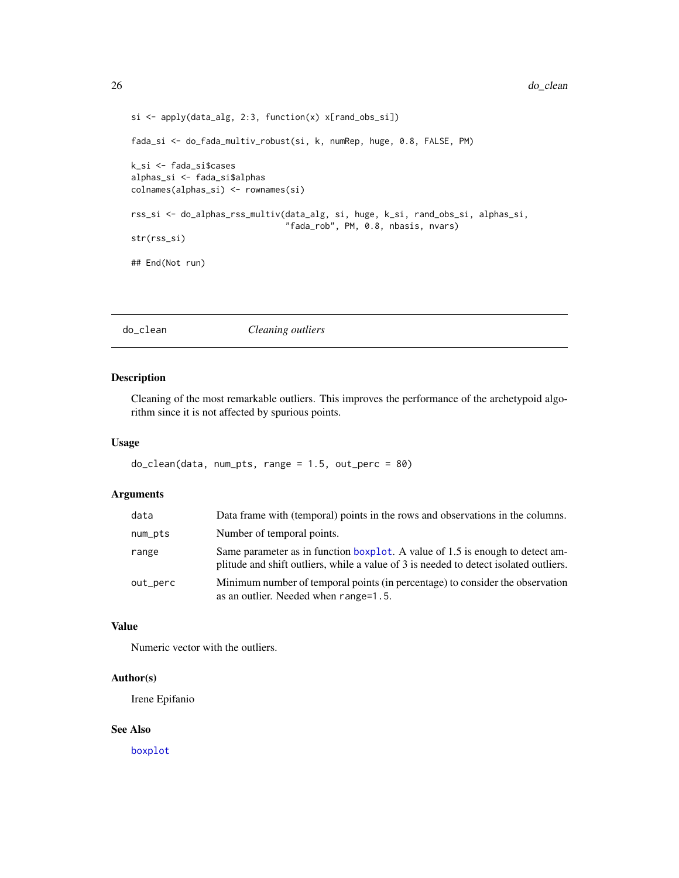```
si <- apply(data_alg, 2:3, function(x) x[rand_obs_si])

fada_si <- do_fada_multiv_robust(si, k, numRep, huge, 0.8, FALSE, PM)

k_si <- fada_si$cases
alphas_si <- fada_si$alphas
colnames(alphas_si) <- rownames(si)

rss_si <- do_alphas_rss_multiv(data_alg, si, huge, k_si, rand_obs_si, alphas_si,
                               "fada_rob", PM, 0.8, nbasis, nvars)
str(rss_si)

## End(Not run)
```

## do_clean — *Cleaning outliers*

### Description

Cleaning of the most remarkable outliers. This improves the performance of the archetypoid algorithm since it is not affected by spurious points.

### Usage

```
do_clean(data, num_pts, range = 1.5, out_perc = 80)
```

### Arguments

| | |
|---|---|
| `data` | Data frame with (temporal) points in the rows and observations in the columns. |
| `num_pts` | Number of temporal points. |
| `range` | Same parameter as in function `boxplot`. A value of 1.5 is enough to detect amplitude and shift outliers, while a value of 3 is needed to detect isolated outliers. |
| `out_perc` | Minimum number of temporal points (in percentage) to consider the observation as an outlier. Needed when `range=1.5`. |

### Value

Numeric vector with the outliers.

### Author(s)

Irene Epifanio

### See Also

`boxplot`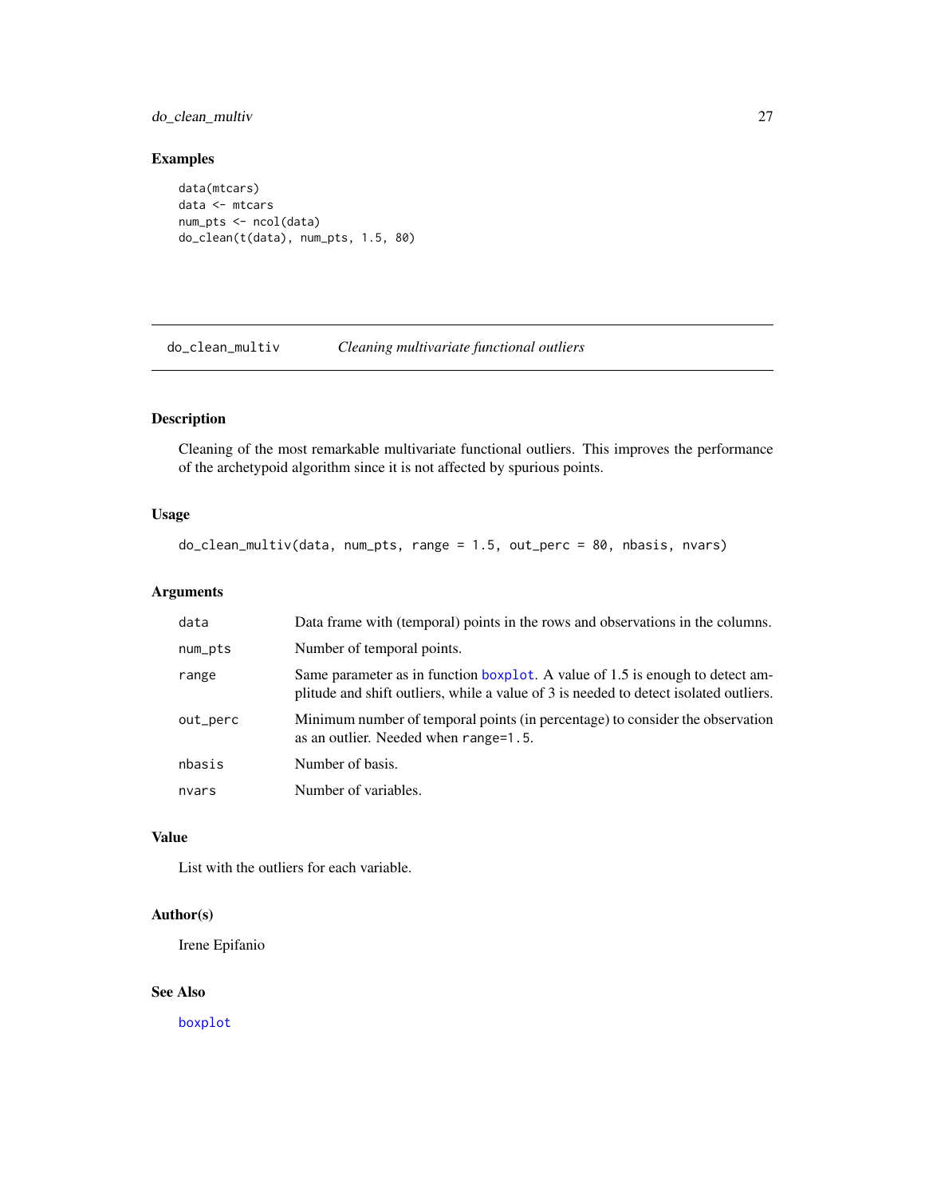## Examples

```
data(mtcars)
data <- mtcars
num_pts <- ncol(data)
do_clean(t(data), num_pts, 1.5, 80)
```

---

# do_clean_multiv    *Cleaning multivariate functional outliers*

---

### Description

Cleaning of the most remarkable multivariate functional outliers. This improves the performance of the archetypoid algorithm since it is not affected by spurious points.

### Usage

```
do_clean_multiv(data, num_pts, range = 1.5, out_perc = 80, nbasis, nvars)
```

### Arguments

| | |
|---|---|
| data | Data frame with (temporal) points in the rows and observations in the columns. |
| num_pts | Number of temporal points. |
| range | Same parameter as in function boxplot. A value of 1.5 is enough to detect amplitude and shift outliers, while a value of 3 is needed to detect isolated outliers. |
| out_perc | Minimum number of temporal points (in percentage) to consider the observation as an outlier. Needed when range=1.5. |
| nbasis | Number of basis. |
| nvars | Number of variables. |

### Value

List with the outliers for each variable.

### Author(s)

Irene Epifanio

### See Also

boxplot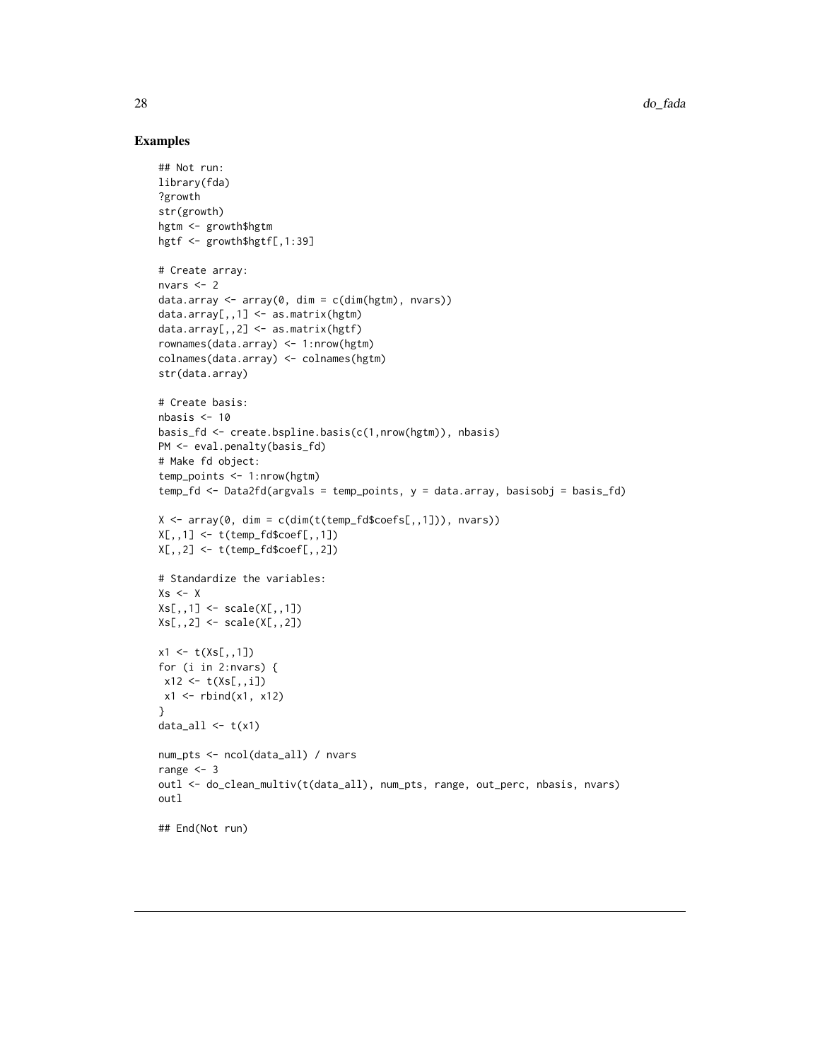## Examples

```
## Not run:
library(fda)
?growth
str(growth)
hgtm <- growth$hgtm
hgtf <- growth$hgtf[,1:39]

# Create array:
nvars <- 2
data.array <- array(0, dim = c(dim(hgtm), nvars))
data.array[,,1] <- as.matrix(hgtm)
data.array[,,2] <- as.matrix(hgtf)
rownames(data.array) <- 1:nrow(hgtm)
colnames(data.array) <- colnames(hgtm)
str(data.array)

# Create basis:
nbasis <- 10
basis_fd <- create.bspline.basis(c(1,nrow(hgtm)), nbasis)
PM <- eval.penalty(basis_fd)
# Make fd object:
temp_points <- 1:nrow(hgtm)
temp_fd <- Data2fd(argvals = temp_points, y = data.array, basisobj = basis_fd)

X <- array(0, dim = c(dim(t(temp_fd$coefs[,,1])), nvars))
X[,,1] <- t(temp_fd$coef[,,1])
X[,,2] <- t(temp_fd$coef[,,2])

# Standardize the variables:
Xs <- X
Xs[,,1] <- scale(X[,,1])
Xs[,,2] <- scale(X[,,2])

x1 <- t(Xs[,,1])
for (i in 2:nvars) {
 x12 <- t(Xs[,,i])
 x1 <- rbind(x1, x12)
}
data_all <- t(x1)

num_pts <- ncol(data_all) / nvars
range <- 3
outl <- do_clean_multiv(t(data_all), num_pts, range, out_perc, nbasis, nvars)
outl

## End(Not run)
```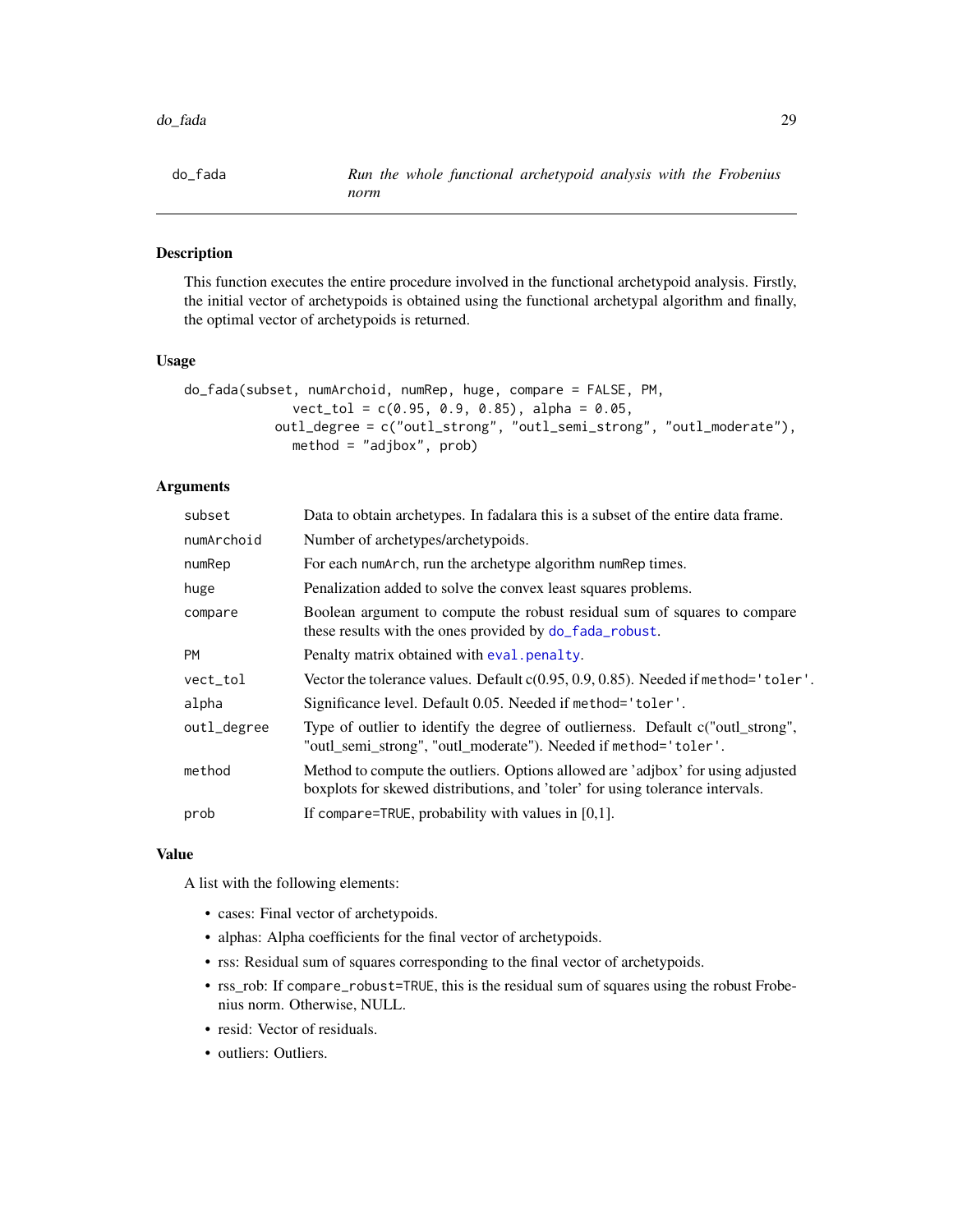# do_fada

*Run the whole functional archetypoid analysis with the Frobenius norm*

## Description

This function executes the entire procedure involved in the functional archetypoid analysis. Firstly, the initial vector of archetypoids is obtained using the functional archetypal algorithm and finally, the optimal vector of archetypoids is returned.

## Usage

```
do_fada(subset, numArchoid, numRep, huge, compare = FALSE, PM,
             vect_tol = c(0.95, 0.9, 0.85), alpha = 0.05,
           outl_degree = c("outl_strong", "outl_semi_strong", "outl_moderate"),
             method = "adjbox", prob)
```

## Arguments

| | |
|---|---|
| `subset` | Data to obtain archetypes. In fadalara this is a subset of the entire data frame. |
| `numArchoid` | Number of archetypes/archetypoids. |
| `numRep` | For each `numArch`, run the archetype algorithm `numRep` times. |
| `huge` | Penalization added to solve the convex least squares problems. |
| `compare` | Boolean argument to compute the robust residual sum of squares to compare these results with the ones provided by `do_fada_robust`. |
| `PM` | Penalty matrix obtained with `eval.penalty`. |
| `vect_tol` | Vector the tolerance values. Default c(0.95, 0.9, 0.85). Needed if `method='toler'`. |
| `alpha` | Significance level. Default 0.05. Needed if `method='toler'`. |
| `outl_degree` | Type of outlier to identify the degree of outlierness. Default c("outl_strong", "outl_semi_strong", "outl_moderate"). Needed if `method='toler'`. |
| `method` | Method to compute the outliers. Options allowed are 'adjbox' for using adjusted boxplots for skewed distributions, and 'toler' for using tolerance intervals. |
| `prob` | If `compare=TRUE`, probability with values in [0,1]. |

## Value

A list with the following elements:

- cases: Final vector of archetypoids.
- alphas: Alpha coefficients for the final vector of archetypoids.
- rss: Residual sum of squares corresponding to the final vector of archetypoids.
- rss_rob: If `compare_robust=TRUE`, this is the residual sum of squares using the robust Frobenius norm. Otherwise, NULL.
- resid: Vector of residuals.
- outliers: Outliers.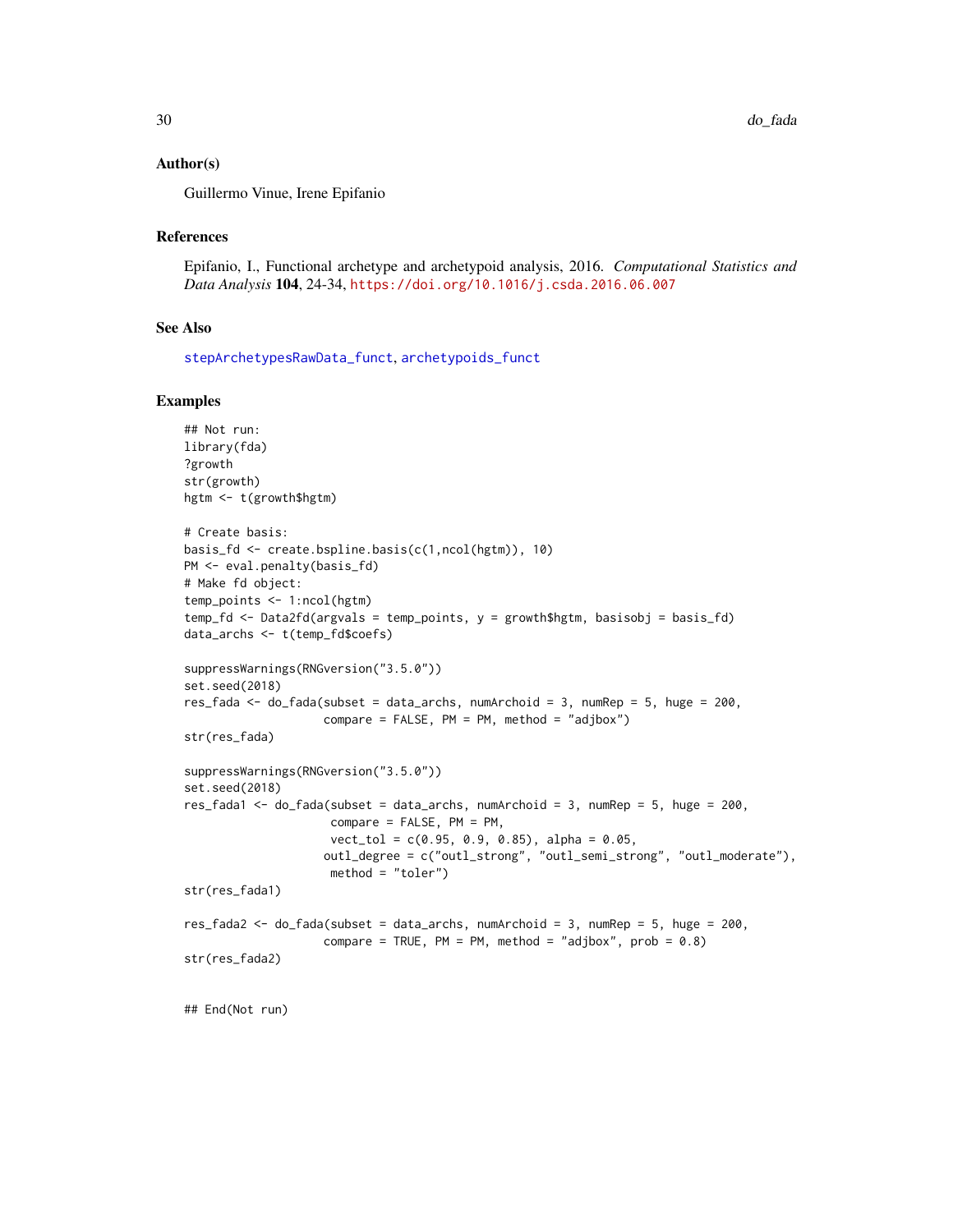### Author(s)

Guillermo Vinue, Irene Epifanio

### References

Epifanio, I., Functional archetype and archetypoid analysis, 2016. *Computational Statistics and Data Analysis* **104**, 24-34, https://doi.org/10.1016/j.csda.2016.06.007

### See Also

stepArchetypesRawData_funct, archetypoids_funct

### Examples

```
## Not run:
library(fda)
?growth
str(growth)
hgtm <- t(growth$hgtm)

# Create basis:
basis_fd <- create.bspline.basis(c(1,ncol(hgtm)), 10)
PM <- eval.penalty(basis_fd)
# Make fd object:
temp_points <- 1:ncol(hgtm)
temp_fd <- Data2fd(argvals = temp_points, y = growth$hgtm, basisobj = basis_fd)
data_archs <- t(temp_fd$coefs)

suppressWarnings(RNGversion("3.5.0"))
set.seed(2018)
res_fada <- do_fada(subset = data_archs, numArchoid = 3, numRep = 5, huge = 200,
                    compare = FALSE, PM = PM, method = "adjbox")
str(res_fada)

suppressWarnings(RNGversion("3.5.0"))
set.seed(2018)
res_fada1 <- do_fada(subset = data_archs, numArchoid = 3, numRep = 5, huge = 200,
                     compare = FALSE, PM = PM,
                     vect_tol = c(0.95, 0.9, 0.85), alpha = 0.05,
                    outl_degree = c("outl_strong", "outl_semi_strong", "outl_moderate"),
                     method = "toler")
str(res_fada1)

res_fada2 <- do_fada(subset = data_archs, numArchoid = 3, numRep = 5, huge = 200,
                    compare = TRUE, PM = PM, method = "adjbox", prob = 0.8)
str(res_fada2)


## End(Not run)
```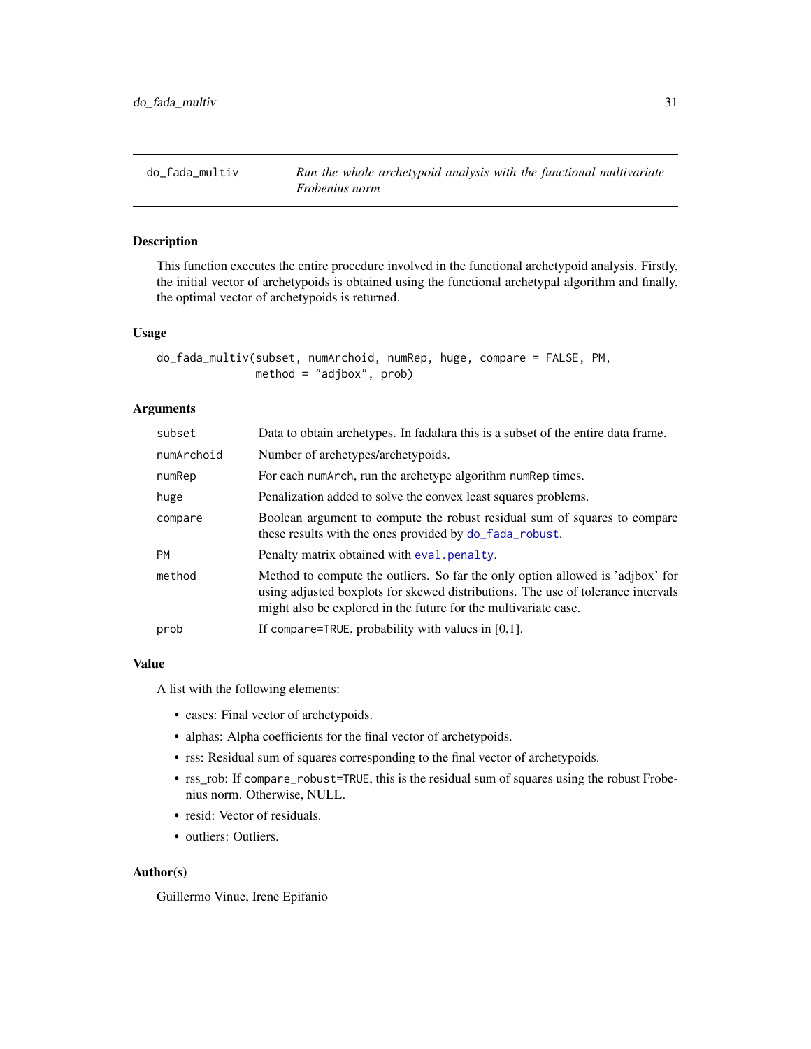## do_fada_multiv — *Run the whole archetypoid analysis with the functional multivariate Frobenius norm*

### Description

This function executes the entire procedure involved in the functional archetypoid analysis. Firstly, the initial vector of archetypoids is obtained using the functional archetypal algorithm and finally, the optimal vector of archetypoids is returned.

### Usage

```
do_fada_multiv(subset, numArchoid, numRep, huge, compare = FALSE, PM,
               method = "adjbox", prob)
```

### Arguments

| Argument | Description |
|---|---|
| `subset` | Data to obtain archetypes. In fadalara this is a subset of the entire data frame. |
| `numArchoid` | Number of archetypes/archetypoids. |
| `numRep` | For each `numArch`, run the archetype algorithm `numRep` times. |
| `huge` | Penalization added to solve the convex least squares problems. |
| `compare` | Boolean argument to compute the robust residual sum of squares to compare these results with the ones provided by `do_fada_robust`. |
| `PM` | Penalty matrix obtained with `eval.penalty`. |
| `method` | Method to compute the outliers. So far the only option allowed is 'adjbox' for using adjusted boxplots for skewed distributions. The use of tolerance intervals might also be explored in the future for the multivariate case. |
| `prob` | If `compare=TRUE`, probability with values in [0,1]. |

### Value

A list with the following elements:

- cases: Final vector of archetypoids.
- alphas: Alpha coefficients for the final vector of archetypoids.
- rss: Residual sum of squares corresponding to the final vector of archetypoids.
- rss_rob: If `compare_robust=TRUE`, this is the residual sum of squares using the robust Frobenius norm. Otherwise, NULL.
- resid: Vector of residuals.
- outliers: Outliers.

### Author(s)

Guillermo Vinue, Irene Epifanio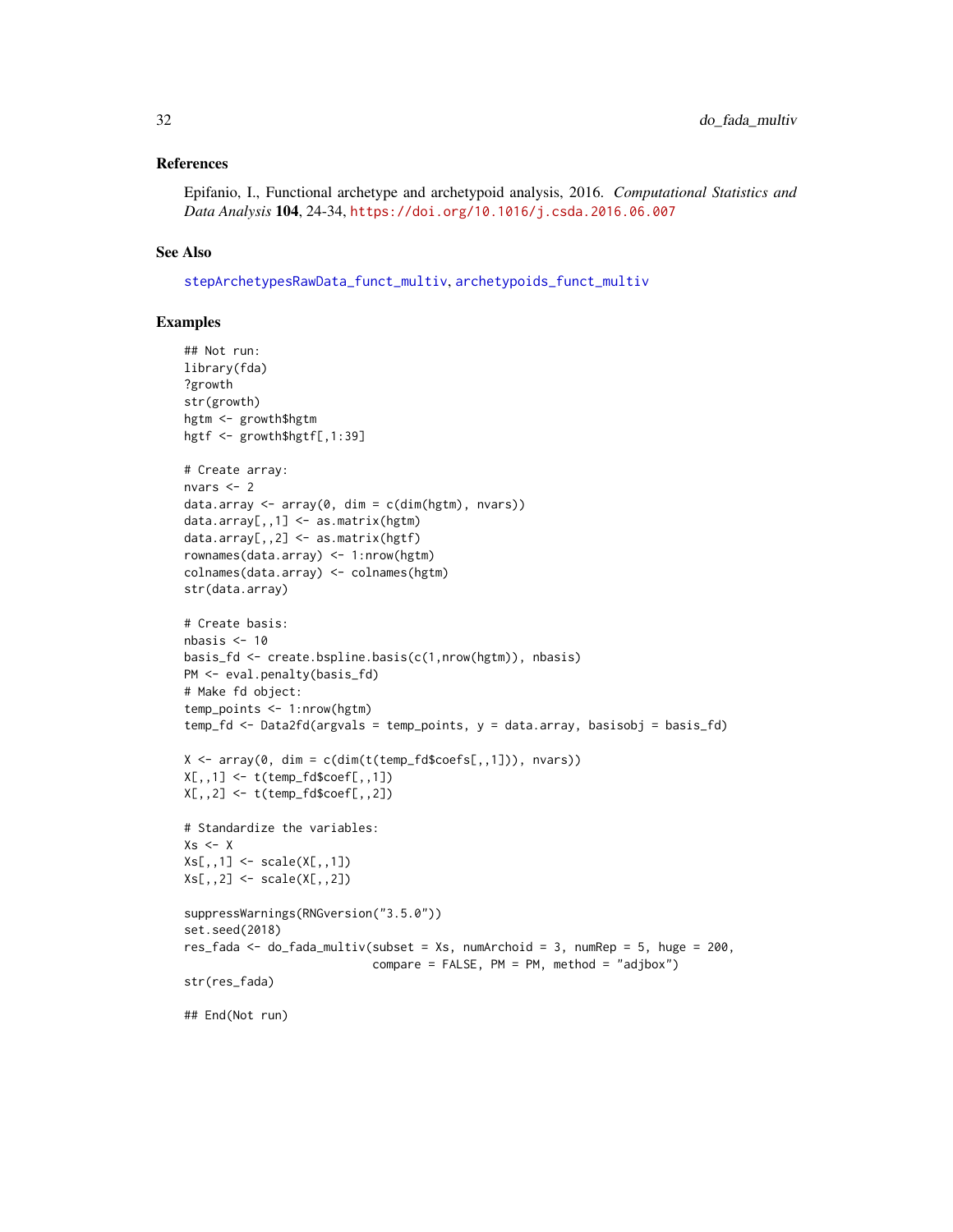## References

Epifanio, I., Functional archetype and archetypoid analysis, 2016. *Computational Statistics and Data Analysis* **104**, 24-34, https://doi.org/10.1016/j.csda.2016.06.007

## See Also

stepArchetypesRawData_funct_multiv, archetypoids_funct_multiv

## Examples

```
## Not run:
library(fda)
?growth
str(growth)
hgtm <- growth$hgtm
hgtf <- growth$hgtf[,1:39]

# Create array:
nvars <- 2
data.array <- array(0, dim = c(dim(hgtm), nvars))
data.array[,,1] <- as.matrix(hgtm)
data.array[,,2] <- as.matrix(hgtf)
rownames(data.array) <- 1:nrow(hgtm)
colnames(data.array) <- colnames(hgtm)
str(data.array)

# Create basis:
nbasis <- 10
basis_fd <- create.bspline.basis(c(1,nrow(hgtm)), nbasis)
PM <- eval.penalty(basis_fd)
# Make fd object:
temp_points <- 1:nrow(hgtm)
temp_fd <- Data2fd(argvals = temp_points, y = data.array, basisobj = basis_fd)

X <- array(0, dim = c(dim(t(temp_fd$coefs[,,1])), nvars))
X[,,1] <- t(temp_fd$coef[,,1])
X[,,2] <- t(temp_fd$coef[,,2])

# Standardize the variables:
Xs <- X
Xs[,,1] <- scale(X[,,1])
Xs[,,2] <- scale(X[,,2])

suppressWarnings(RNGversion("3.5.0"))
set.seed(2018)
res_fada <- do_fada_multiv(subset = Xs, numArchoid = 3, numRep = 5, huge = 200,
                           compare = FALSE, PM = PM, method = "adjbox")
str(res_fada)

## End(Not run)
```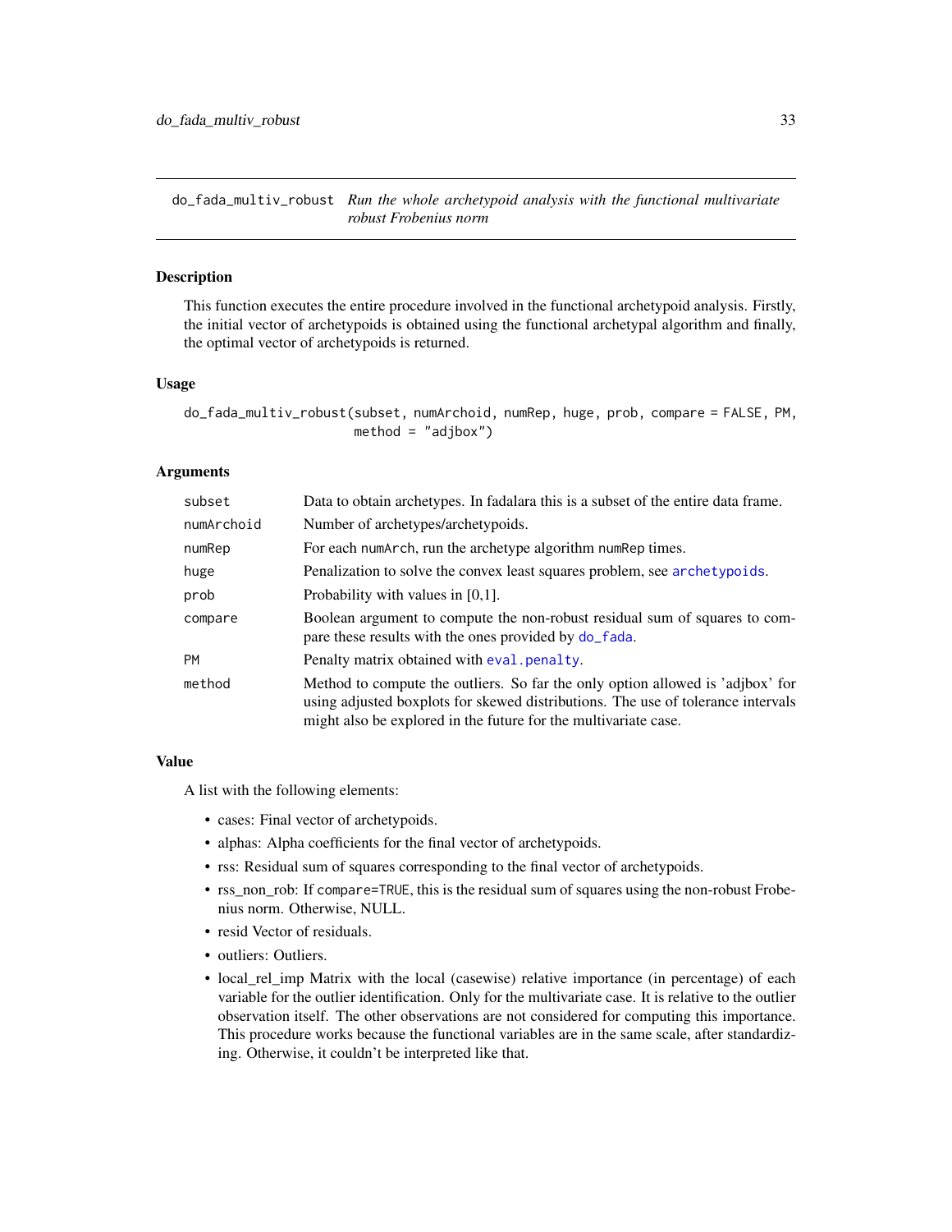## do_fada_multiv_robust *Run the whole archetypoid analysis with the functional multivariate robust Frobenius norm*

### Description

This function executes the entire procedure involved in the functional archetypoid analysis. Firstly, the initial vector of archetypoids is obtained using the functional archetypal algorithm and finally, the optimal vector of archetypoids is returned.

### Usage

```
do_fada_multiv_robust(subset, numArchoid, numRep, huge, prob, compare = FALSE, PM,
                      method = "adjbox")
```

### Arguments

| | |
|---|---|
| subset | Data to obtain archetypes. In fadalara this is a subset of the entire data frame. |
| numArchoid | Number of archetypes/archetypoids. |
| numRep | For each `numArch`, run the archetype algorithm `numRep` times. |
| huge | Penalization to solve the convex least squares problem, see `archetypoids`. |
| prob | Probability with values in [0,1]. |
| compare | Boolean argument to compute the non-robust residual sum of squares to compare these results with the ones provided by `do_fada`. |
| PM | Penalty matrix obtained with `eval.penalty`. |
| method | Method to compute the outliers. So far the only option allowed is 'adjbox' for using adjusted boxplots for skewed distributions. The use of tolerance intervals might also be explored in the future for the multivariate case. |

### Value

A list with the following elements:

- cases: Final vector of archetypoids.
- alphas: Alpha coefficients for the final vector of archetypoids.
- rss: Residual sum of squares corresponding to the final vector of archetypoids.
- rss_non_rob: If `compare=TRUE`, this is the residual sum of squares using the non-robust Frobenius norm. Otherwise, NULL.
- resid Vector of residuals.
- outliers: Outliers.
- local_rel_imp Matrix with the local (casewise) relative importance (in percentage) of each variable for the outlier identification. Only for the multivariate case. It is relative to the outlier observation itself. The other observations are not considered for computing this importance. This procedure works because the functional variables are in the same scale, after standardizing. Otherwise, it couldn't be interpreted like that.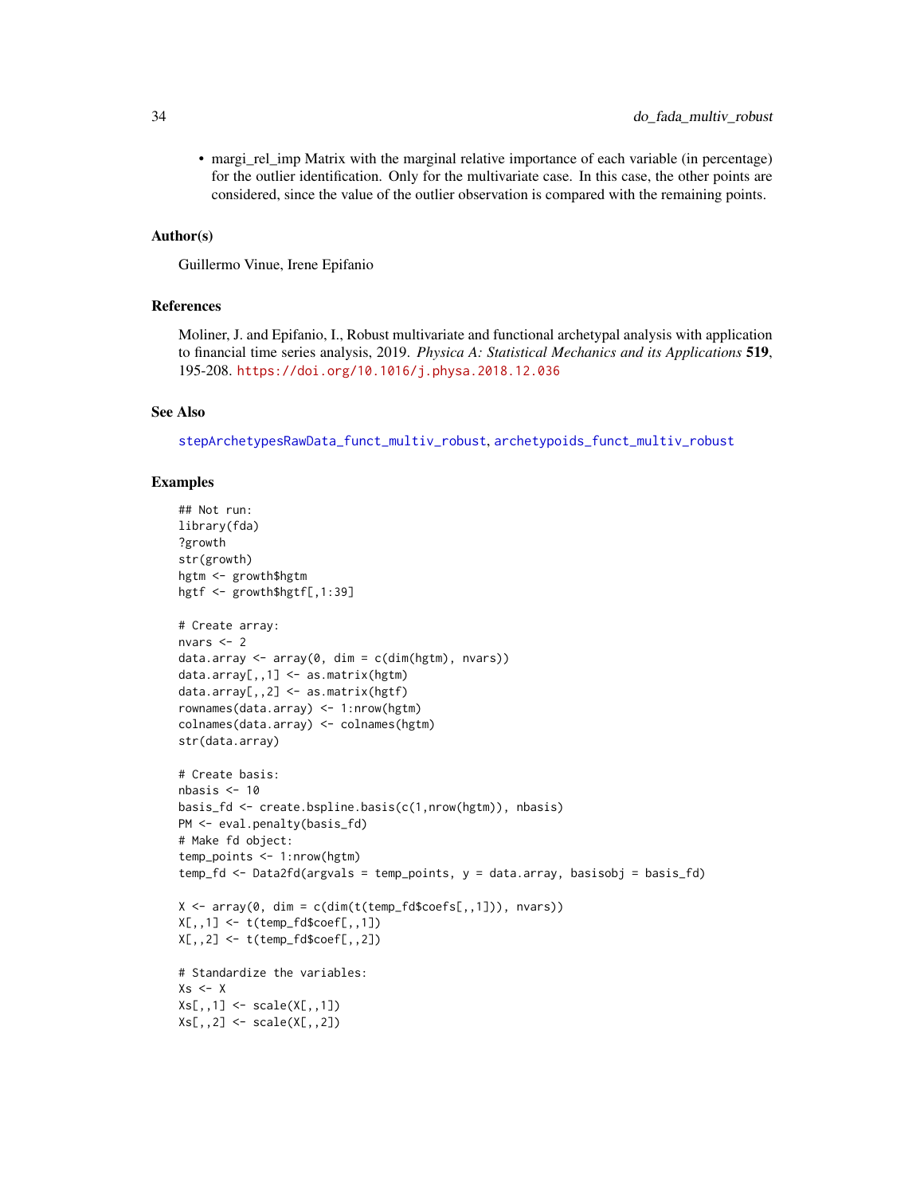- margi_rel_imp Matrix with the marginal relative importance of each variable (in percentage) for the outlier identification. Only for the multivariate case. In this case, the other points are considered, since the value of the outlier observation is compared with the remaining points.

### Author(s)

Guillermo Vinue, Irene Epifanio

### References

Moliner, J. and Epifanio, I., Robust multivariate and functional archetypal analysis with application to financial time series analysis, 2019. *Physica A: Statistical Mechanics and its Applications* **519**, 195-208. https://doi.org/10.1016/j.physa.2018.12.036

### See Also

stepArchetypesRawData_funct_multiv_robust, archetypoids_funct_multiv_robust

### Examples

```
## Not run:
library(fda)
?growth
str(growth)
hgtm <- growth$hgtm
hgtf <- growth$hgtf[,1:39]

# Create array:
nvars <- 2
data.array <- array(0, dim = c(dim(hgtm), nvars))
data.array[,,1] <- as.matrix(hgtm)
data.array[,,2] <- as.matrix(hgtf)
rownames(data.array) <- 1:nrow(hgtm)
colnames(data.array) <- colnames(hgtm)
str(data.array)

# Create basis:
nbasis <- 10
basis_fd <- create.bspline.basis(c(1,nrow(hgtm)), nbasis)
PM <- eval.penalty(basis_fd)
# Make fd object:
temp_points <- 1:nrow(hgtm)
temp_fd <- Data2fd(argvals = temp_points, y = data.array, basisobj = basis_fd)

X <- array(0, dim = c(dim(t(temp_fd$coefs[,,1])), nvars))
X[,,1] <- t(temp_fd$coef[,,1])
X[,,2] <- t(temp_fd$coef[,,2])

# Standardize the variables:
Xs <- X
Xs[,,1] <- scale(X[,,1])
Xs[,,2] <- scale(X[,,2])
```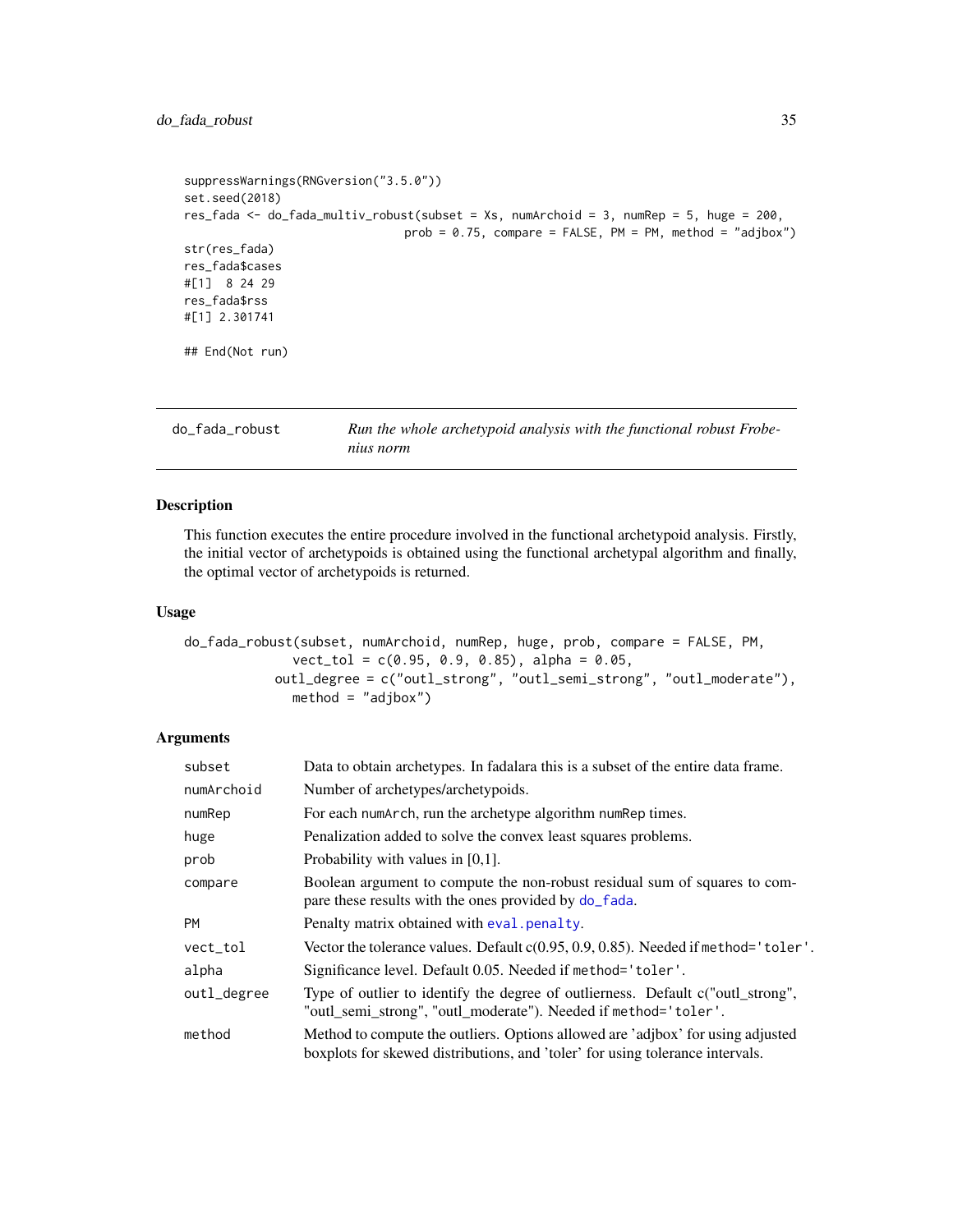```
suppressWarnings(RNGversion("3.5.0"))
set.seed(2018)
res_fada <- do_fada_multiv_robust(subset = Xs, numArchoid = 3, numRep = 5, huge = 200,
                                  prob = 0.75, compare = FALSE, PM = PM, method = "adjbox")
str(res_fada)
res_fada$cases
#[1]  8 24 29
res_fada$rss
#[1] 2.301741

## End(Not run)
```

## do_fada_robust

*Run the whole archetypoid analysis with the functional robust Frobenius norm*

### Description

This function executes the entire procedure involved in the functional archetypoid analysis. Firstly, the initial vector of archetypoids is obtained using the functional archetypal algorithm and finally, the optimal vector of archetypoids is returned.

### Usage

```
do_fada_robust(subset, numArchoid, numRep, huge, prob, compare = FALSE, PM,
               vect_tol = c(0.95, 0.9, 0.85), alpha = 0.05,
             outl_degree = c("outl_strong", "outl_semi_strong", "outl_moderate"),
               method = "adjbox")
```

### Arguments

| | |
|---|---|
| subset | Data to obtain archetypes. In fadalara this is a subset of the entire data frame. |
| numArchoid | Number of archetypes/archetypoids. |
| numRep | For each numArch, run the archetype algorithm numRep times. |
| huge | Penalization added to solve the convex least squares problems. |
| prob | Probability with values in [0,1]. |
| compare | Boolean argument to compute the non-robust residual sum of squares to compare these results with the ones provided by do_fada. |
| PM | Penalty matrix obtained with eval.penalty. |
| vect_tol | Vector the tolerance values. Default c(0.95, 0.9, 0.85). Needed if method='toler'. |
| alpha | Significance level. Default 0.05. Needed if method='toler'. |
| outl_degree | Type of outlier to identify the degree of outlierness. Default c("outl_strong", "outl_semi_strong", "outl_moderate"). Needed if method='toler'. |
| method | Method to compute the outliers. Options allowed are 'adjbox' for using adjusted boxplots for skewed distributions, and 'toler' for using tolerance intervals. |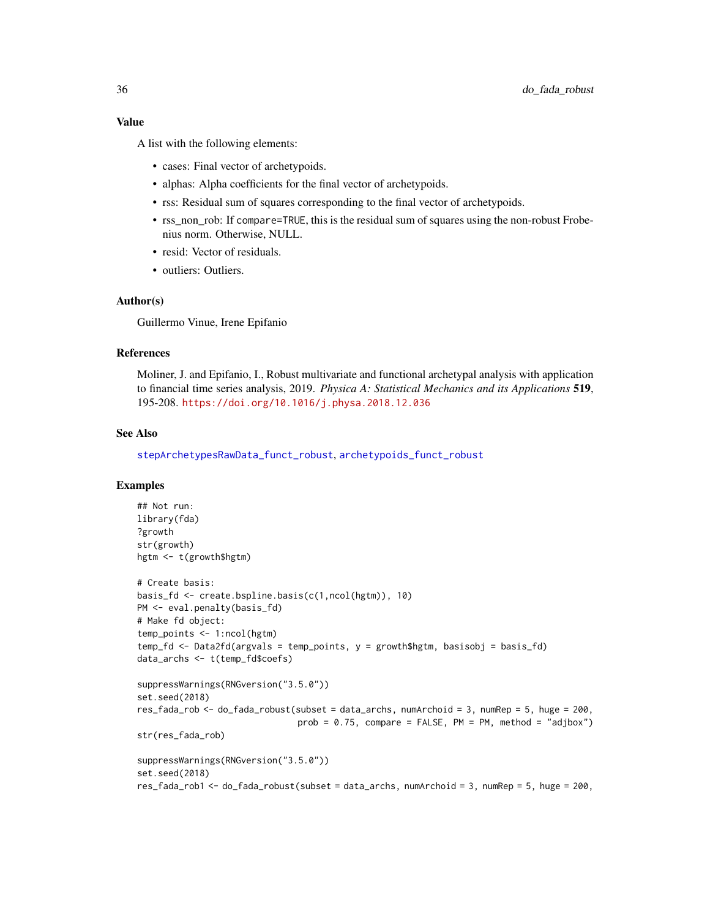### Value

A list with the following elements:

- cases: Final vector of archetypoids.
- alphas: Alpha coefficients for the final vector of archetypoids.
- rss: Residual sum of squares corresponding to the final vector of archetypoids.
- rss_non_rob: If `compare=TRUE`, this is the residual sum of squares using the non-robust Frobenius norm. Otherwise, NULL.
- resid: Vector of residuals.
- outliers: Outliers.

### Author(s)

Guillermo Vinue, Irene Epifanio

### References

Moliner, J. and Epifanio, I., Robust multivariate and functional archetypal analysis with application to financial time series analysis, 2019. *Physica A: Statistical Mechanics and its Applications* **519**, 195-208. https://doi.org/10.1016/j.physa.2018.12.036

### See Also

stepArchetypesRawData_funct_robust, archetypoids_funct_robust

### Examples

```
## Not run:
library(fda)
?growth
str(growth)
hgtm <- t(growth$hgtm)

# Create basis:
basis_fd <- create.bspline.basis(c(1,ncol(hgtm)), 10)
PM <- eval.penalty(basis_fd)
# Make fd object:
temp_points <- 1:ncol(hgtm)
temp_fd <- Data2fd(argvals = temp_points, y = growth$hgtm, basisobj = basis_fd)
data_archs <- t(temp_fd$coefs)

suppressWarnings(RNGversion("3.5.0"))
set.seed(2018)
res_fada_rob <- do_fada_robust(subset = data_archs, numArchoid = 3, numRep = 5, huge = 200,
                               prob = 0.75, compare = FALSE, PM = PM, method = "adjbox")
str(res_fada_rob)

suppressWarnings(RNGversion("3.5.0"))
set.seed(2018)
res_fada_rob1 <- do_fada_robust(subset = data_archs, numArchoid = 3, numRep = 5, huge = 200,
```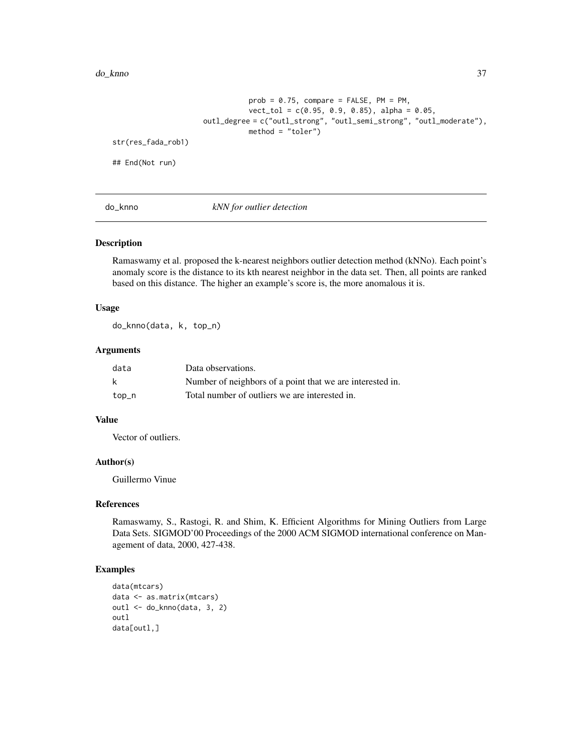```
                    prob = 0.75, compare = FALSE, PM = PM,
                    vect_tol = c(0.95, 0.9, 0.85), alpha = 0.05,
          outl_degree = c("outl_strong", "outl_semi_strong", "outl_moderate"),
                    method = "toler")
str(res_fada_rob1)

## End(Not run)
```

## do_knno *kNN for outlier detection*

### Description

Ramaswamy et al. proposed the k-nearest neighbors outlier detection method (kNNo). Each point's anomaly score is the distance to its kth nearest neighbor in the data set. Then, all points are ranked based on this distance. The higher an example's score is, the more anomalous it is.

### Usage

```
do_knno(data, k, top_n)
```

### Arguments

| | |
|---|---|
| data | Data observations. |
| k | Number of neighbors of a point that we are interested in. |
| top_n | Total number of outliers we are interested in. |

### Value

Vector of outliers.

### Author(s)

Guillermo Vinue

### References

Ramaswamy, S., Rastogi, R. and Shim, K. Efficient Algorithms for Mining Outliers from Large Data Sets. SIGMOD'00 Proceedings of the 2000 ACM SIGMOD international conference on Management of data, 2000, 427-438.

### Examples

```
data(mtcars)
data <- as.matrix(mtcars)
outl <- do_knno(data, 3, 2)
outl
data[outl,]
```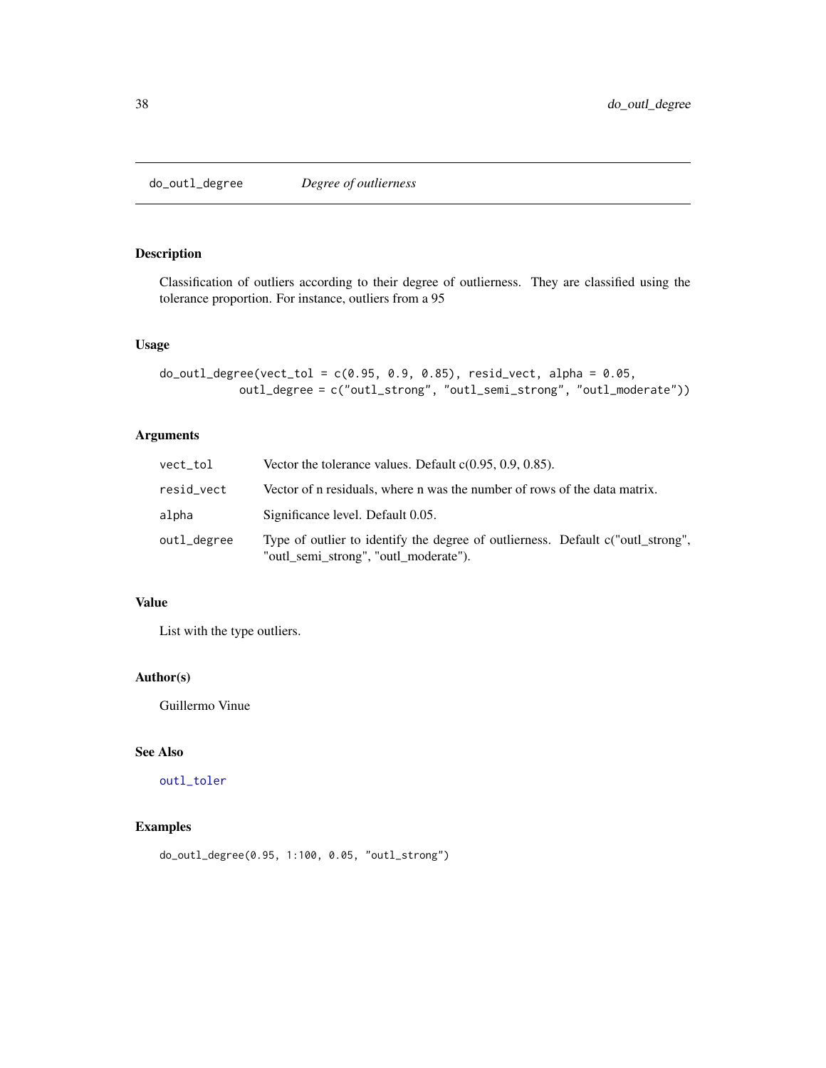# do_outl_degree *Degree of outlierness*

## Description

Classification of outliers according to their degree of outlierness. They are classified using the tolerance proportion. For instance, outliers from a 95

## Usage

```
do_outl_degree(vect_tol = c(0.95, 0.9, 0.85), resid_vect, alpha = 0.05,
            outl_degree = c("outl_strong", "outl_semi_strong", "outl_moderate"))
```

## Arguments

| | |
|---|---|
| vect_tol | Vector the tolerance values. Default c(0.95, 0.9, 0.85). |
| resid_vect | Vector of n residuals, where n was the number of rows of the data matrix. |
| alpha | Significance level. Default 0.05. |
| outl_degree | Type of outlier to identify the degree of outlierness. Default c("outl_strong", "outl_semi_strong", "outl_moderate"). |

## Value

List with the type outliers.

## Author(s)

Guillermo Vinue

## See Also

outl_toler

## Examples

```
do_outl_degree(0.95, 1:100, 0.05, "outl_strong")
```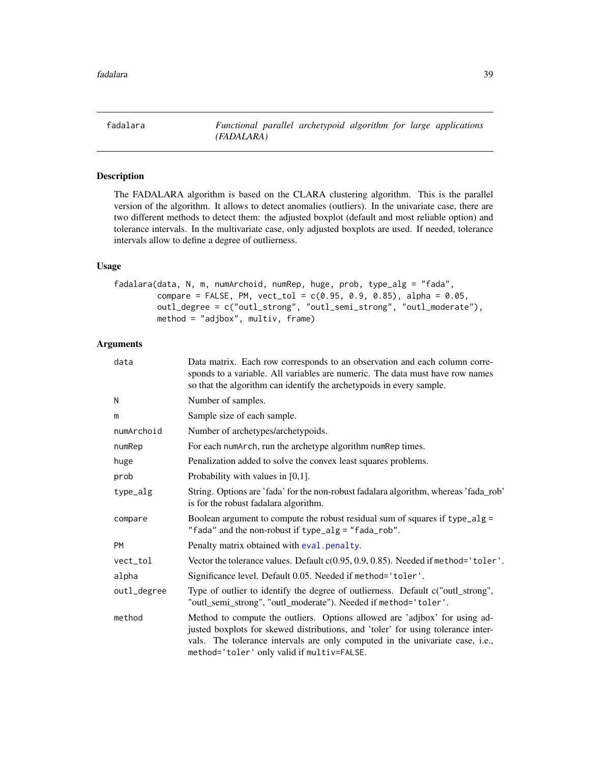## fadalara — *Functional parallel archetypoid algorithm for large applications (FADALARA)*

### Description

The FADALARA algorithm is based on the CLARA clustering algorithm. This is the parallel version of the algorithm. It allows to detect anomalies (outliers). In the univariate case, there are two different methods to detect them: the adjusted boxplot (default and most reliable option) and tolerance intervals. In the multivariate case, only adjusted boxplots are used. If needed, tolerance intervals allow to define a degree of outlierness.

### Usage

```
fadalara(data, N, m, numArchoid, numRep, huge, prob, type_alg = "fada",
         compare = FALSE, PM, vect_tol = c(0.95, 0.9, 0.85), alpha = 0.05,
         outl_degree = c("outl_strong", "outl_semi_strong", "outl_moderate"),
         method = "adjbox", multiv, frame)
```

### Arguments

| Argument | Description |
|---|---|
| `data` | Data matrix. Each row corresponds to an observation and each column corresponds to a variable. All variables are numeric. The data must have row names so that the algorithm can identify the archetypoids in every sample. |
| `N` | Number of samples. |
| `m` | Sample size of each sample. |
| `numArchoid` | Number of archetypes/archetypoids. |
| `numRep` | For each `numArch`, run the archetype algorithm `numRep` times. |
| `huge` | Penalization added to solve the convex least squares problems. |
| `prob` | Probability with values in [0,1]. |
| `type_alg` | String. Options are 'fada' for the non-robust fadalara algorithm, whereas 'fada_rob' is for the robust fadalara algorithm. |
| `compare` | Boolean argument to compute the robust residual sum of squares if `type_alg = "fada"` and the non-robust if `type_alg = "fada_rob"`. |
| `PM` | Penalty matrix obtained with `eval.penalty`. |
| `vect_tol` | Vector the tolerance values. Default c(0.95, 0.9, 0.85). Needed if `method='toler'`. |
| `alpha` | Significance level. Default 0.05. Needed if `method='toler'`. |
| `outl_degree` | Type of outlier to identify the degree of outlierness. Default c("outl_strong", "outl_semi_strong", "outl_moderate"). Needed if `method='toler'`. |
| `method` | Method to compute the outliers. Options allowed are 'adjbox' for using adjusted boxplots for skewed distributions, and 'toler' for using tolerance intervals. The tolerance intervals are only computed in the univariate case, i.e., `method='toler'` only valid if `multiv=FALSE`. |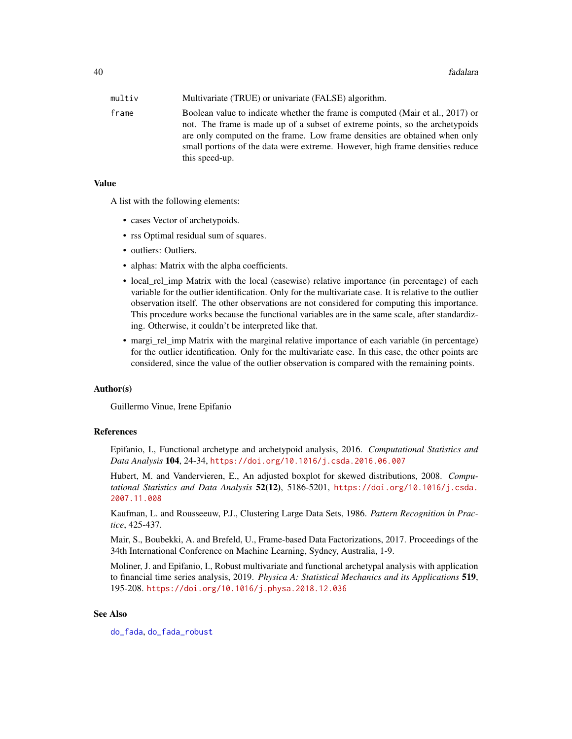| | |
|---|---|
| multiv | Multivariate (TRUE) or univariate (FALSE) algorithm. |
| frame | Boolean value to indicate whether the frame is computed (Mair et al., 2017) or not. The frame is made up of a subset of extreme points, so the archetypoids are only computed on the frame. Low frame densities are obtained when only small portions of the data were extreme. However, high frame densities reduce this speed-up. |

## Value

A list with the following elements:

- cases Vector of archetypoids.
- rss Optimal residual sum of squares.
- outliers: Outliers.
- alphas: Matrix with the alpha coefficients.
- local_rel_imp Matrix with the local (casewise) relative importance (in percentage) of each variable for the outlier identification. Only for the multivariate case. It is relative to the outlier observation itself. The other observations are not considered for computing this importance. This procedure works because the functional variables are in the same scale, after standardizing. Otherwise, it couldn't be interpreted like that.
- margi_rel_imp Matrix with the marginal relative importance of each variable (in percentage) for the outlier identification. Only for the multivariate case. In this case, the other points are considered, since the value of the outlier observation is compared with the remaining points.

## Author(s)

Guillermo Vinue, Irene Epifanio

## References

Epifanio, I., Functional archetype and archetypoid analysis, 2016. *Computational Statistics and Data Analysis* **104**, 24-34, https://doi.org/10.1016/j.csda.2016.06.007

Hubert, M. and Vandervieren, E., An adjusted boxplot for skewed distributions, 2008. *Computational Statistics and Data Analysis* **52(12)**, 5186-5201, https://doi.org/10.1016/j.csda.2007.11.008

Kaufman, L. and Rousseeuw, P.J., Clustering Large Data Sets, 1986. *Pattern Recognition in Practice*, 425-437.

Mair, S., Boubekki, A. and Brefeld, U., Frame-based Data Factorizations, 2017. Proceedings of the 34th International Conference on Machine Learning, Sydney, Australia, 1-9.

Moliner, J. and Epifanio, I., Robust multivariate and functional archetypal analysis with application to financial time series analysis, 2019. *Physica A: Statistical Mechanics and its Applications* **519**, 195-208. https://doi.org/10.1016/j.physa.2018.12.036

## See Also

do_fada, do_fada_robust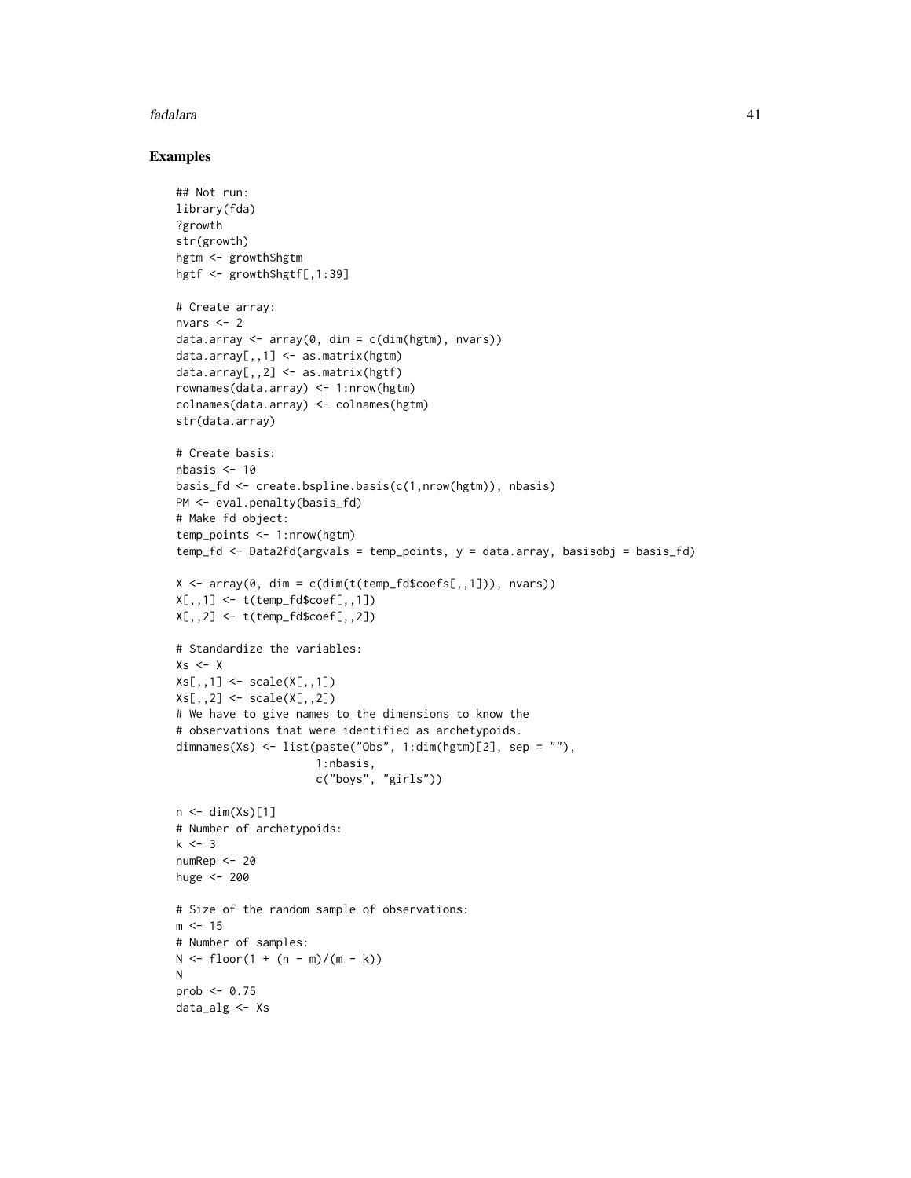## Examples

```
## Not run:
library(fda)
?growth
str(growth)
hgtm <- growth$hgtm
hgtf <- growth$hgtf[,1:39]

# Create array:
nvars <- 2
data.array <- array(0, dim = c(dim(hgtm), nvars))
data.array[,,1] <- as.matrix(hgtm)
data.array[,,2] <- as.matrix(hgtf)
rownames(data.array) <- 1:nrow(hgtm)
colnames(data.array) <- colnames(hgtm)
str(data.array)

# Create basis:
nbasis <- 10
basis_fd <- create.bspline.basis(c(1,nrow(hgtm)), nbasis)
PM <- eval.penalty(basis_fd)
# Make fd object:
temp_points <- 1:nrow(hgtm)
temp_fd <- Data2fd(argvals = temp_points, y = data.array, basisobj = basis_fd)

X <- array(0, dim = c(dim(t(temp_fd$coefs[,,1])), nvars))
X[,,1] <- t(temp_fd$coef[,,1])
X[,,2] <- t(temp_fd$coef[,,2])

# Standardize the variables:
Xs <- X
Xs[,,1] <- scale(X[,,1])
Xs[,,2] <- scale(X[,,2])
# We have to give names to the dimensions to know the
# observations that were identified as archetypoids.
dimnames(Xs) <- list(paste("Obs", 1:dim(hgtm)[2], sep = ""),
                     1:nbasis,
                     c("boys", "girls"))

n <- dim(Xs)[1]
# Number of archetypoids:
k <- 3
numRep <- 20
huge <- 200

# Size of the random sample of observations:
m <- 15
# Number of samples:
N <- floor(1 + (n - m)/(m - k))
N
prob <- 0.75
data_alg <- Xs
```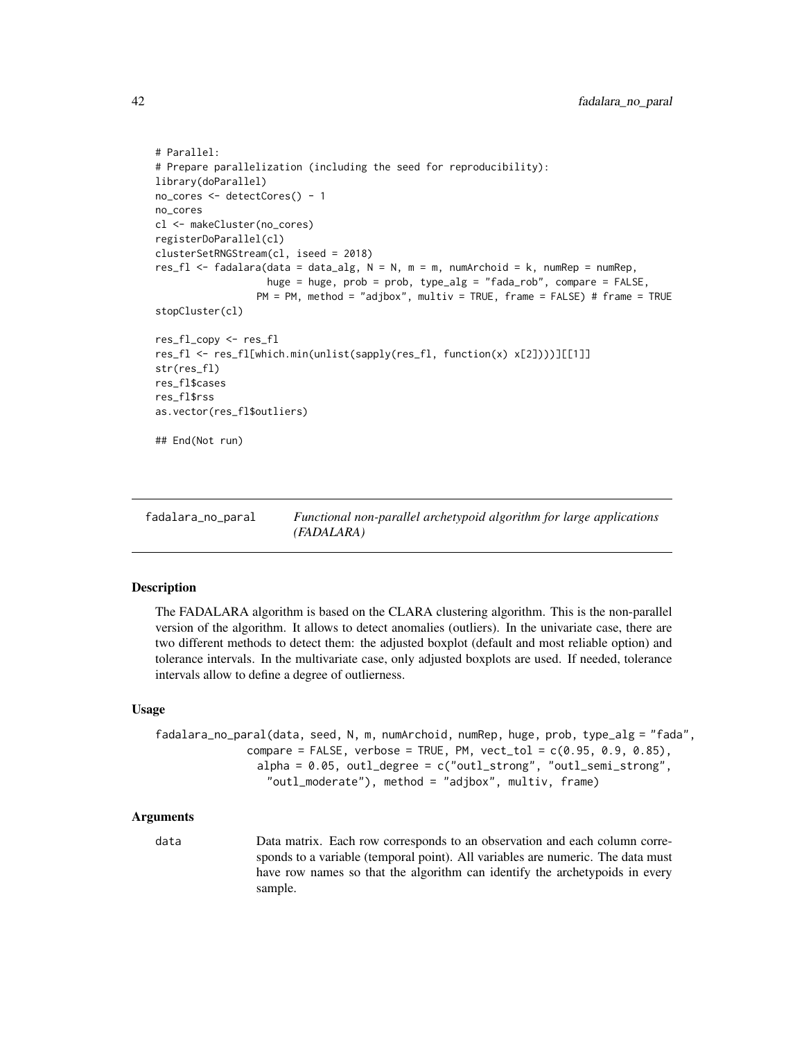```
# Parallel:
# Prepare parallelization (including the seed for reproducibility):
library(doParallel)
no_cores <- detectCores() - 1
no_cores
cl <- makeCluster(no_cores)
registerDoParallel(cl)
clusterSetRNGStream(cl, iseed = 2018)
res_fl <- fadalara(data = data_alg, N = N, m = m, numArchoid = k, numRep = numRep,
                   huge = huge, prob = prob, type_alg = "fada_rob", compare = FALSE,
                 PM = PM, method = "adjbox", multiv = TRUE, frame = FALSE) # frame = TRUE
stopCluster(cl)

res_fl_copy <- res_fl
res_fl <- res_fl[which.min(unlist(sapply(res_fl, function(x) x[2])))][[1]]
str(res_fl)
res_fl$cases
res_fl$rss
as.vector(res_fl$outliers)

## End(Not run)
```

---

## fadalara_no_paral — *Functional non-parallel archetypoid algorithm for large applications (FADALARA)*

---

### Description

The FADALARA algorithm is based on the CLARA clustering algorithm. This is the non-parallel version of the algorithm. It allows to detect anomalies (outliers). In the univariate case, there are two different methods to detect them: the adjusted boxplot (default and most reliable option) and tolerance intervals. In the multivariate case, only adjusted boxplots are used. If needed, tolerance intervals allow to define a degree of outlierness.

### Usage

```
fadalara_no_paral(data, seed, N, m, numArchoid, numRep, huge, prob, type_alg = "fada",
              compare = FALSE, verbose = TRUE, PM, vect_tol = c(0.95, 0.9, 0.85),
                alpha = 0.05, outl_degree = c("outl_strong", "outl_semi_strong",
                  "outl_moderate"), method = "adjbox", multiv, frame)
```

### Arguments

| | |
|---|---|
| `data` | Data matrix. Each row corresponds to an observation and each column corresponds to a variable (temporal point). All variables are numeric. The data must have row names so that the algorithm can identify the archetypoids in every sample. |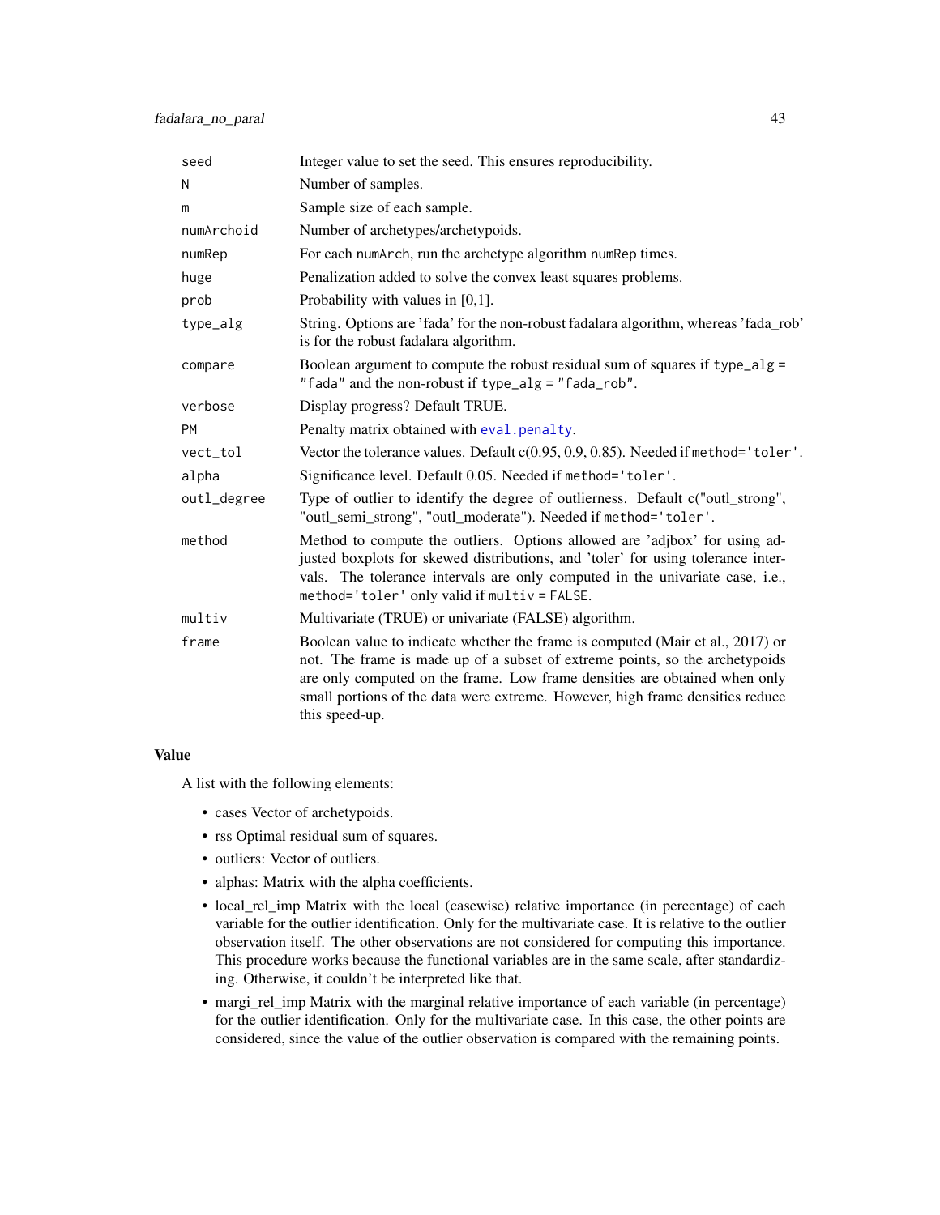| | |
|---|---|
| seed | Integer value to set the seed. This ensures reproducibility. |
| N | Number of samples. |
| m | Sample size of each sample. |
| numArchoid | Number of archetypes/archetypoids. |
| numRep | For each numArch, run the archetype algorithm numRep times. |
| huge | Penalization added to solve the convex least squares problems. |
| prob | Probability with values in [0,1]. |
| type_alg | String. Options are 'fada' for the non-robust fadalara algorithm, whereas 'fada_rob' is for the robust fadalara algorithm. |
| compare | Boolean argument to compute the robust residual sum of squares if type_alg = "fada" and the non-robust if type_alg = "fada_rob". |
| verbose | Display progress? Default TRUE. |
| PM | Penalty matrix obtained with eval.penalty. |
| vect_tol | Vector the tolerance values. Default c(0.95, 0.9, 0.85). Needed if method='toler'. |
| alpha | Significance level. Default 0.05. Needed if method='toler'. |
| outl_degree | Type of outlier to identify the degree of outlierness. Default c("outl_strong", "outl_semi_strong", "outl_moderate"). Needed if method='toler'. |
| method | Method to compute the outliers. Options allowed are 'adjbox' for using adjusted boxplots for skewed distributions, and 'toler' for using tolerance intervals. The tolerance intervals are only computed in the univariate case, i.e., method='toler' only valid if multiv = FALSE. |
| multiv | Multivariate (TRUE) or univariate (FALSE) algorithm. |
| frame | Boolean value to indicate whether the frame is computed (Mair et al., 2017) or not. The frame is made up of a subset of extreme points, so the archetypoids are only computed on the frame. Low frame densities are obtained when only small portions of the data were extreme. However, high frame densities reduce this speed-up. |

## Value

A list with the following elements:

- cases Vector of archetypoids.
- rss Optimal residual sum of squares.
- outliers: Vector of outliers.
- alphas: Matrix with the alpha coefficients.
- local_rel_imp Matrix with the local (casewise) relative importance (in percentage) of each variable for the outlier identification. Only for the multivariate case. It is relative to the outlier observation itself. The other observations are not considered for computing this importance. This procedure works because the functional variables are in the same scale, after standardizing. Otherwise, it couldn't be interpreted like that.
- margi_rel_imp Matrix with the marginal relative importance of each variable (in percentage) for the outlier identification. Only for the multivariate case. In this case, the other points are considered, since the value of the outlier observation is compared with the remaining points.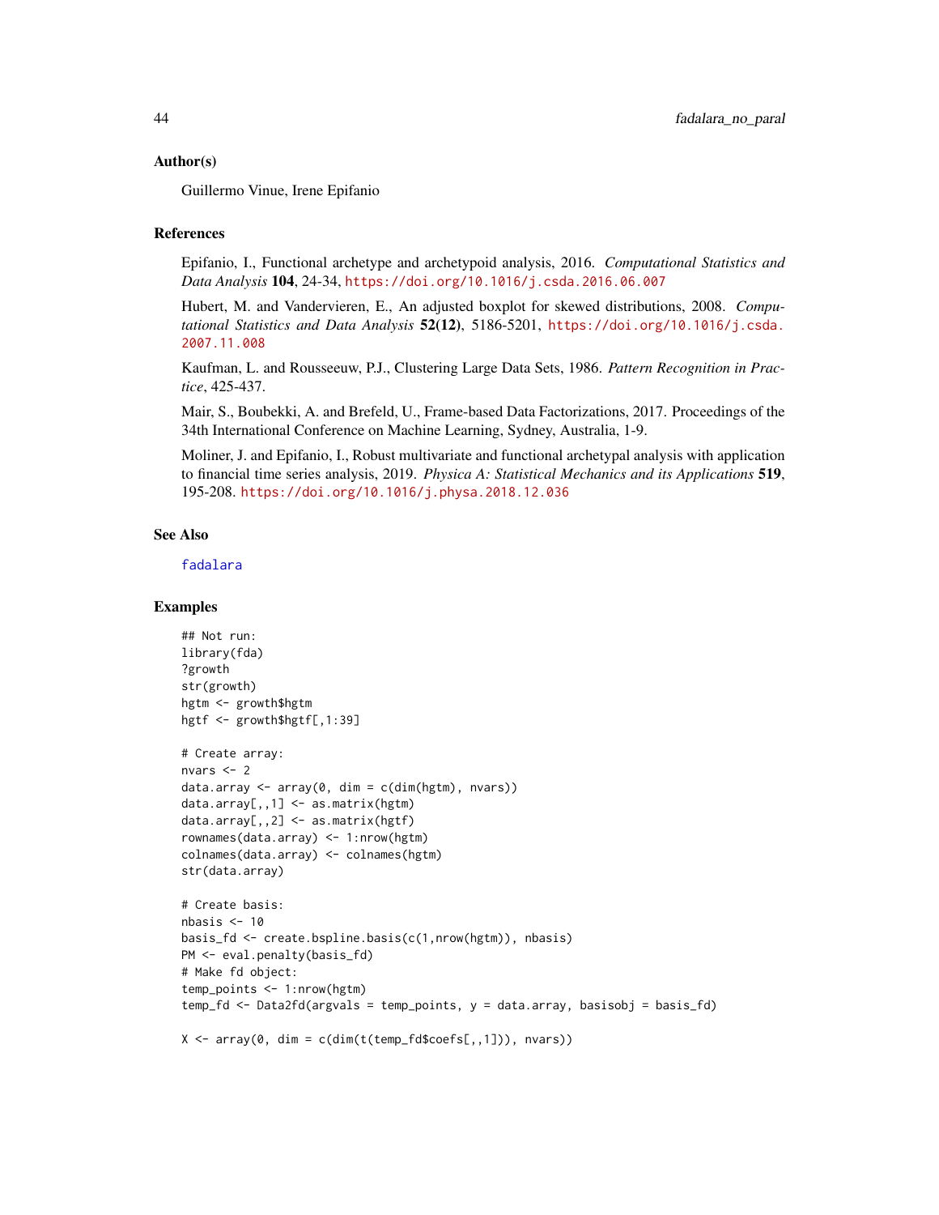### Author(s)

Guillermo Vinue, Irene Epifanio

### References

Epifanio, I., Functional archetype and archetypoid analysis, 2016. *Computational Statistics and Data Analysis* **104**, 24-34, https://doi.org/10.1016/j.csda.2016.06.007

Hubert, M. and Vandervieren, E., An adjusted boxplot for skewed distributions, 2008. *Computational Statistics and Data Analysis* **52(12)**, 5186-5201, https://doi.org/10.1016/j.csda.2007.11.008

Kaufman, L. and Rousseeuw, P.J., Clustering Large Data Sets, 1986. *Pattern Recognition in Practice*, 425-437.

Mair, S., Boubekki, A. and Brefeld, U., Frame-based Data Factorizations, 2017. Proceedings of the 34th International Conference on Machine Learning, Sydney, Australia, 1-9.

Moliner, J. and Epifanio, I., Robust multivariate and functional archetypal analysis with application to financial time series analysis, 2019. *Physica A: Statistical Mechanics and its Applications* **519**, 195-208. https://doi.org/10.1016/j.physa.2018.12.036

### See Also

fadalara

### Examples

```
## Not run:
library(fda)
?growth
str(growth)
hgtm <- growth$hgtm
hgtf <- growth$hgtf[,1:39]

# Create array:
nvars <- 2
data.array <- array(0, dim = c(dim(hgtm), nvars))
data.array[,,1] <- as.matrix(hgtm)
data.array[,,2] <- as.matrix(hgtf)
rownames(data.array) <- 1:nrow(hgtm)
colnames(data.array) <- colnames(hgtm)
str(data.array)

# Create basis:
nbasis <- 10
basis_fd <- create.bspline.basis(c(1,nrow(hgtm)), nbasis)
PM <- eval.penalty(basis_fd)
# Make fd object:
temp_points <- 1:nrow(hgtm)
temp_fd <- Data2fd(argvals = temp_points, y = data.array, basisobj = basis_fd)

X <- array(0, dim = c(dim(t(temp_fd$coefs[,,1])), nvars))
```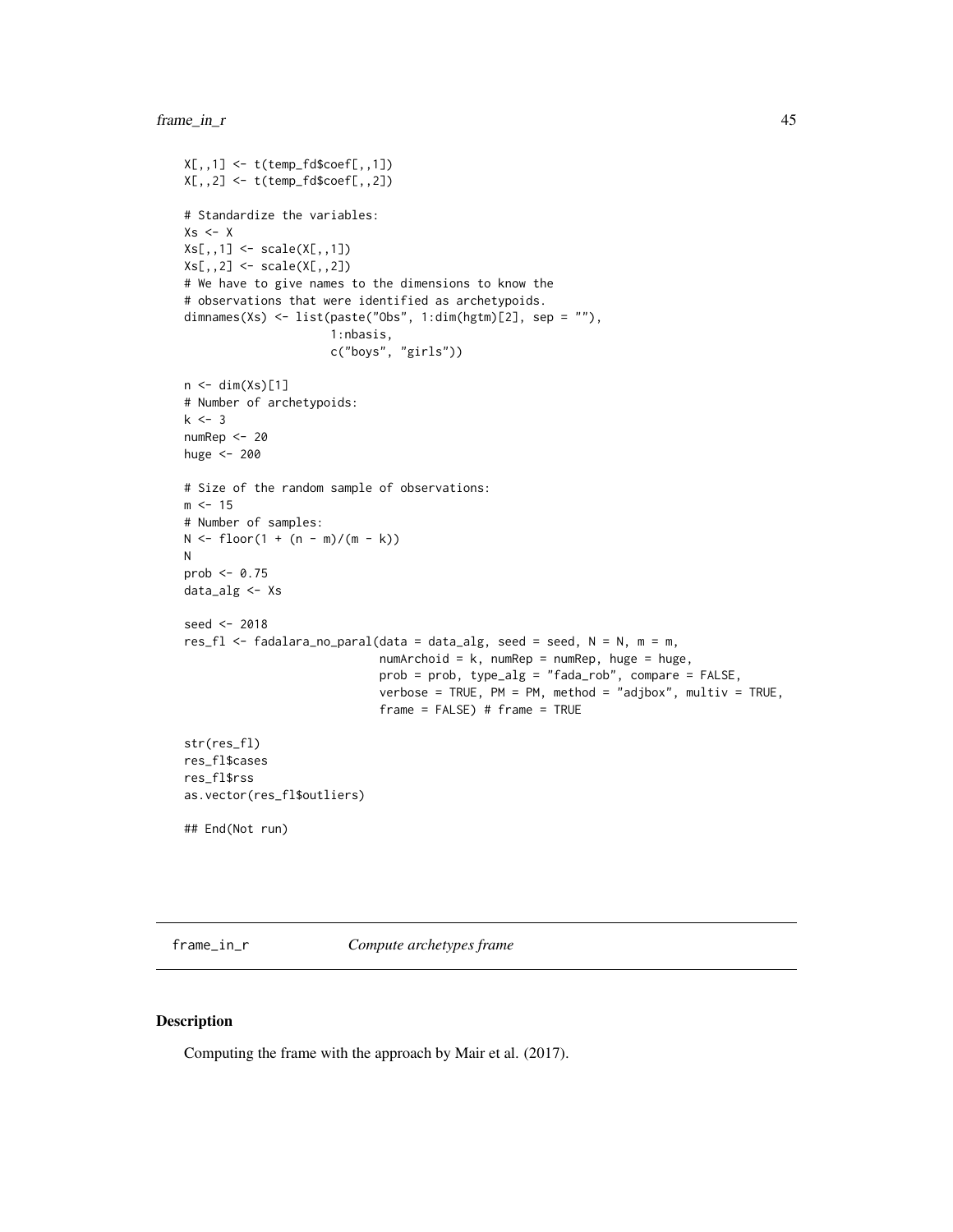```
X[,,1] <- t(temp_fd$coef[,,1])
X[,,2] <- t(temp_fd$coef[,,2])

# Standardize the variables:
Xs <- X
Xs[,,1] <- scale(X[,,1])
Xs[,,2] <- scale(X[,,2])
# We have to give names to the dimensions to know the
# observations that were identified as archetypoids.
dimnames(Xs) <- list(paste("Obs", 1:dim(hgtm)[2], sep = ""),
                     1:nbasis,
                     c("boys", "girls"))

n <- dim(Xs)[1]
# Number of archetypoids:
k <- 3
numRep <- 20
huge <- 200

# Size of the random sample of observations:
m <- 15
# Number of samples:
N <- floor(1 + (n - m)/(m - k))
N
prob <- 0.75
data_alg <- Xs

seed <- 2018
res_fl <- fadalara_no_paral(data = data_alg, seed = seed, N = N, m = m,
                            numArchoid = k, numRep = numRep, huge = huge,
                            prob = prob, type_alg = "fada_rob", compare = FALSE,
                            verbose = TRUE, PM = PM, method = "adjbox", multiv = TRUE,
                            frame = FALSE) # frame = TRUE

str(res_fl)
res_fl$cases
res_fl$rss
as.vector(res_fl$outliers)

## End(Not run)
```

---

`frame_in_r` *Compute archetypes frame*

---

## Description

Computing the frame with the approach by Mair et al. (2017).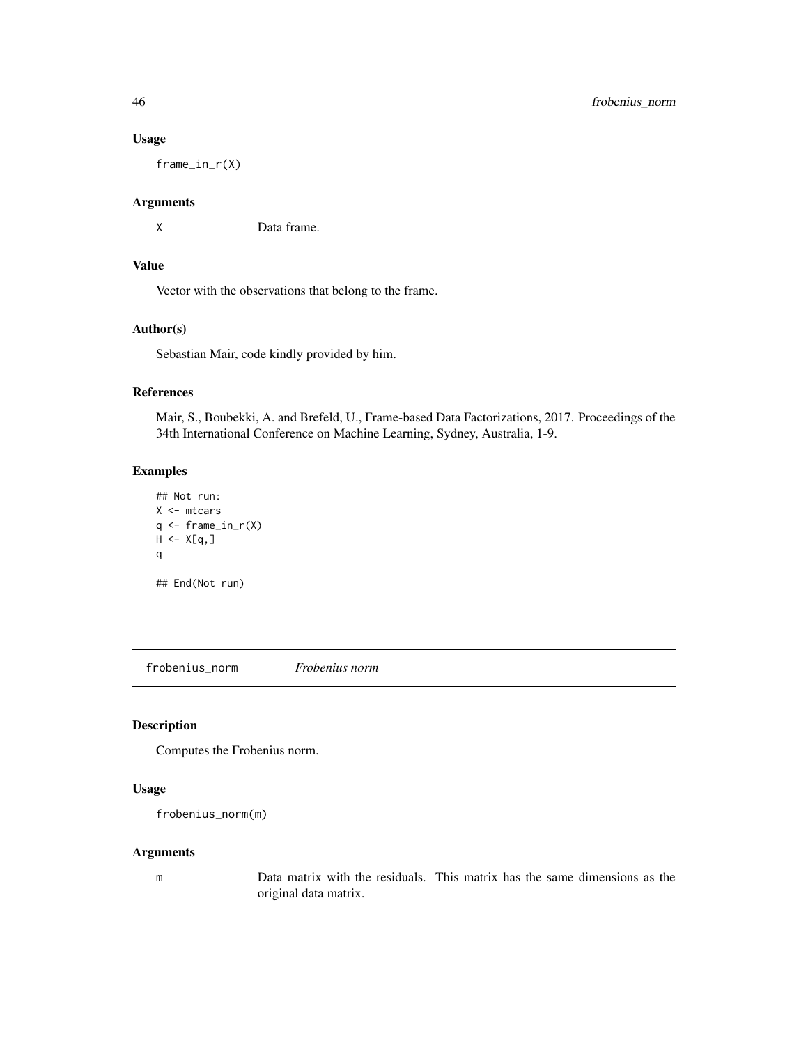### Usage

```
frame_in_r(X)
```

### Arguments

`X` Data frame.

### Value

Vector with the observations that belong to the frame.

### Author(s)

Sebastian Mair, code kindly provided by him.

### References

Mair, S., Boubekki, A. and Brefeld, U., Frame-based Data Factorizations, 2017. Proceedings of the 34th International Conference on Machine Learning, Sydney, Australia, 1-9.

### Examples

```
## Not run:
X <- mtcars
q <- frame_in_r(X)
H <- X[q,]
q

## End(Not run)
```

---

## frobenius_norm *Frobenius norm*

### Description

Computes the Frobenius norm.

### Usage

```
frobenius_norm(m)
```

### Arguments

`m` Data matrix with the residuals. This matrix has the same dimensions as the original data matrix.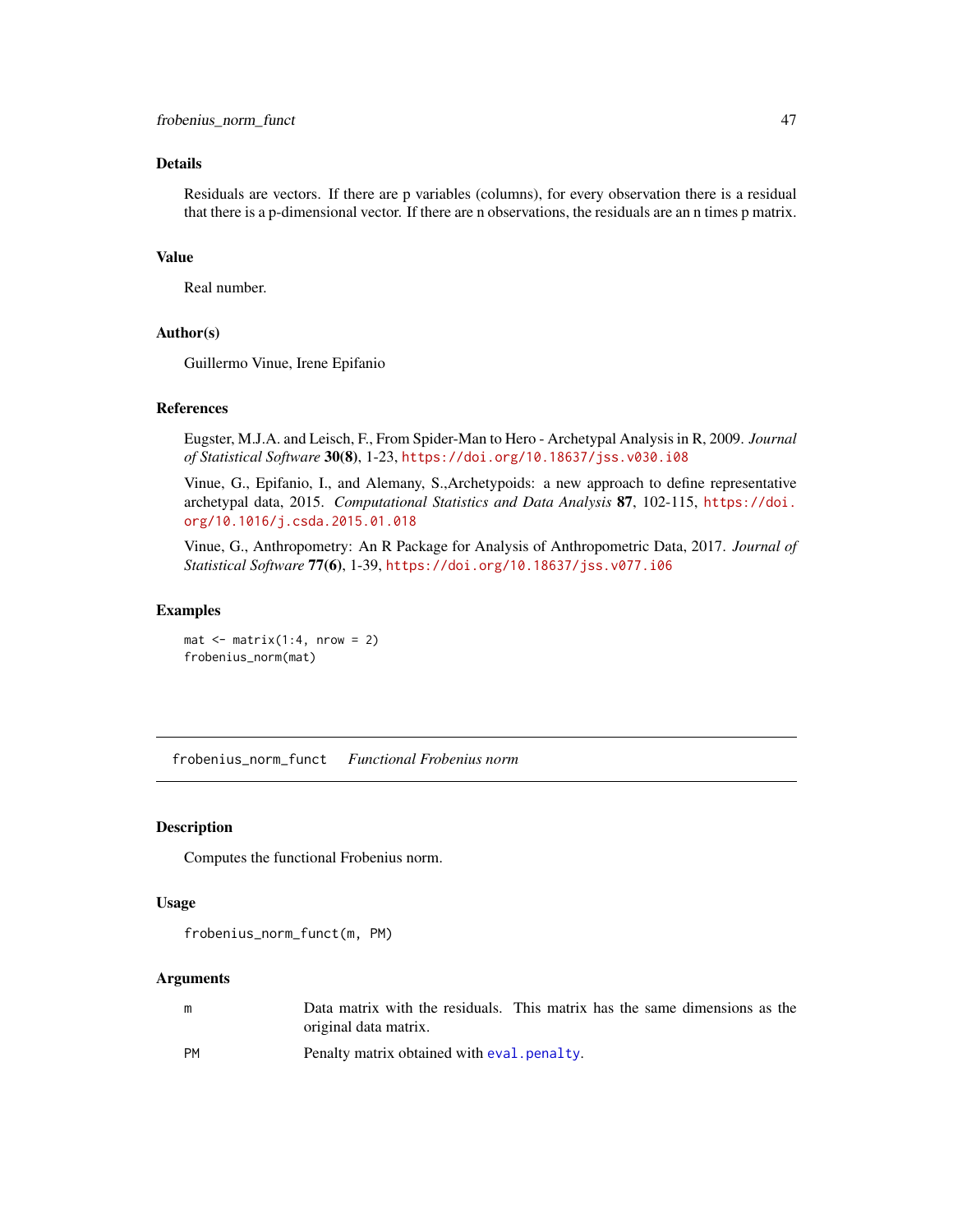## Details

Residuals are vectors. If there are p variables (columns), for every observation there is a residual that there is a p-dimensional vector. If there are n observations, the residuals are an n times p matrix.

## Value

Real number.

## Author(s)

Guillermo Vinue, Irene Epifanio

## References

Eugster, M.J.A. and Leisch, F., From Spider-Man to Hero - Archetypal Analysis in R, 2009. *Journal of Statistical Software* **30(8)**, 1-23, https://doi.org/10.18637/jss.v030.i08

Vinue, G., Epifanio, I., and Alemany, S.,Archetypoids: a new approach to define representative archetypal data, 2015. *Computational Statistics and Data Analysis* **87**, 102-115, https://doi.org/10.1016/j.csda.2015.01.018

Vinue, G., Anthropometry: An R Package for Analysis of Anthropometric Data, 2017. *Journal of Statistical Software* **77(6)**, 1-39, https://doi.org/10.18637/jss.v077.i06

## Examples

```
mat <- matrix(1:4, nrow = 2)
frobenius_norm(mat)
```

---

# frobenius_norm_funct    *Functional Frobenius norm*

## Description

Computes the functional Frobenius norm.

## Usage

```
frobenius_norm_funct(m, PM)
```

## Arguments

| | |
|---|---|
| m | Data matrix with the residuals. This matrix has the same dimensions as the original data matrix. |
| PM | Penalty matrix obtained with eval.penalty. |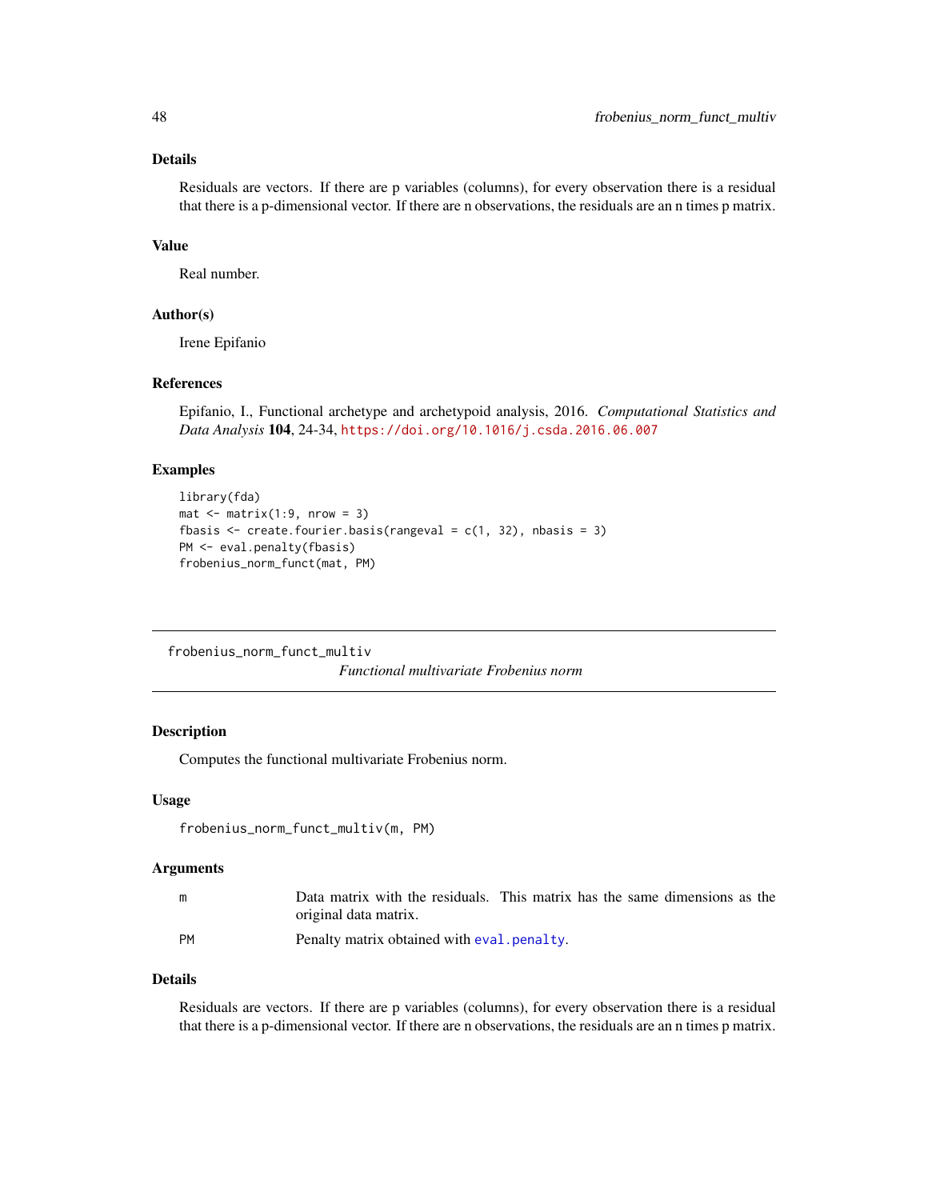## Details

Residuals are vectors. If there are p variables (columns), for every observation there is a residual that there is a p-dimensional vector. If there are n observations, the residuals are an n times p matrix.

## Value

Real number.

## Author(s)

Irene Epifanio

## References

Epifanio, I., Functional archetype and archetypoid analysis, 2016. *Computational Statistics and Data Analysis* **104**, 24-34, https://doi.org/10.1016/j.csda.2016.06.007

## Examples

```
library(fda)
mat <- matrix(1:9, nrow = 3)
fbasis <- create.fourier.basis(rangeval = c(1, 32), nbasis = 3)
PM <- eval.penalty(fbasis)
frobenius_norm_funct(mat, PM)
```

---

# frobenius_norm_funct_multiv

*Functional multivariate Frobenius norm*

## Description

Computes the functional multivariate Frobenius norm.

## Usage

```
frobenius_norm_funct_multiv(m, PM)
```

## Arguments

| | |
|---|---|
| m | Data matrix with the residuals. This matrix has the same dimensions as the original data matrix. |
| PM | Penalty matrix obtained with eval.penalty. |

## Details

Residuals are vectors. If there are p variables (columns), for every observation there is a residual that there is a p-dimensional vector. If there are n observations, the residuals are an n times p matrix.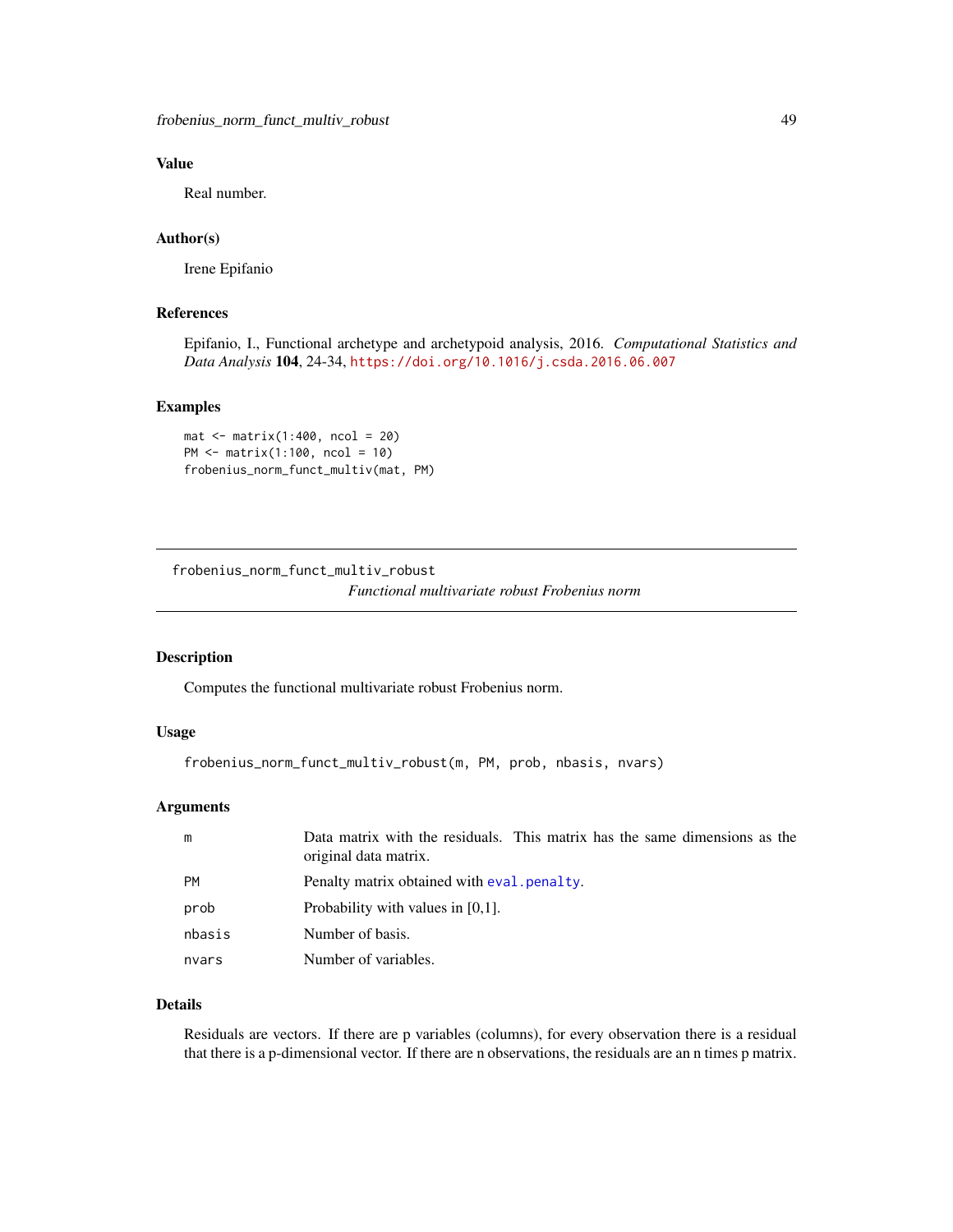### Value

Real number.

### Author(s)

Irene Epifanio

### References

Epifanio, I., Functional archetype and archetypoid analysis, 2016. *Computational Statistics and Data Analysis* **104**, 24-34, https://doi.org/10.1016/j.csda.2016.06.007

### Examples

```
mat <- matrix(1:400, ncol = 20)
PM <- matrix(1:100, ncol = 10)
frobenius_norm_funct_multiv(mat, PM)
```

---

## frobenius_norm_funct_multiv_robust — *Functional multivariate robust Frobenius norm*

### Description

Computes the functional multivariate robust Frobenius norm.

### Usage

```
frobenius_norm_funct_multiv_robust(m, PM, prob, nbasis, nvars)
```

### Arguments

| | |
|---|---|
| m | Data matrix with the residuals. This matrix has the same dimensions as the original data matrix. |
| PM | Penalty matrix obtained with eval.penalty. |
| prob | Probability with values in [0,1]. |
| nbasis | Number of basis. |
| nvars | Number of variables. |

### Details

Residuals are vectors. If there are p variables (columns), for every observation there is a residual that there is a p-dimensional vector. If there are n observations, the residuals are an n times p matrix.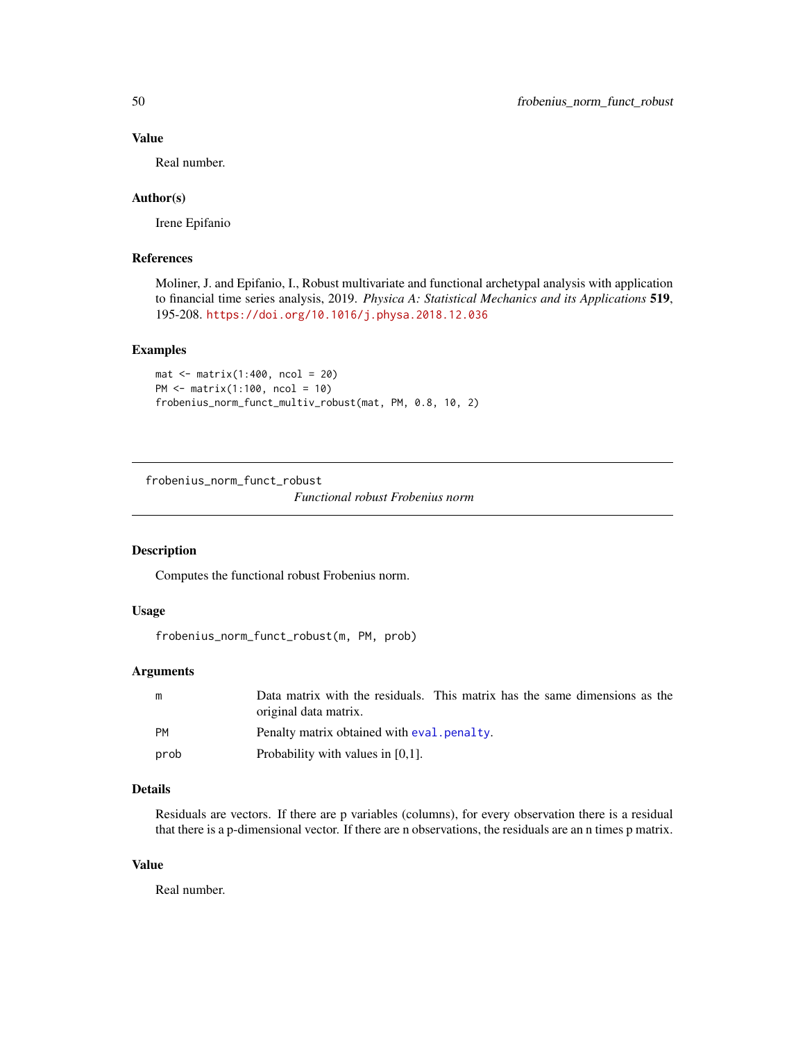### Value

Real number.

### Author(s)

Irene Epifanio

### References

Moliner, J. and Epifanio, I., Robust multivariate and functional archetypal analysis with application to financial time series analysis, 2019. *Physica A: Statistical Mechanics and its Applications* **519**, 195-208. https://doi.org/10.1016/j.physa.2018.12.036

### Examples

```
mat <- matrix(1:400, ncol = 20)
PM <- matrix(1:100, ncol = 10)
frobenius_norm_funct_multiv_robust(mat, PM, 0.8, 10, 2)
```

---

## frobenius_norm_funct_robust

*Functional robust Frobenius norm*

---

### Description

Computes the functional robust Frobenius norm.

### Usage

```
frobenius_norm_funct_robust(m, PM, prob)
```

### Arguments

| | |
|---|---|
| m | Data matrix with the residuals. This matrix has the same dimensions as the original data matrix. |
| PM | Penalty matrix obtained with eval.penalty. |
| prob | Probability with values in [0,1]. |

### Details

Residuals are vectors. If there are p variables (columns), for every observation there is a residual that there is a p-dimensional vector. If there are n observations, the residuals are an n times p matrix.

### Value

Real number.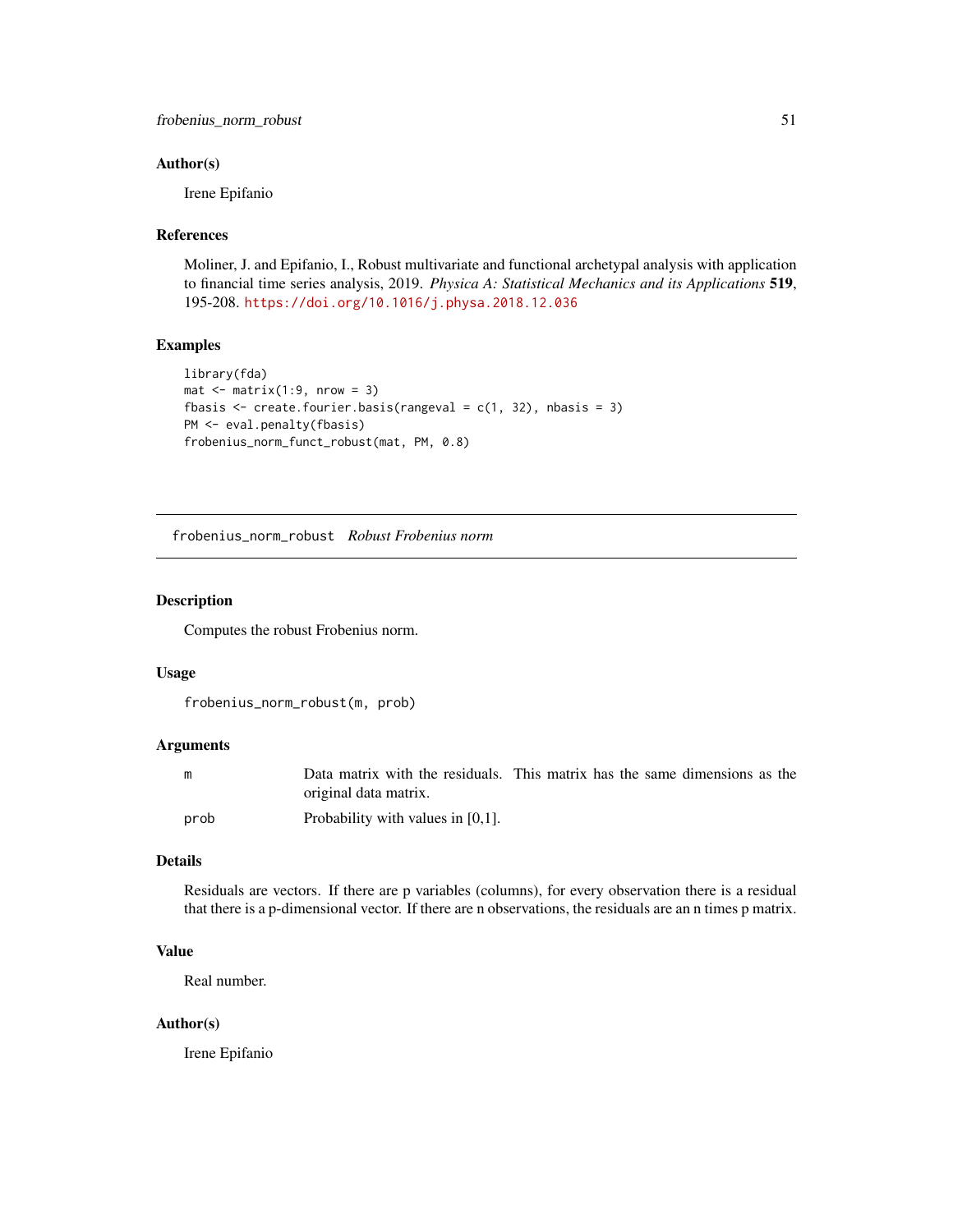### Author(s)

Irene Epifanio

### References

Moliner, J. and Epifanio, I., Robust multivariate and functional archetypal analysis with application to financial time series analysis, 2019. *Physica A: Statistical Mechanics and its Applications* **519**, 195-208. https://doi.org/10.1016/j.physa.2018.12.036

### Examples

```
library(fda)
mat <- matrix(1:9, nrow = 3)
fbasis <- create.fourier.basis(rangeval = c(1, 32), nbasis = 3)
PM <- eval.penalty(fbasis)
frobenius_norm_funct_robust(mat, PM, 0.8)
```

---

## frobenius_norm_robust    *Robust Frobenius norm*

---

### Description

Computes the robust Frobenius norm.

### Usage

```
frobenius_norm_robust(m, prob)
```

### Arguments

| | |
|---|---|
| m | Data matrix with the residuals. This matrix has the same dimensions as the original data matrix. |
| prob | Probability with values in [0,1]. |

### Details

Residuals are vectors. If there are p variables (columns), for every observation there is a residual that there is a p-dimensional vector. If there are n observations, the residuals are an n times p matrix.

### Value

Real number.

### Author(s)

Irene Epifanio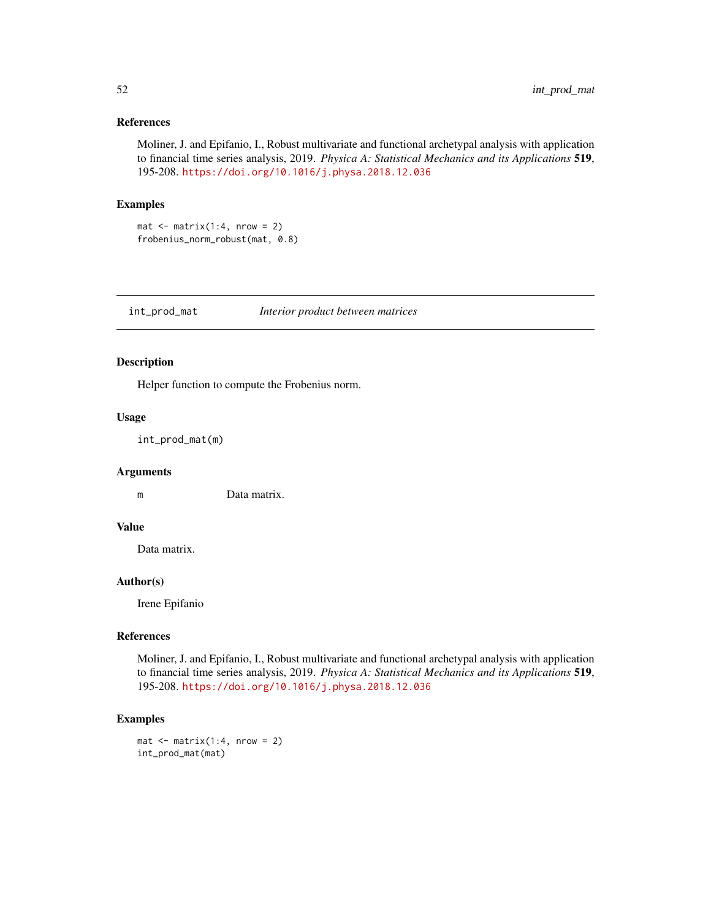### References

Moliner, J. and Epifanio, I., Robust multivariate and functional archetypal analysis with application to financial time series analysis, 2019. *Physica A: Statistical Mechanics and its Applications* **519**, 195-208. https://doi.org/10.1016/j.physa.2018.12.036

### Examples

```
mat <- matrix(1:4, nrow = 2)
frobenius_norm_robust(mat, 0.8)
```

---

## int_prod_mat *Interior product between matrices*

### Description

Helper function to compute the Frobenius norm.

### Usage

```
int_prod_mat(m)
```

### Arguments

m Data matrix.

### Value

Data matrix.

### Author(s)

Irene Epifanio

### References

Moliner, J. and Epifanio, I., Robust multivariate and functional archetypal analysis with application to financial time series analysis, 2019. *Physica A: Statistical Mechanics and its Applications* **519**, 195-208. https://doi.org/10.1016/j.physa.2018.12.036

### Examples

```
mat <- matrix(1:4, nrow = 2)
int_prod_mat(mat)
```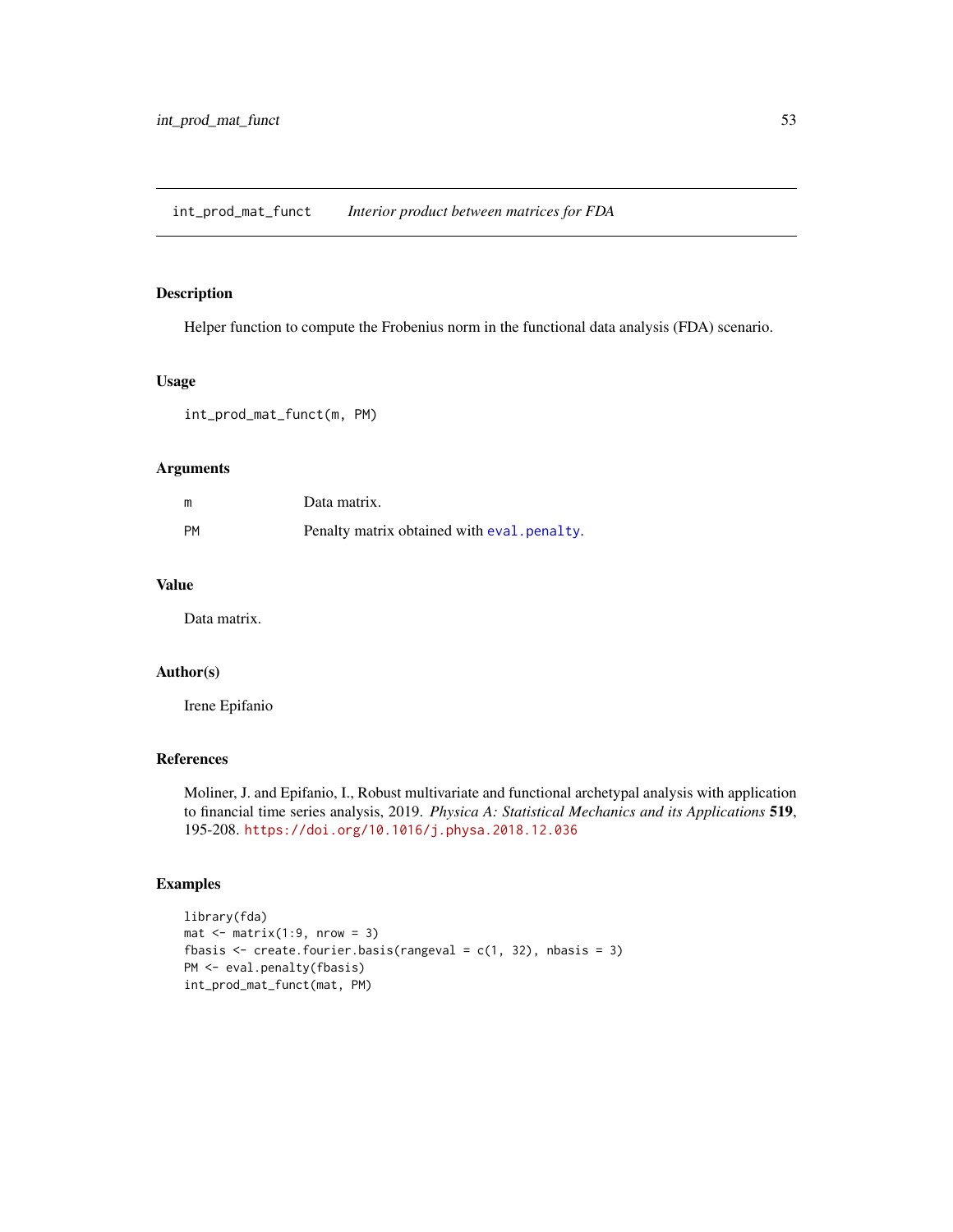## int_prod_mat_funct *Interior product between matrices for FDA*

### Description

Helper function to compute the Frobenius norm in the functional data analysis (FDA) scenario.

### Usage

```
int_prod_mat_funct(m, PM)
```

### Arguments

| | |
|---|---|
| m | Data matrix. |
| PM | Penalty matrix obtained with eval.penalty. |

### Value

Data matrix.

### Author(s)

Irene Epifanio

### References

Moliner, J. and Epifanio, I., Robust multivariate and functional archetypal analysis with application to financial time series analysis, 2019. *Physica A: Statistical Mechanics and its Applications* **519**, 195-208. https://doi.org/10.1016/j.physa.2018.12.036

### Examples

```
library(fda)
mat <- matrix(1:9, nrow = 3)
fbasis <- create.fourier.basis(rangeval = c(1, 32), nbasis = 3)
PM <- eval.penalty(fbasis)
int_prod_mat_funct(mat, PM)
```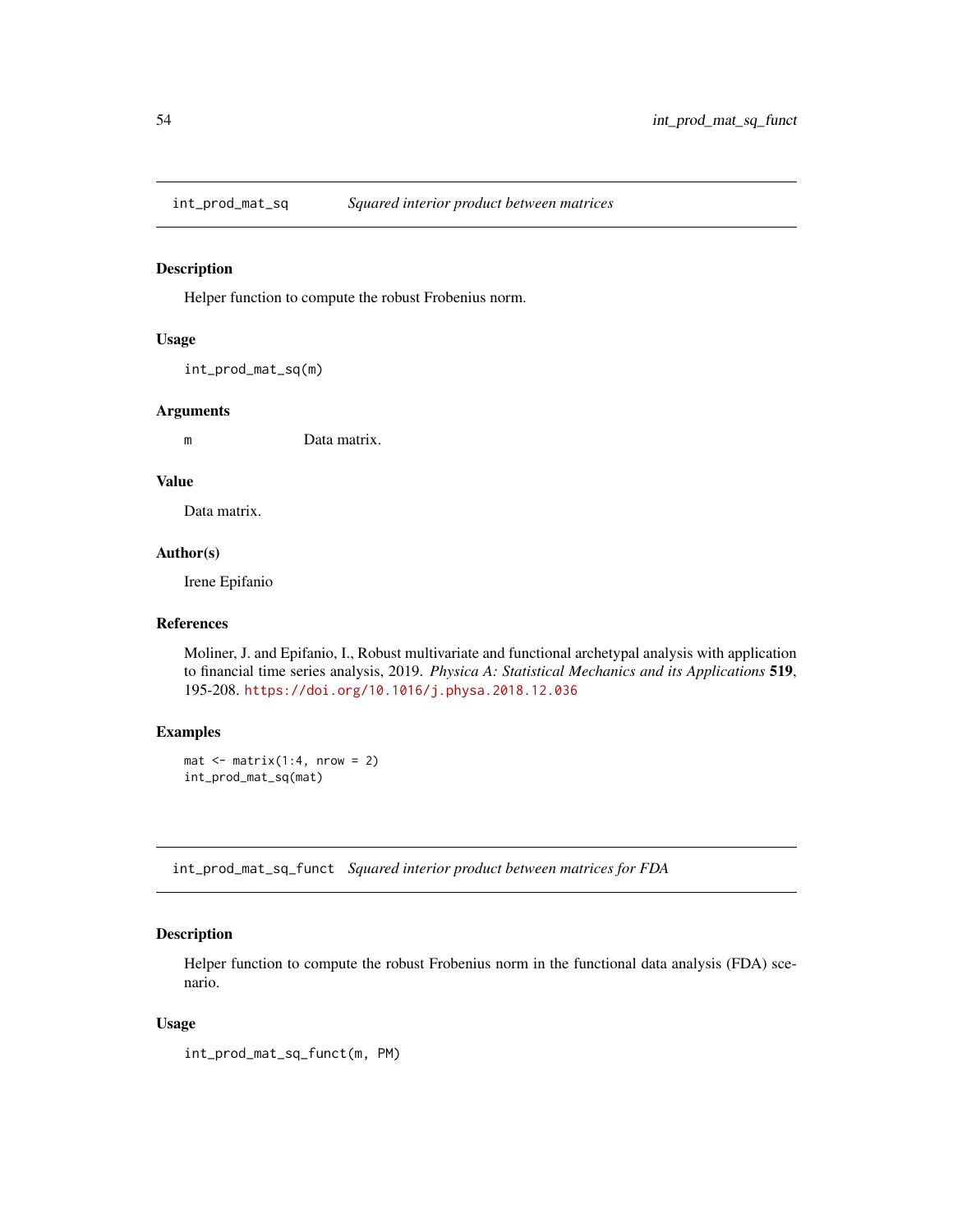## int_prod_mat_sq — *Squared interior product between matrices*

### Description

Helper function to compute the robust Frobenius norm.

### Usage

```
int_prod_mat_sq(m)
```

### Arguments

| | |
|---|---|
| m | Data matrix. |

### Value

Data matrix.

### Author(s)

Irene Epifanio

### References

Moliner, J. and Epifanio, I., Robust multivariate and functional archetypal analysis with application to financial time series analysis, 2019. *Physica A: Statistical Mechanics and its Applications* **519**, 195-208. https://doi.org/10.1016/j.physa.2018.12.036

### Examples

```
mat <- matrix(1:4, nrow = 2)
int_prod_mat_sq(mat)
```

## int_prod_mat_sq_funct — *Squared interior product between matrices for FDA*

### Description

Helper function to compute the robust Frobenius norm in the functional data analysis (FDA) scenario.

### Usage

```
int_prod_mat_sq_funct(m, PM)
```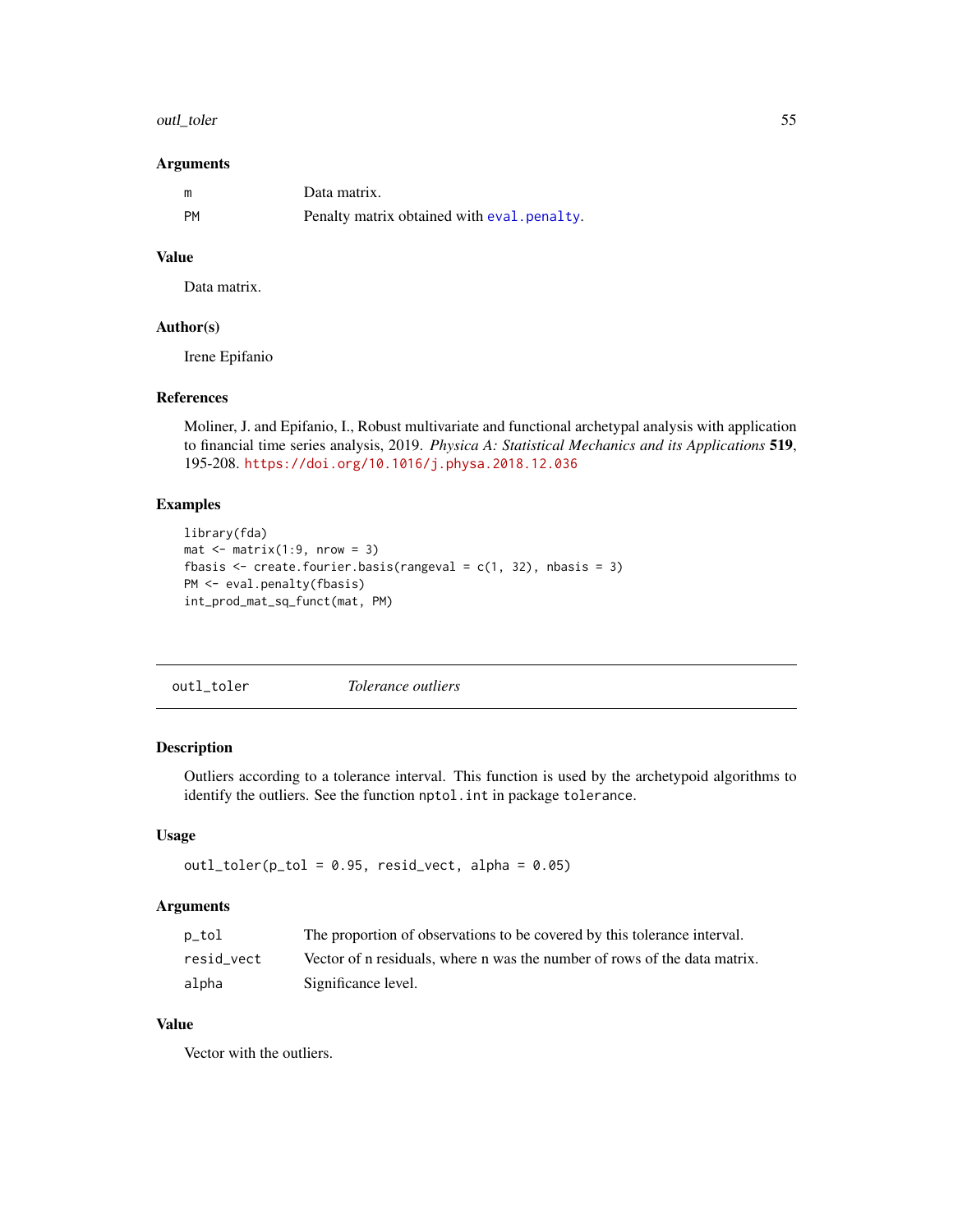### Arguments

| | |
|---|---|
| m | Data matrix. |
| PM | Penalty matrix obtained with eval.penalty. |

### Value

Data matrix.

### Author(s)

Irene Epifanio

### References

Moliner, J. and Epifanio, I., Robust multivariate and functional archetypal analysis with application to financial time series analysis, 2019. *Physica A: Statistical Mechanics and its Applications* **519**, 195-208. https://doi.org/10.1016/j.physa.2018.12.036

### Examples

```
library(fda)
mat <- matrix(1:9, nrow = 3)
fbasis <- create.fourier.basis(rangeval = c(1, 32), nbasis = 3)
PM <- eval.penalty(fbasis)
int_prod_mat_sq_funct(mat, PM)
```

---

## outl_toler *Tolerance outliers*

### Description

Outliers according to a tolerance interval. This function is used by the archetypoid algorithms to identify the outliers. See the function nptol.int in package tolerance.

### Usage

```
outl_toler(p_tol = 0.95, resid_vect, alpha = 0.05)
```

### Arguments

| | |
|---|---|
| p_tol | The proportion of observations to be covered by this tolerance interval. |
| resid_vect | Vector of n residuals, where n was the number of rows of the data matrix. |
| alpha | Significance level. |

### Value

Vector with the outliers.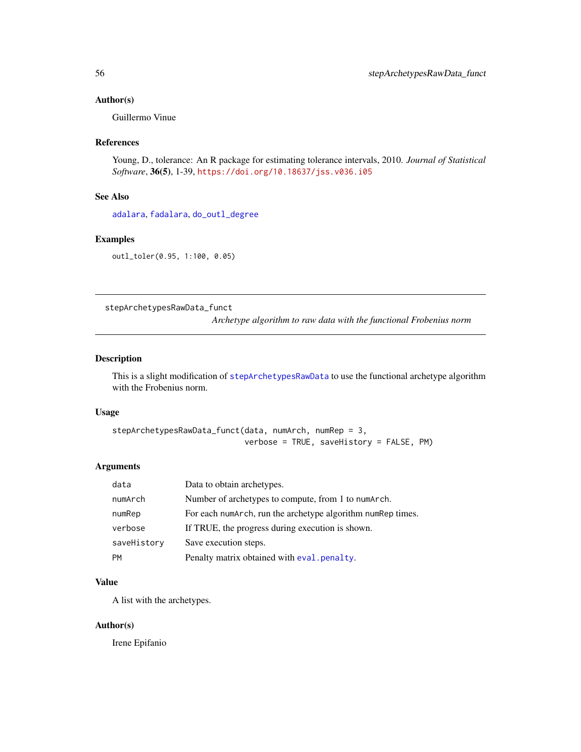### Author(s)

Guillermo Vinue

### References

Young, D., tolerance: An R package for estimating tolerance intervals, 2010. *Journal of Statistical Software*, **36(5)**, 1-39, https://doi.org/10.18637/jss.v036.i05

### See Also

adalara, fadalara, do_outl_degree

### Examples

```
outl_toler(0.95, 1:100, 0.05)
```

---

## stepArchetypesRawData_funct &nbsp;&nbsp;&nbsp; *Archetype algorithm to raw data with the functional Frobenius norm*

---

### Description

This is a slight modification of stepArchetypesRawData to use the functional archetype algorithm with the Frobenius norm.

### Usage

```
stepArchetypesRawData_funct(data, numArch, numRep = 3,
                            verbose = TRUE, saveHistory = FALSE, PM)
```

### Arguments

| | |
|---|---|
| data | Data to obtain archetypes. |
| numArch | Number of archetypes to compute, from 1 to numArch. |
| numRep | For each numArch, run the archetype algorithm numRep times. |
| verbose | If TRUE, the progress during execution is shown. |
| saveHistory | Save execution steps. |
| PM | Penalty matrix obtained with eval.penalty. |

### Value

A list with the archetypes.

### Author(s)

Irene Epifanio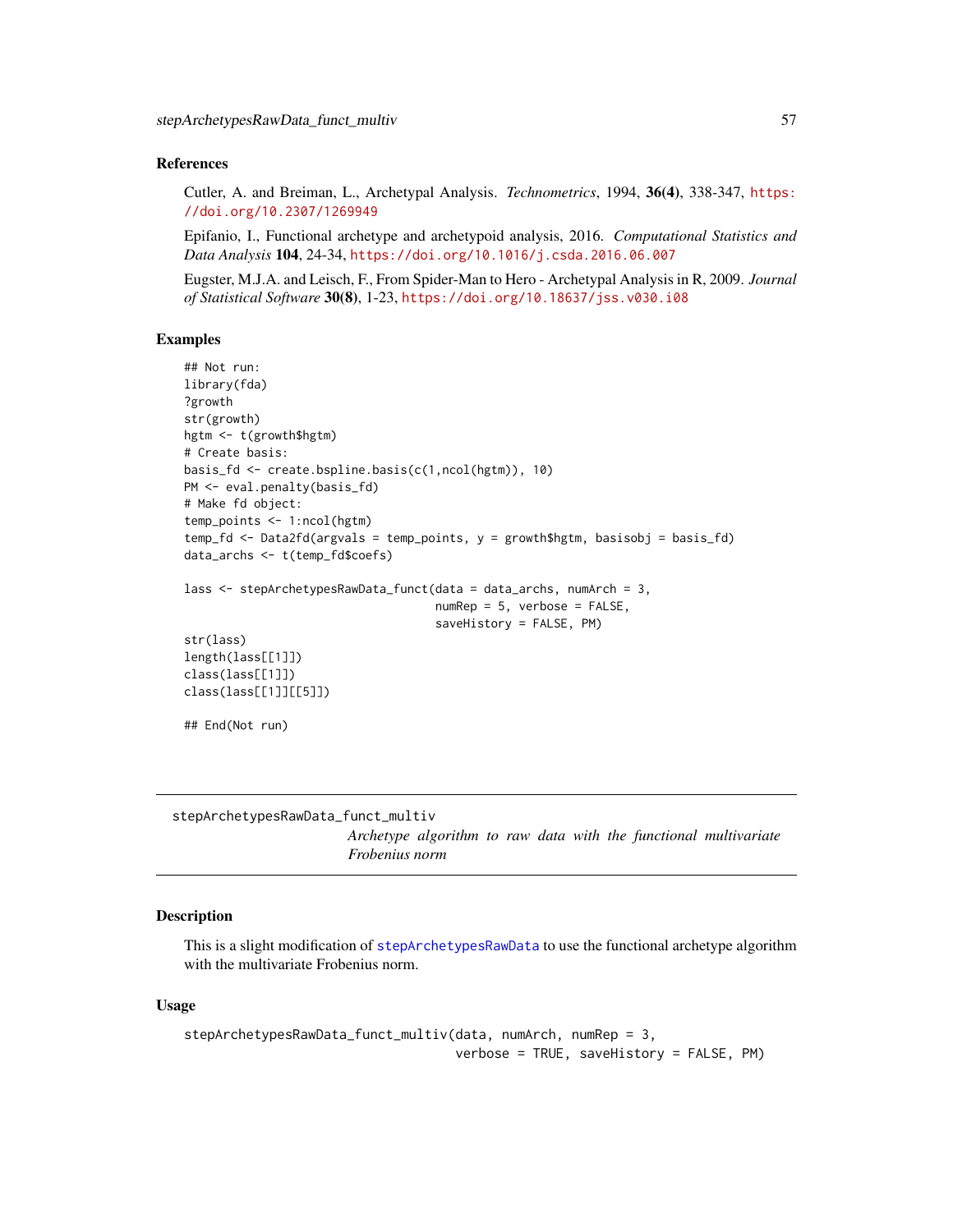### References

Cutler, A. and Breiman, L., Archetypal Analysis. *Technometrics*, 1994, **36(4)**, 338-347, https://doi.org/10.2307/1269949

Epifanio, I., Functional archetype and archetypoid analysis, 2016. *Computational Statistics and Data Analysis* **104**, 24-34, https://doi.org/10.1016/j.csda.2016.06.007

Eugster, M.J.A. and Leisch, F., From Spider-Man to Hero - Archetypal Analysis in R, 2009. *Journal of Statistical Software* **30(8)**, 1-23, https://doi.org/10.18637/jss.v030.i08

### Examples

```
## Not run:
library(fda)
?growth
str(growth)
hgtm <- t(growth$hgtm)
# Create basis:
basis_fd <- create.bspline.basis(c(1,ncol(hgtm)), 10)
PM <- eval.penalty(basis_fd)
# Make fd object:
temp_points <- 1:ncol(hgtm)
temp_fd <- Data2fd(argvals = temp_points, y = growth$hgtm, basisobj = basis_fd)
data_archs <- t(temp_fd$coefs)

lass <- stepArchetypesRawData_funct(data = data_archs, numArch = 3,
                                    numRep = 5, verbose = FALSE,
                                    saveHistory = FALSE, PM)
str(lass)
length(lass[[1]])
class(lass[[1]])
class(lass[[1]][[5]])

## End(Not run)
```

---

## stepArchetypesRawData_funct_multiv

*Archetype algorithm to raw data with the functional multivariate Frobenius norm*

---

### Description

This is a slight modification of stepArchetypesRawData to use the functional archetype algorithm with the multivariate Frobenius norm.

### Usage

```
stepArchetypesRawData_funct_multiv(data, numArch, numRep = 3,
                                   verbose = TRUE, saveHistory = FALSE, PM)
```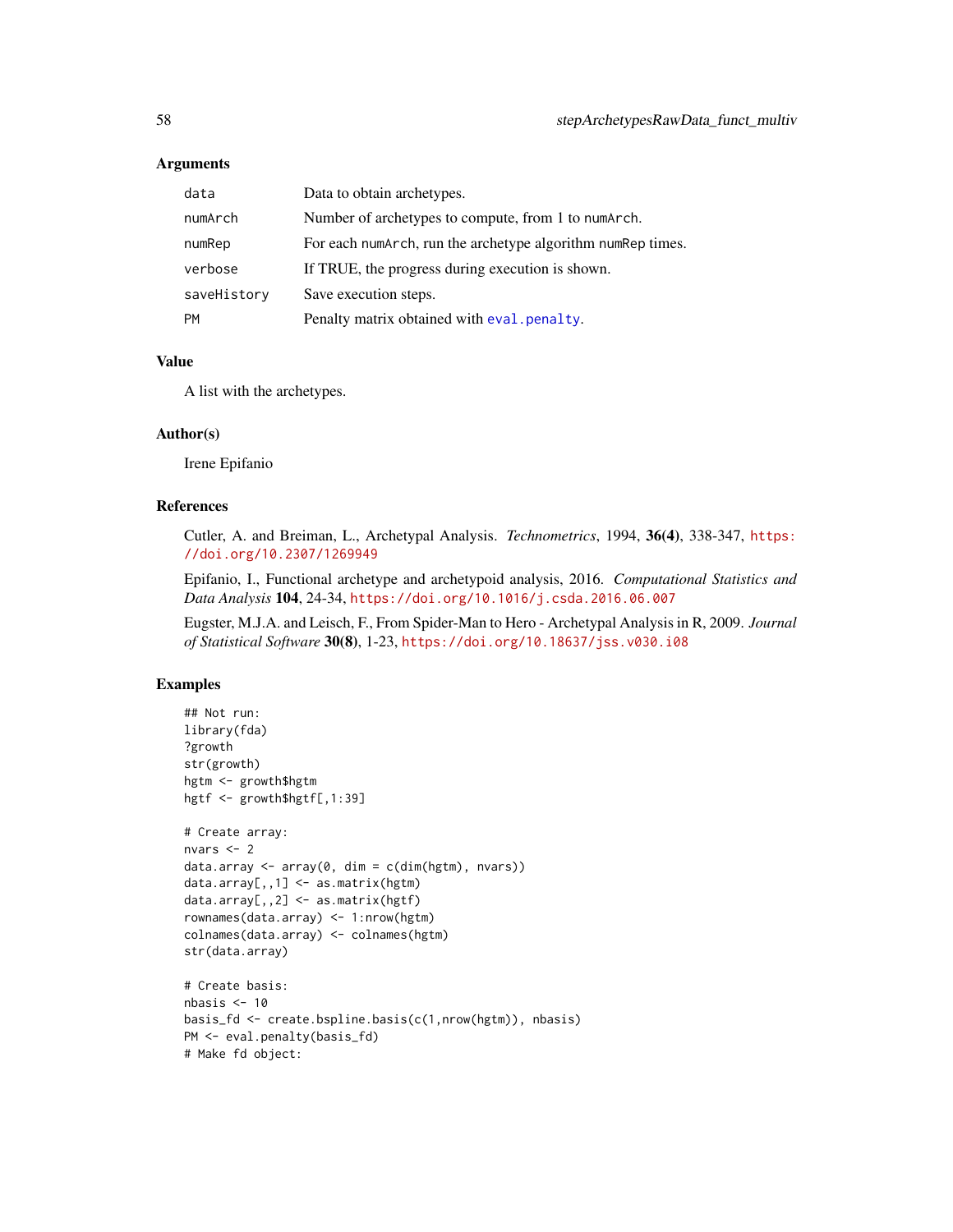### Arguments

| | |
|---|---|
| `data` | Data to obtain archetypes. |
| `numArch` | Number of archetypes to compute, from 1 to `numArch`. |
| `numRep` | For each `numArch`, run the archetype algorithm `numRep` times. |
| `verbose` | If TRUE, the progress during execution is shown. |
| `saveHistory` | Save execution steps. |
| `PM` | Penalty matrix obtained with `eval.penalty`. |

### Value

A list with the archetypes.

### Author(s)

Irene Epifanio

### References

Cutler, A. and Breiman, L., Archetypal Analysis. *Technometrics*, 1994, **36(4)**, 338-347, https://doi.org/10.2307/1269949

Epifanio, I., Functional archetype and archetypoid analysis, 2016. *Computational Statistics and Data Analysis* **104**, 24-34, https://doi.org/10.1016/j.csda.2016.06.007

Eugster, M.J.A. and Leisch, F., From Spider-Man to Hero - Archetypal Analysis in R, 2009. *Journal of Statistical Software* **30(8)**, 1-23, https://doi.org/10.18637/jss.v030.i08

### Examples

```
## Not run:
library(fda)
?growth
str(growth)
hgtm <- growth$hgtm
hgtf <- growth$hgtf[,1:39]

# Create array:
nvars <- 2
data.array <- array(0, dim = c(dim(hgtm), nvars))
data.array[,,1] <- as.matrix(hgtm)
data.array[,,2] <- as.matrix(hgtf)
rownames(data.array) <- 1:nrow(hgtm)
colnames(data.array) <- colnames(hgtm)
str(data.array)

# Create basis:
nbasis <- 10
basis_fd <- create.bspline.basis(c(1,nrow(hgtm)), nbasis)
PM <- eval.penalty(basis_fd)
# Make fd object:
```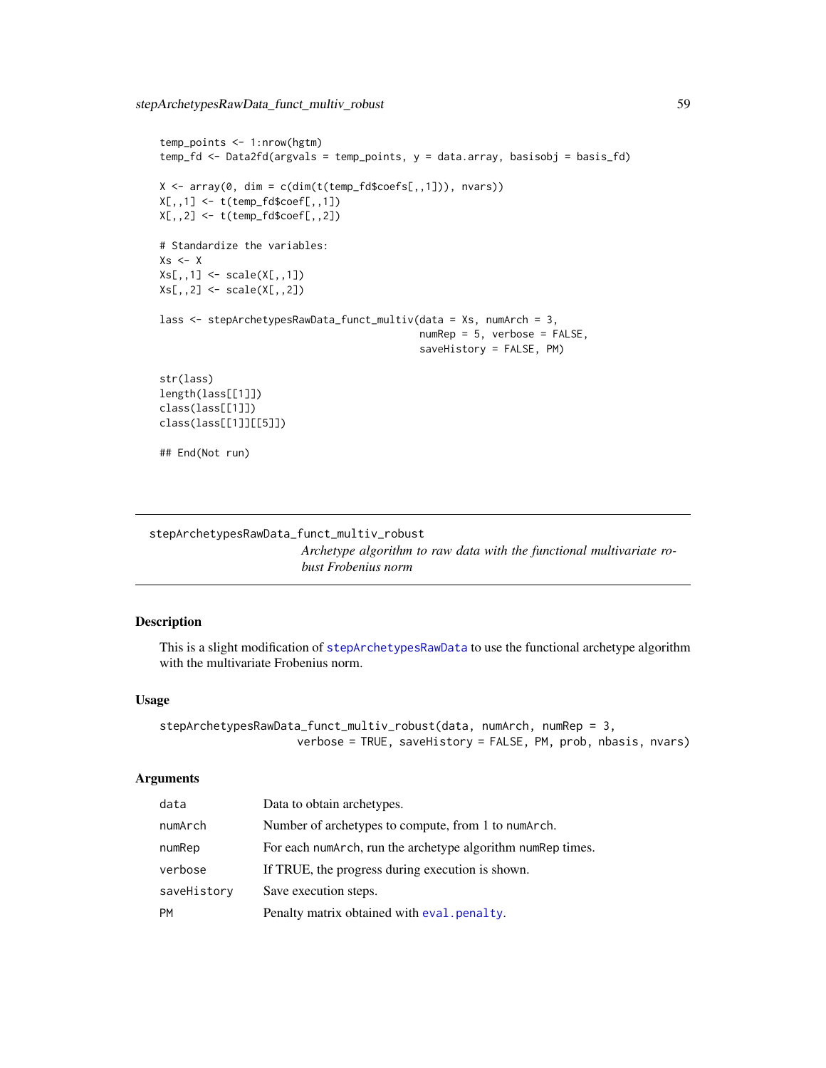```
temp_points <- 1:nrow(hgtm)
temp_fd <- Data2fd(argvals = temp_points, y = data.array, basisobj = basis_fd)

X <- array(0, dim = c(dim(t(temp_fd$coefs[,,1])), nvars))
X[,,1] <- t(temp_fd$coef[,,1])
X[,,2] <- t(temp_fd$coef[,,2])

# Standardize the variables:
Xs <- X
Xs[,,1] <- scale(X[,,1])
Xs[,,2] <- scale(X[,,2])

lass <- stepArchetypesRawData_funct_multiv(data = Xs, numArch = 3,
                                            numRep = 5, verbose = FALSE,
                                            saveHistory = FALSE, PM)

str(lass)
length(lass[[1]])
class(lass[[1]])
class(lass[[1]][[5]])

## End(Not run)
```

---

## stepArchetypesRawData_funct_multiv_robust

*Archetype algorithm to raw data with the functional multivariate robust Frobenius norm*

### Description

This is a slight modification of stepArchetypesRawData to use the functional archetype algorithm with the multivariate Frobenius norm.

### Usage

```
stepArchetypesRawData_funct_multiv_robust(data, numArch, numRep = 3,
                    verbose = TRUE, saveHistory = FALSE, PM, prob, nbasis, nvars)
```

### Arguments

| | |
|---|---|
| data | Data to obtain archetypes. |
| numArch | Number of archetypes to compute, from 1 to numArch. |
| numRep | For each numArch, run the archetype algorithm numRep times. |
| verbose | If TRUE, the progress during execution is shown. |
| saveHistory | Save execution steps. |
| PM | Penalty matrix obtained with eval.penalty. |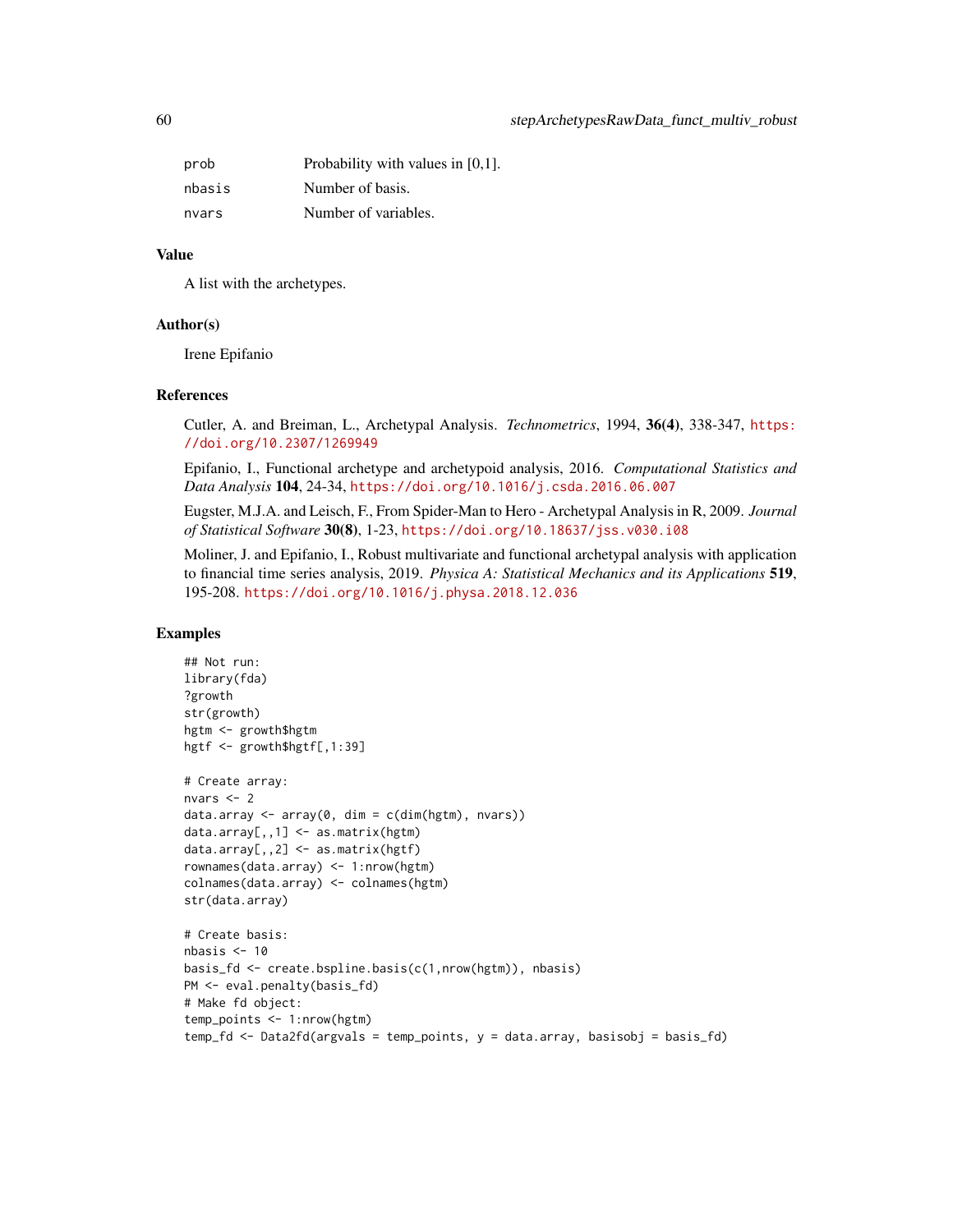| | |
|---|---|
| prob | Probability with values in [0,1]. |
| nbasis | Number of basis. |
| nvars | Number of variables. |

## Value

A list with the archetypes.

## Author(s)

Irene Epifanio

## References

Cutler, A. and Breiman, L., Archetypal Analysis. *Technometrics*, 1994, **36(4)**, 338-347, https://doi.org/10.2307/1269949

Epifanio, I., Functional archetype and archetypoid analysis, 2016. *Computational Statistics and Data Analysis* **104**, 24-34, https://doi.org/10.1016/j.csda.2016.06.007

Eugster, M.J.A. and Leisch, F., From Spider-Man to Hero - Archetypal Analysis in R, 2009. *Journal of Statistical Software* **30(8)**, 1-23, https://doi.org/10.18637/jss.v030.i08

Moliner, J. and Epifanio, I., Robust multivariate and functional archetypal analysis with application to financial time series analysis, 2019. *Physica A: Statistical Mechanics and its Applications* **519**, 195-208. https://doi.org/10.1016/j.physa.2018.12.036

## Examples

```
## Not run:
library(fda)
?growth
str(growth)
hgtm <- growth$hgtm
hgtf <- growth$hgtf[,1:39]

# Create array:
nvars <- 2
data.array <- array(0, dim = c(dim(hgtm), nvars))
data.array[,,1] <- as.matrix(hgtm)
data.array[,,2] <- as.matrix(hgtf)
rownames(data.array) <- 1:nrow(hgtm)
colnames(data.array) <- colnames(hgtm)
str(data.array)

# Create basis:
nbasis <- 10
basis_fd <- create.bspline.basis(c(1,nrow(hgtm)), nbasis)
PM <- eval.penalty(basis_fd)
# Make fd object:
temp_points <- 1:nrow(hgtm)
temp_fd <- Data2fd(argvals = temp_points, y = data.array, basisobj = basis_fd)
```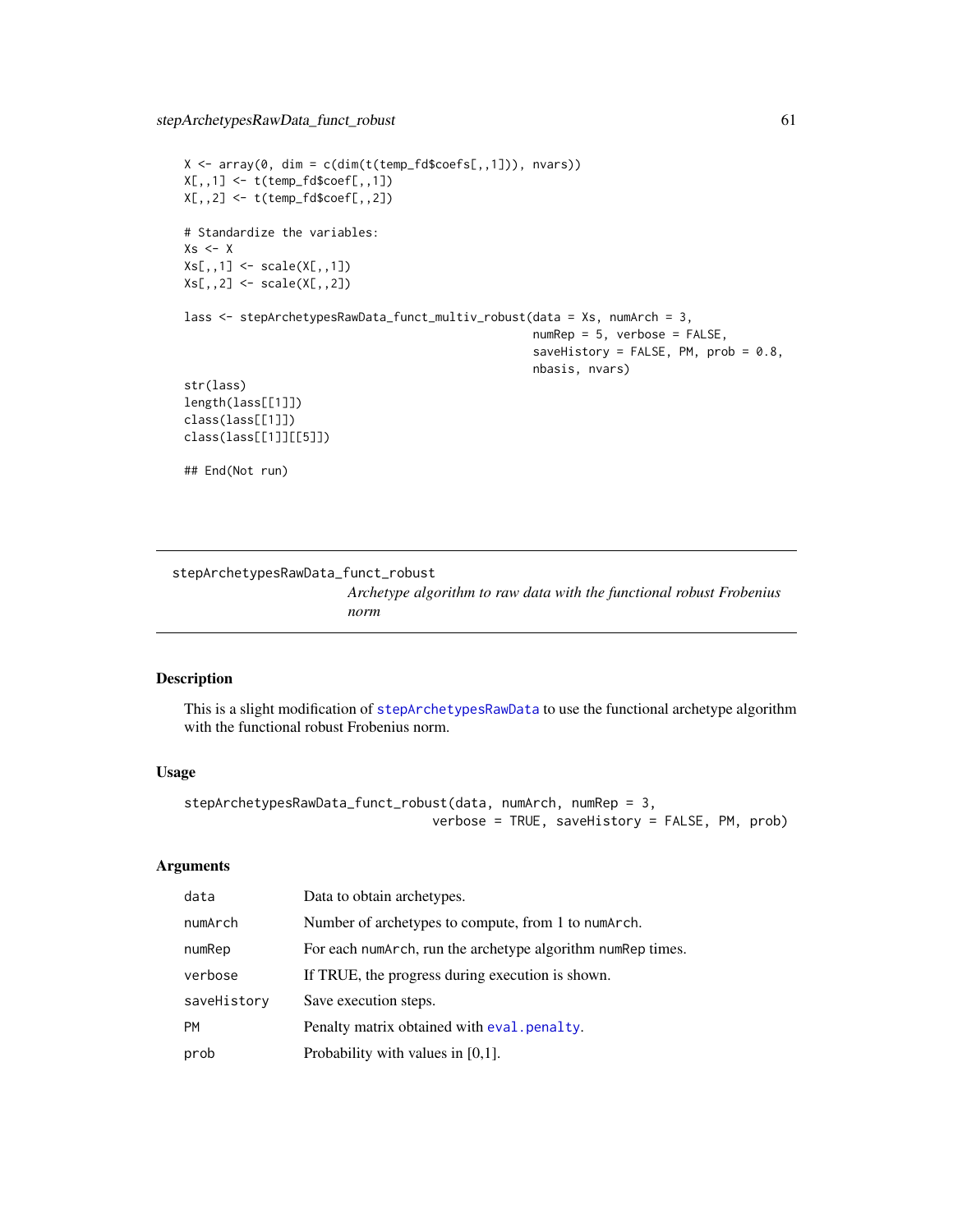```
X <- array(0, dim = c(dim(t(temp_fd$coefs[,,1])), nvars))
X[,,1] <- t(temp_fd$coef[,,1])
X[,,2] <- t(temp_fd$coef[,,2])

# Standardize the variables:
Xs <- X
Xs[,,1] <- scale(X[,,1])
Xs[,,2] <- scale(X[,,2])

lass <- stepArchetypesRawData_funct_multiv_robust(data = Xs, numArch = 3,
                                                  numRep = 5, verbose = FALSE,
                                                  saveHistory = FALSE, PM, prob = 0.8,
                                                  nbasis, nvars)
str(lass)
length(lass[[1]])
class(lass[[1]])
class(lass[[1]][[5]])

## End(Not run)
```

---

## stepArchetypesRawData_funct_robust

*Archetype algorithm to raw data with the functional robust Frobenius norm*

### Description

This is a slight modification of `stepArchetypesRawData` to use the functional archetype algorithm with the functional robust Frobenius norm.

### Usage

```
stepArchetypesRawData_funct_robust(data, numArch, numRep = 3,
                                   verbose = TRUE, saveHistory = FALSE, PM, prob)
```

### Arguments

| | |
|---|---|
| data | Data to obtain archetypes. |
| numArch | Number of archetypes to compute, from 1 to numArch. |
| numRep | For each numArch, run the archetype algorithm numRep times. |
| verbose | If TRUE, the progress during execution is shown. |
| saveHistory | Save execution steps. |
| PM | Penalty matrix obtained with `eval.penalty`. |
| prob | Probability with values in [0,1]. |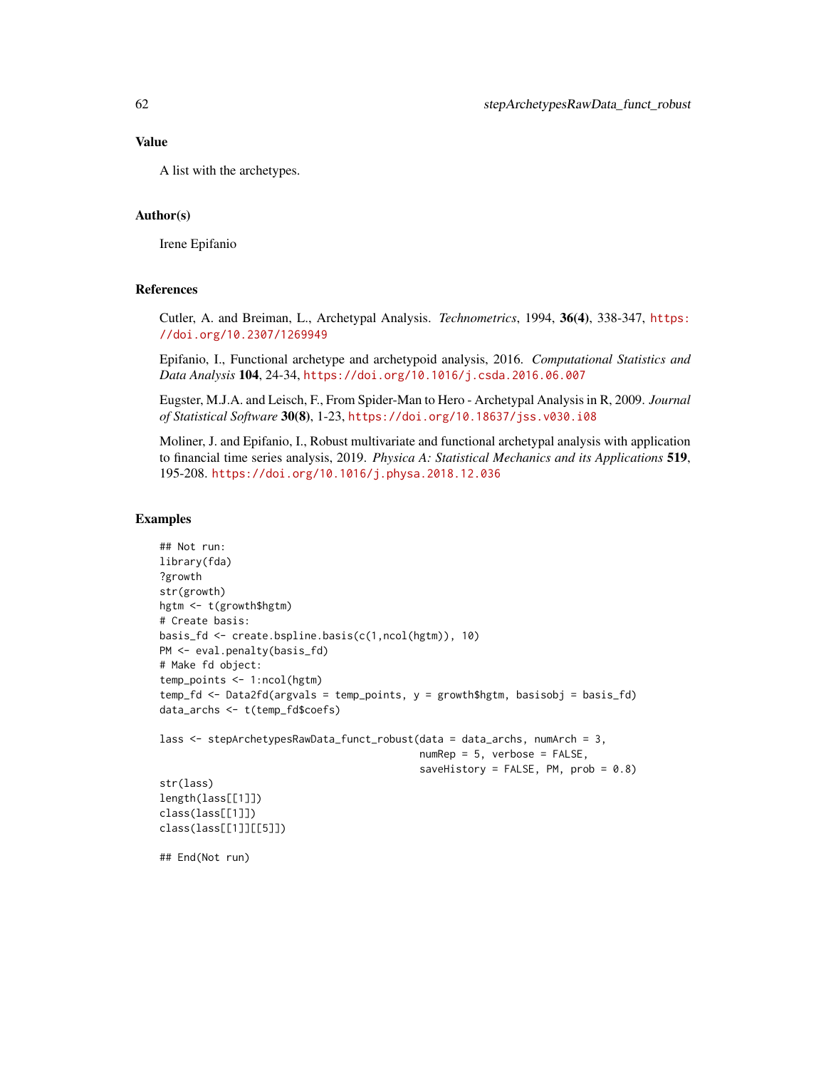## Value

A list with the archetypes.

## Author(s)

Irene Epifanio

## References

Cutler, A. and Breiman, L., Archetypal Analysis. *Technometrics*, 1994, **36(4)**, 338-347, https://doi.org/10.2307/1269949

Epifanio, I., Functional archetype and archetypoid analysis, 2016. *Computational Statistics and Data Analysis* **104**, 24-34, https://doi.org/10.1016/j.csda.2016.06.007

Eugster, M.J.A. and Leisch, F., From Spider-Man to Hero - Archetypal Analysis in R, 2009. *Journal of Statistical Software* **30(8)**, 1-23, https://doi.org/10.18637/jss.v030.i08

Moliner, J. and Epifanio, I., Robust multivariate and functional archetypal analysis with application to financial time series analysis, 2019. *Physica A: Statistical Mechanics and its Applications* **519**, 195-208. https://doi.org/10.1016/j.physa.2018.12.036

## Examples

```
## Not run:
library(fda)
?growth
str(growth)
hgtm <- t(growth$hgtm)
# Create basis:
basis_fd <- create.bspline.basis(c(1,ncol(hgtm)), 10)
PM <- eval.penalty(basis_fd)
# Make fd object:
temp_points <- 1:ncol(hgtm)
temp_fd <- Data2fd(argvals = temp_points, y = growth$hgtm, basisobj = basis_fd)
data_archs <- t(temp_fd$coefs)

lass <- stepArchetypesRawData_funct_robust(data = data_archs, numArch = 3,
                                           numRep = 5, verbose = FALSE,
                                           saveHistory = FALSE, PM, prob = 0.8)
str(lass)
length(lass[[1]])
class(lass[[1]])
class(lass[[1]][[5]])

## End(Not run)
```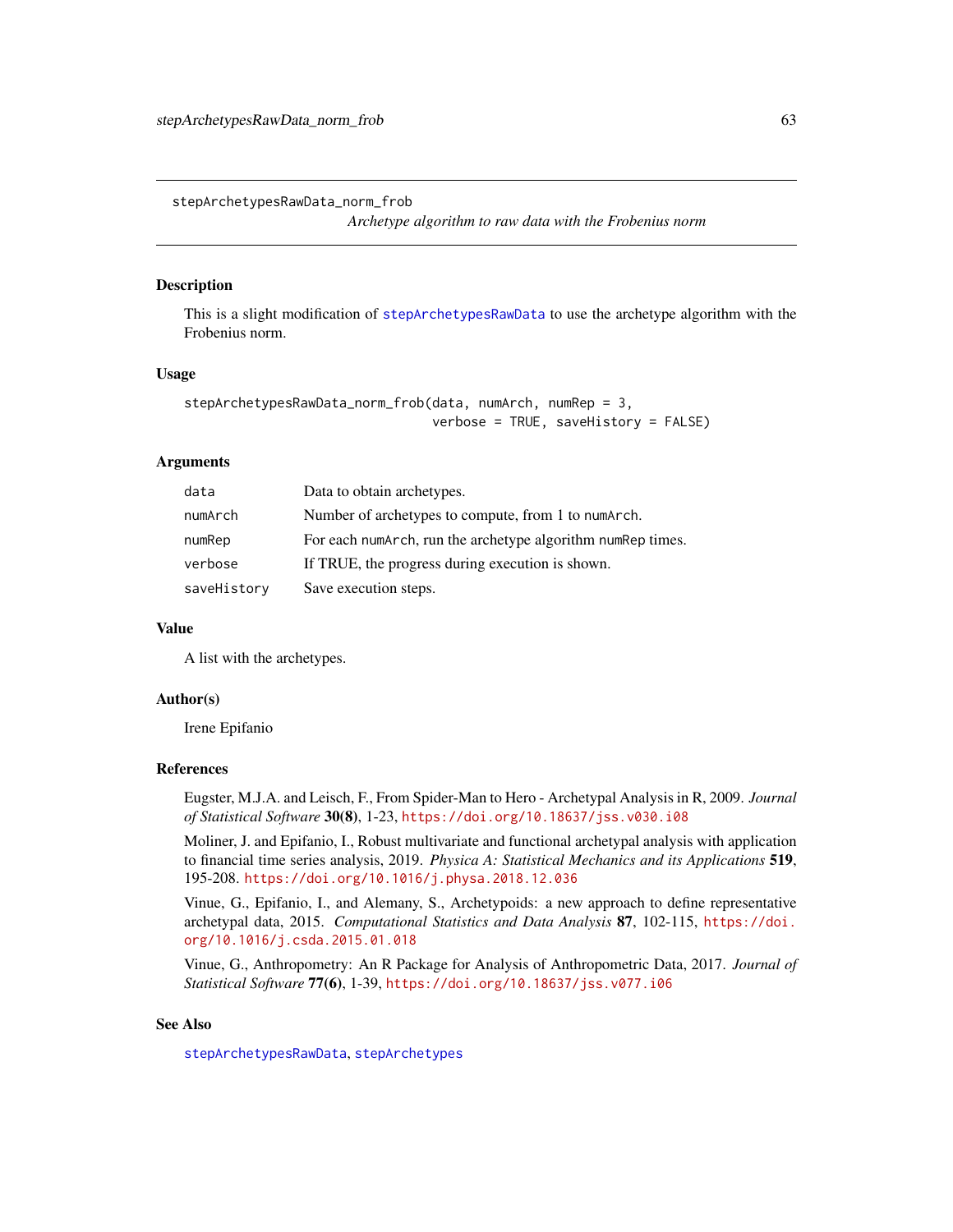stepArchetypesRawData_norm_frob

*Archetype algorithm to raw data with the Frobenius norm*

## Description

This is a slight modification of `stepArchetypesRawData` to use the archetype algorithm with the Frobenius norm.

## Usage

```
stepArchetypesRawData_norm_frob(data, numArch, numRep = 3,
                                verbose = TRUE, saveHistory = FALSE)
```

## Arguments

| | |
|---|---|
| `data` | Data to obtain archetypes. |
| `numArch` | Number of archetypes to compute, from 1 to `numArch`. |
| `numRep` | For each `numArch`, run the archetype algorithm `numRep` times. |
| `verbose` | If TRUE, the progress during execution is shown. |
| `saveHistory` | Save execution steps. |

## Value

A list with the archetypes.

## Author(s)

Irene Epifanio

## References

Eugster, M.J.A. and Leisch, F., From Spider-Man to Hero - Archetypal Analysis in R, 2009. *Journal of Statistical Software* **30(8)**, 1-23, https://doi.org/10.18637/jss.v030.i08

Moliner, J. and Epifanio, I., Robust multivariate and functional archetypal analysis with application to financial time series analysis, 2019. *Physica A: Statistical Mechanics and its Applications* **519**, 195-208. https://doi.org/10.1016/j.physa.2018.12.036

Vinue, G., Epifanio, I., and Alemany, S., Archetypoids: a new approach to define representative archetypal data, 2015. *Computational Statistics and Data Analysis* **87**, 102-115, https://doi.org/10.1016/j.csda.2015.01.018

Vinue, G., Anthropometry: An R Package for Analysis of Anthropometric Data, 2017. *Journal of Statistical Software* **77(6)**, 1-39, https://doi.org/10.18637/jss.v077.i06

## See Also

`stepArchetypesRawData`, `stepArchetypes`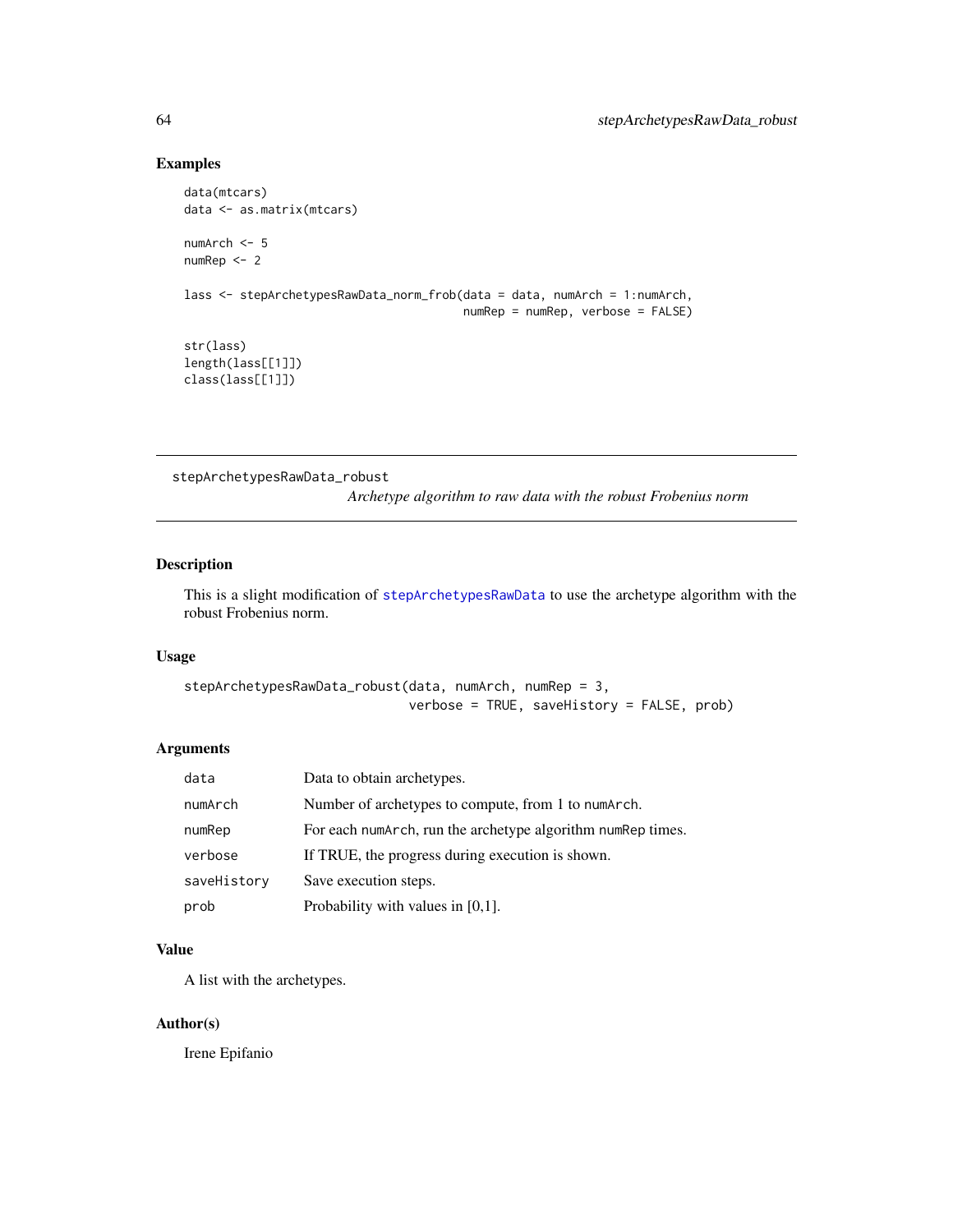## Examples

```
data(mtcars)
data <- as.matrix(mtcars)

numArch <- 5
numRep <- 2

lass <- stepArchetypesRawData_norm_frob(data = data, numArch = 1:numArch,
                                        numRep = numRep, verbose = FALSE)

str(lass)
length(lass[[1]])
class(lass[[1]])
```

---

stepArchetypesRawData_robust
*Archetype algorithm to raw data with the robust Frobenius norm*

---

## Description

This is a slight modification of stepArchetypesRawData to use the archetype algorithm with the robust Frobenius norm.

## Usage

```
stepArchetypesRawData_robust(data, numArch, numRep = 3,
                             verbose = TRUE, saveHistory = FALSE, prob)
```

## Arguments

| | |
|---|---|
| data | Data to obtain archetypes. |
| numArch | Number of archetypes to compute, from 1 to numArch. |
| numRep | For each numArch, run the archetype algorithm numRep times. |
| verbose | If TRUE, the progress during execution is shown. |
| saveHistory | Save execution steps. |
| prob | Probability with values in [0,1]. |

## Value

A list with the archetypes.

## Author(s)

Irene Epifanio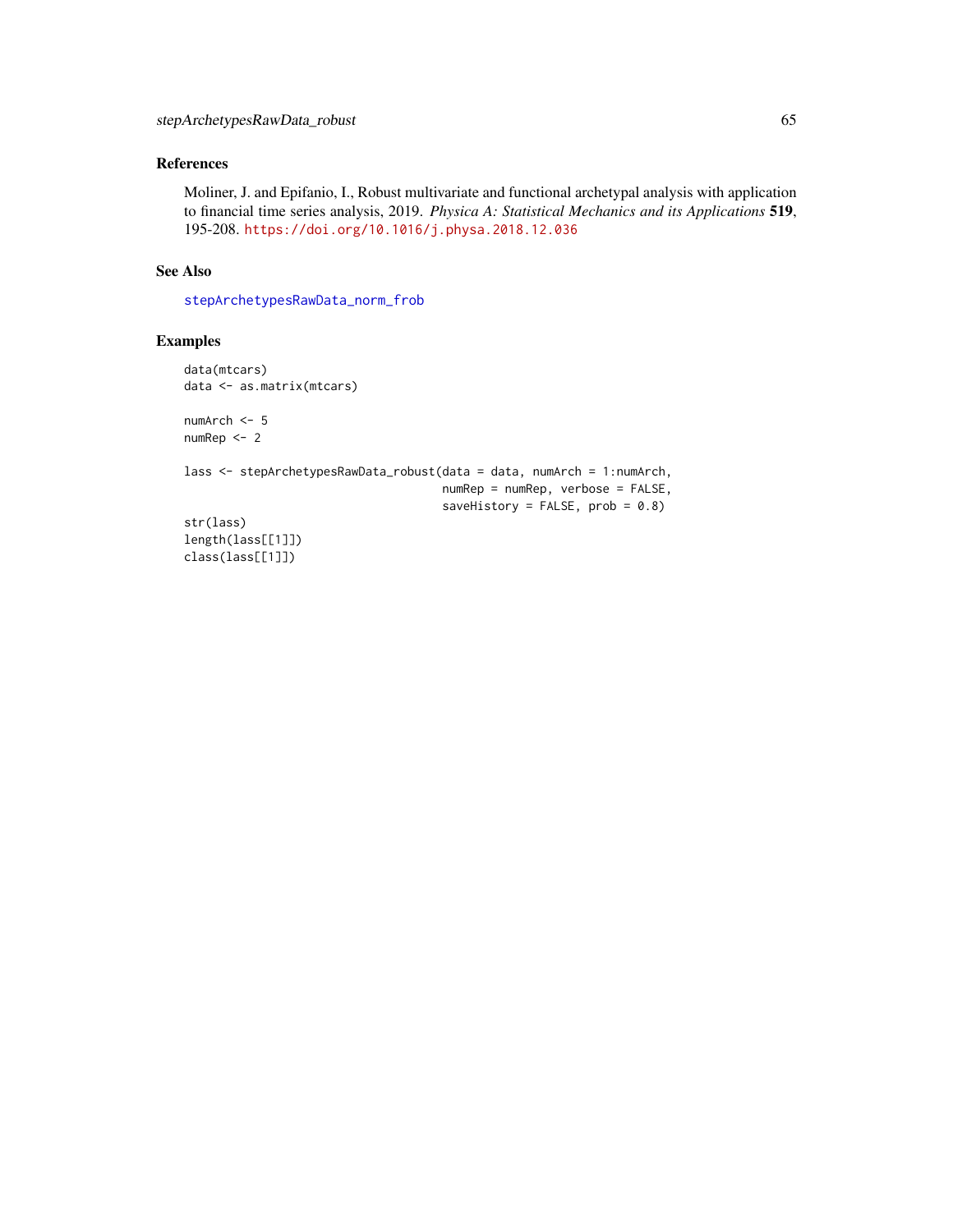## References

Moliner, J. and Epifanio, I., Robust multivariate and functional archetypal analysis with application to financial time series analysis, 2019. *Physica A: Statistical Mechanics and its Applications* **519**, 195-208. https://doi.org/10.1016/j.physa.2018.12.036

## See Also

stepArchetypesRawData_norm_frob

## Examples

```
data(mtcars)
data <- as.matrix(mtcars)

numArch <- 5
numRep <- 2

lass <- stepArchetypesRawData_robust(data = data, numArch = 1:numArch,
                                     numRep = numRep, verbose = FALSE,
                                     saveHistory = FALSE, prob = 0.8)
str(lass)
length(lass[[1]])
class(lass[[1]])
```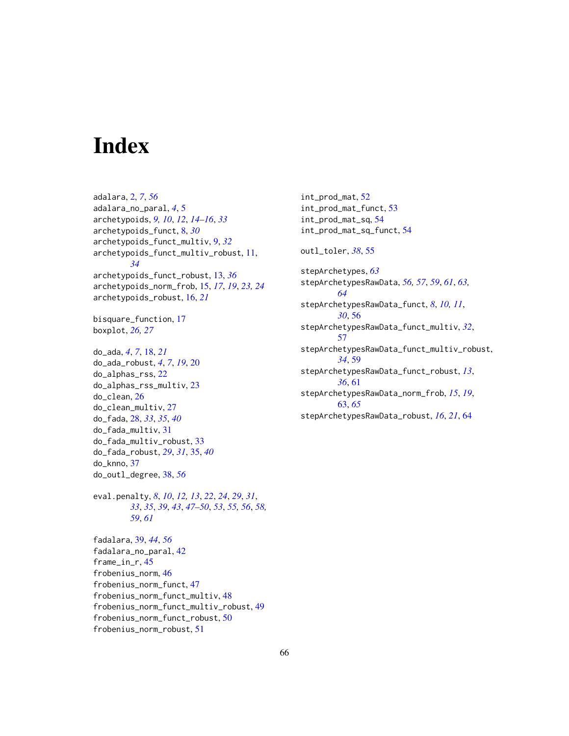# Index

adalara, 2, *7*, *56*
adalara_no_paral, *4*, 5
archetypoids, *9, 10*, *12*, *14–16*, *33*
archetypoids_funct, 8, *30*
archetypoids_funct_multiv, 9, *32*
archetypoids_funct_multiv_robust, 11, *34*
archetypoids_funct_robust, 13, *36*
archetypoids_norm_frob, 15, *17*, *19*, *23, 24*
archetypoids_robust, 16, *21*

bisquare_function, 17
boxplot, *26, 27*

do_ada, *4*, *7*, 18, *21*
do_ada_robust, *4*, *7*, *19*, 20
do_alphas_rss, 22
do_alphas_rss_multiv, 23
do_clean, 26
do_clean_multiv, 27
do_fada, 28, *33*, *35*, *40*
do_fada_multiv, 31
do_fada_multiv_robust, 33
do_fada_robust, *29*, *31*, 35, *40*
do_knno, 37
do_outl_degree, 38, *56*

eval.penalty, *8*, *10*, *12, 13*, *22*, *24*, *29*, *31*, *33*, *35*, *39*, *43*, *47–50*, *53*, *55, 56*, *58, 59*, *61*

fadalara, 39, *44*, *56*
fadalara_no_paral, 42
frame_in_r, 45
frobenius_norm, 46
frobenius_norm_funct, 47
frobenius_norm_funct_multiv, 48
frobenius_norm_funct_multiv_robust, 49
frobenius_norm_funct_robust, 50
frobenius_norm_robust, 51

int_prod_mat, 52
int_prod_mat_funct, 53
int_prod_mat_sq, 54
int_prod_mat_sq_funct, 54

outl_toler, *38*, 55

stepArchetypes, *63*
stepArchetypesRawData, *56, 57*, *59*, *61*, *63, 64*
stepArchetypesRawData_funct, *8*, *10, 11*, *30*, 56
stepArchetypesRawData_funct_multiv, *32*, 57
stepArchetypesRawData_funct_multiv_robust, *34*, 59
stepArchetypesRawData_funct_robust, *13*, *36*, 61
stepArchetypesRawData_norm_frob, *15*, *19*, 63, *65*
stepArchetypesRawData_robust, *16*, *21*, 64